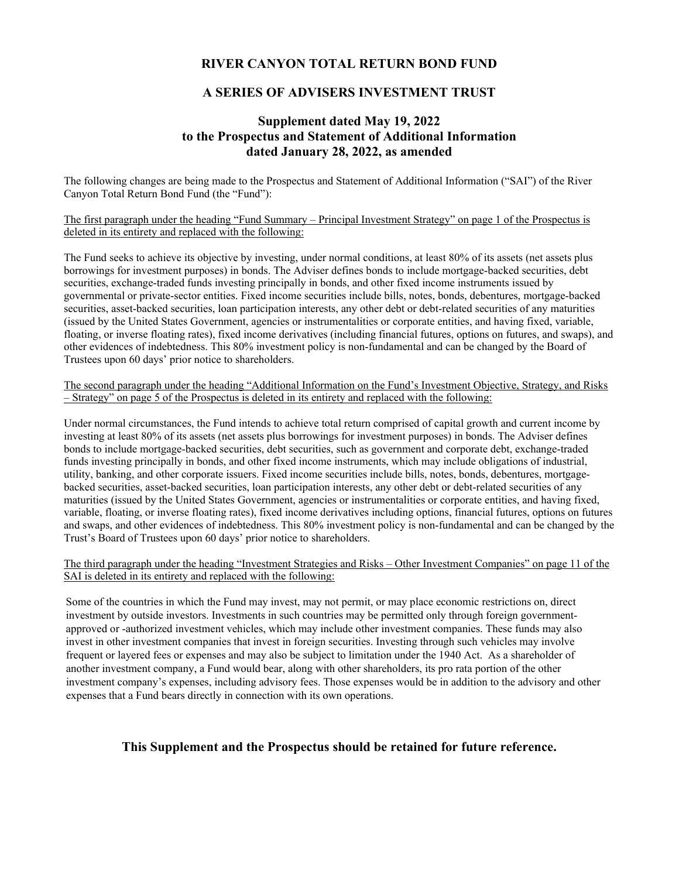# RIVER CANYON TOTAL RETURN BOND FUND

## A SERIES OF ADVISERS INVESTMENT TRUST

### Supplement dated May 19, 2022
### to the Prospectus and Statement of Additional Information
### dated January 28, 2022, as amended

The following changes are being made to the Prospectus and Statement of Additional Information ("SAI") of the River Canyon Total Return Bond Fund (the "Fund"):

<u>The first paragraph under the heading "Fund Summary – Principal Investment Strategy" on page 1 of the Prospectus is deleted in its entirety and replaced with the following:</u>

The Fund seeks to achieve its objective by investing, under normal conditions, at least 80% of its assets (net assets plus borrowings for investment purposes) in bonds. The Adviser defines bonds to include mortgage-backed securities, debt securities, exchange-traded funds investing principally in bonds, and other fixed income instruments issued by governmental or private-sector entities. Fixed income securities include bills, notes, bonds, debentures, mortgage-backed securities, asset-backed securities, loan participation interests, any other debt or debt-related securities of any maturities (issued by the United States Government, agencies or instrumentalities or corporate entities, and having fixed, variable, floating, or inverse floating rates), fixed income derivatives (including financial futures, options on futures, and swaps), and other evidences of indebtedness. This 80% investment policy is non-fundamental and can be changed by the Board of Trustees upon 60 days' prior notice to shareholders.

<u>The second paragraph under the heading "Additional Information on the Fund's Investment Objective, Strategy, and Risks – Strategy" on page 5 of the Prospectus is deleted in its entirety and replaced with the following:</u>

Under normal circumstances, the Fund intends to achieve total return comprised of capital growth and current income by investing at least 80% of its assets (net assets plus borrowings for investment purposes) in bonds. The Adviser defines bonds to include mortgage-backed securities, debt securities, such as government and corporate debt, exchange-traded funds investing principally in bonds, and other fixed income instruments, which may include obligations of industrial, utility, banking, and other corporate issuers. Fixed income securities include bills, notes, bonds, debentures, mortgage-backed securities, asset-backed securities, loan participation interests, any other debt or debt-related securities of any maturities (issued by the United States Government, agencies or instrumentalities or corporate entities, and having fixed, variable, floating, or inverse floating rates), fixed income derivatives including options, financial futures, options on futures and swaps, and other evidences of indebtedness. This 80% investment policy is non-fundamental and can be changed by the Trust's Board of Trustees upon 60 days' prior notice to shareholders.

<u>The third paragraph under the heading "Investment Strategies and Risks – Other Investment Companies" on page 11 of the SAI is deleted in its entirety and replaced with the following:</u>

Some of the countries in which the Fund may invest, may not permit, or may place economic restrictions on, direct investment by outside investors. Investments in such countries may be permitted only through foreign government-approved or -authorized investment vehicles, which may include other investment companies. These funds may also invest in other investment companies that invest in foreign securities. Investing through such vehicles may involve frequent or layered fees or expenses and may also be subject to limitation under the 1940 Act. As a shareholder of another investment company, a Fund would bear, along with other shareholders, its pro rata portion of the other investment company's expenses, including advisory fees. Those expenses would be in addition to the advisory and other expenses that a Fund bears directly in connection with its own operations.

**This Supplement and the Prospectus should be retained for future reference.**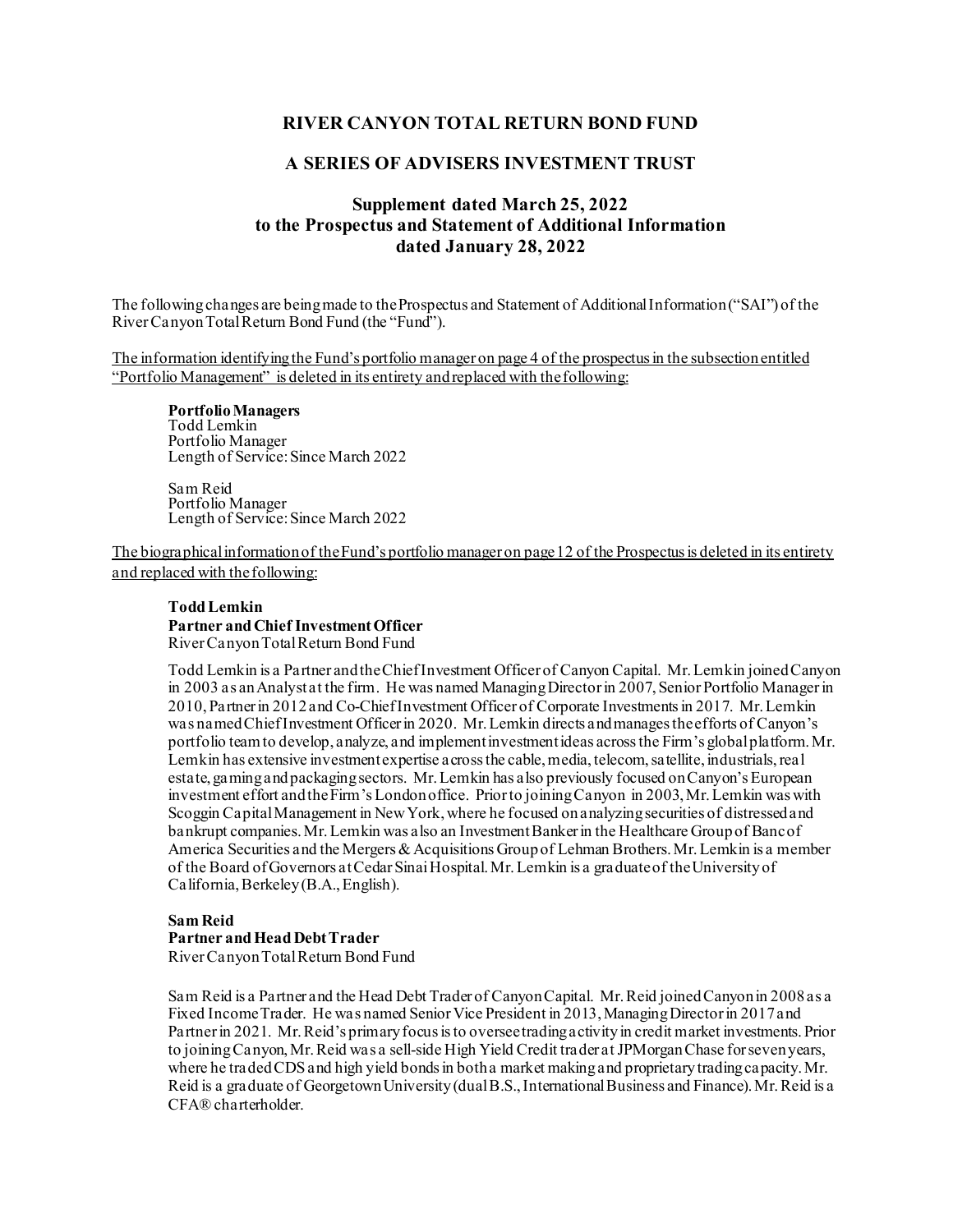# RIVER CANYON TOTAL RETURN BOND FUND

## A SERIES OF ADVISERS INVESTMENT TRUST

### Supplement dated March 25, 2022
### to the Prospectus and Statement of Additional Information
### dated January 28, 2022

The following changes are being made to the Prospectus and Statement of Additional Information ("SAI") of the River Canyon Total Return Bond Fund (the "Fund").

The information identifying the Fund's portfolio manager on page 4 of the prospectus in the subsection entitled "Portfolio Management" is deleted in its entirety and replaced with the following:

> **Portfolio Managers**
> Todd Lemkin
> Portfolio Manager
> Length of Service: Since March 2022
>
> Sam Reid
> Portfolio Manager
> Length of Service: Since March 2022

The biographical information of the Fund's portfolio manager on page 12 of the Prospectus is deleted in its entirety and replaced with the following:

> **Todd Lemkin**
> **Partner and Chief Investment Officer**
> River Canyon Total Return Bond Fund
>
> Todd Lemkin is a Partner and the Chief Investment Officer of Canyon Capital. Mr. Lemkin joined Canyon in 2003 as an Analyst at the firm. He was named Managing Director in 2007, Senior Portfolio Manager in 2010, Partner in 2012 and Co-Chief Investment Officer of Corporate Investments in 2017. Mr. Lemkin was named Chief Investment Officer in 2020. Mr. Lemkin directs and manages the efforts of Canyon's portfolio team to develop, analyze, and implement investment ideas across the Firm's global platform. Mr. Lemkin has extensive investment expertise across the cable, media, telecom, satellite, industrials, real estate, gaming and packaging sectors. Mr. Lemkin has also previously focused on Canyon's European investment effort and the Firm's London office. Prior to joining Canyon in 2003, Mr. Lemkin was with Scoggin Capital Management in New York, where he focused on analyzing securities of distressed and bankrupt companies. Mr. Lemkin was also an Investment Banker in the Healthcare Group of Banc of America Securities and the Mergers & Acquisitions Group of Lehman Brothers. Mr. Lemkin is a member of the Board of Governors at Cedar Sinai Hospital. Mr. Lemkin is a graduate of the University of California, Berkeley (B.A., English).
>
> **Sam Reid**
> **Partner and Head Debt Trader**
> River Canyon Total Return Bond Fund
>
> Sam Reid is a Partner and the Head Debt Trader of Canyon Capital. Mr. Reid joined Canyon in 2008 as a Fixed Income Trader. He was named Senior Vice President in 2013, Managing Director in 2017 and Partner in 2021. Mr. Reid's primary focus is to oversee trading activity in credit market investments. Prior to joining Canyon, Mr. Reid was a sell-side High Yield Credit trader at JPMorgan Chase for seven years, where he traded CDS and high yield bonds in both a market making and proprietary trading capacity. Mr. Reid is a graduate of Georgetown University (dual B.S., International Business and Finance). Mr. Reid is a CFA® charterholder.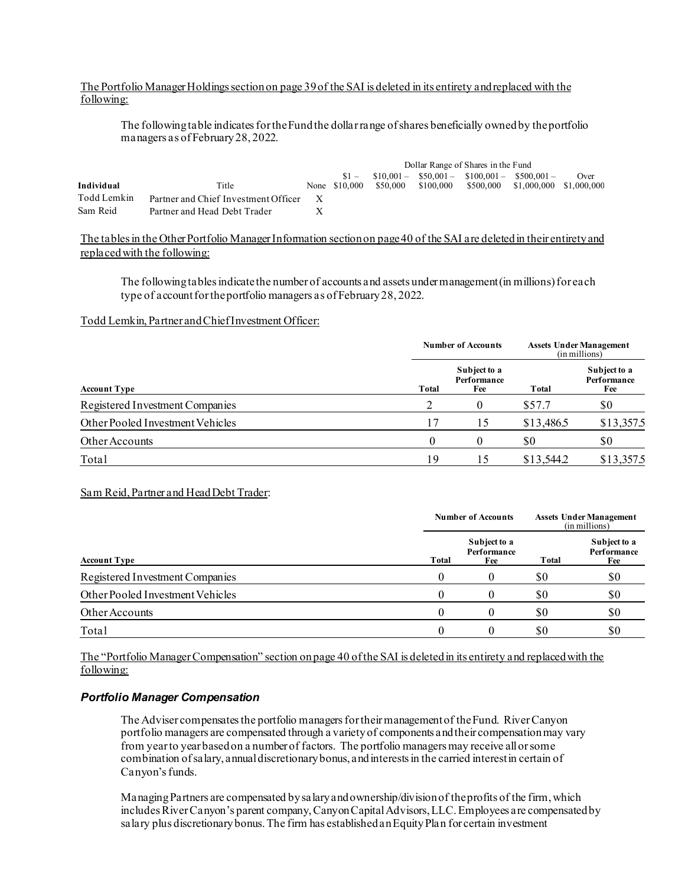The Portfolio Manager Holdings section on page 39 of the SAI is deleted in its entirety and replaced with the following:

The following table indicates for the Fund the dollar range of shares beneficially owned by the portfolio managers as of February 28, 2022.

| Individual | Title | Dollar Range of Shares in the Fund | | | | | | |
|---|---|---|---|---|---|---|---|---|
| | | None | $1 – $10,000 | $10,001 – $50,000 | $50,001 – $100,000 | $100,001 – $500,000 | $500,001 – $1,000,000 | Over $1,000,000 |
| Todd Lemkin | Partner and Chief Investment Officer | X | | | | | | |
| Sam Reid | Partner and Head Debt Trader | X | | | | | | |

The tables in the Other Portfolio Manager Information section on page 40 of the SAI are deleted in their entirety and replaced with the following:

The following tables indicate the number of accounts and assets under management (in millions) for each type of account for the portfolio managers as of February 28, 2022.

Todd Lemkin, Partner and Chief Investment Officer:

| Account Type | Number of Accounts | | Assets Under Management (in millions) | |
|---|---|---|---|---|
| | Total | Subject to a Performance Fee | Total | Subject to a Performance Fee |
| Registered Investment Companies | 2 | 0 | $57.7 | $0 |
| Other Pooled Investment Vehicles | 17 | 15 | $13,486.5 | $13,357.5 |
| Other Accounts | 0 | 0 | $0 | $0 |
| Total | 19 | 15 | $13,544.2 | $13,357.5 |

Sam Reid, Partner and Head Debt Trader:

| Account Type | Number of Accounts | | Assets Under Management (in millions) | |
|---|---|---|---|---|
| | Total | Subject to a Performance Fee | Total | Subject to a Performance Fee |
| Registered Investment Companies | 0 | 0 | $0 | $0 |
| Other Pooled Investment Vehicles | 0 | 0 | $0 | $0 |
| Other Accounts | 0 | 0 | $0 | $0 |
| Total | 0 | 0 | $0 | $0 |

The "Portfolio Manager Compensation" section on page 40 of the SAI is deleted in its entirety and replaced with the following:

### *Portfolio Manager Compensation*

The Adviser compensates the portfolio managers for their management of the Fund. River Canyon portfolio managers are compensated through a variety of components and their compensation may vary from year to year based on a number of factors. The portfolio managers may receive all or some combination of salary, annual discretionary bonus, and interests in the carried interest in certain of Canyon's funds.

Managing Partners are compensated by salary and ownership/division of the profits of the firm, which includes River Canyon's parent company, Canyon Capital Advisors, LLC. Employees are compensated by salary plus discretionary bonus. The firm has established an Equity Plan for certain investment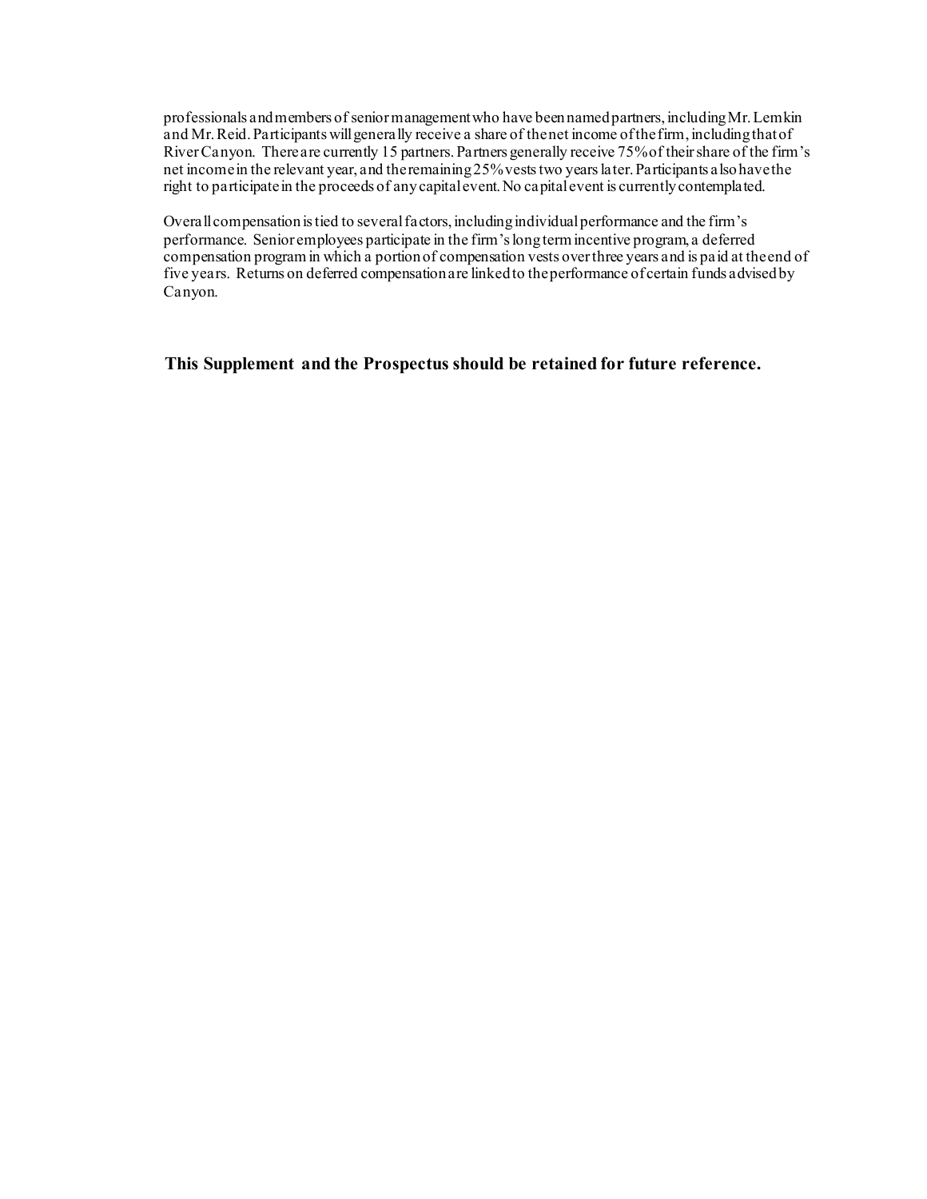professionals and members of senior management who have been named partners, including Mr. Lemkin and Mr. Reid. Participants will generally receive a share of the net income of the firm, including that of River Canyon. There are currently 15 partners. Partners generally receive 75% of their share of the firm's net income in the relevant year, and the remaining 25% vests two years later. Participants also have the right to participate in the proceeds of any capital event. No capital event is currently contemplated.

Overall compensation is tied to several factors, including individual performance and the firm's performance. Senior employees participate in the firm's long term incentive program, a deferred compensation program in which a portion of compensation vests over three years and is paid at the end of five years. Returns on deferred compensation are linked to the performance of certain funds advised by Canyon.

**This Supplement and the Prospectus should be retained for future reference.**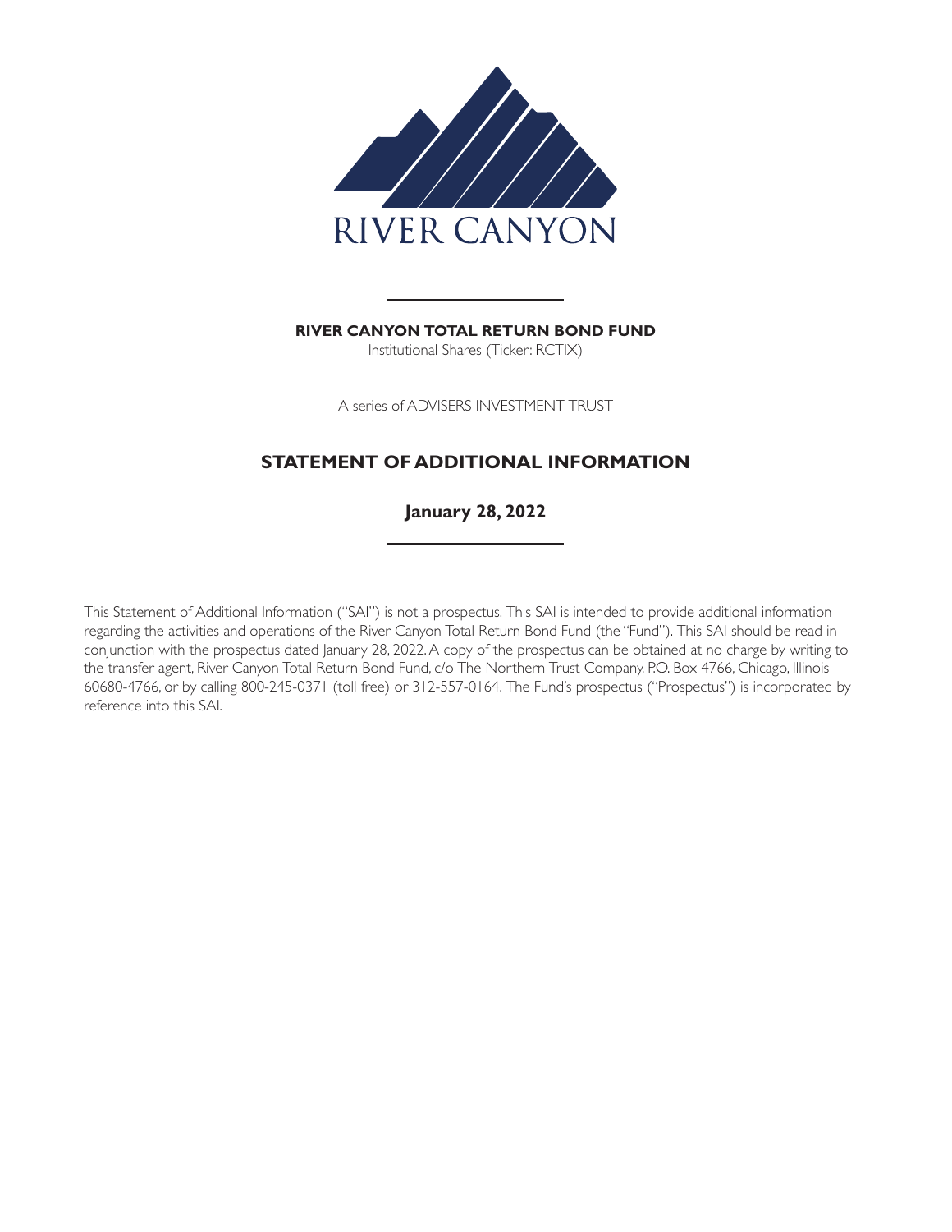RIVER CANYON

**RIVER CANYON TOTAL RETURN BOND FUND**

Institutional Shares (Ticker: RCTIX)

A series of ADVISERS INVESTMENT TRUST

# STATEMENT OF ADDITIONAL INFORMATION

## January 28, 2022

This Statement of Additional Information ("SAI") is not a prospectus. This SAI is intended to provide additional information regarding the activities and operations of the River Canyon Total Return Bond Fund (the "Fund"). This SAI should be read in conjunction with the prospectus dated January 28, 2022. A copy of the prospectus can be obtained at no charge by writing to the transfer agent, River Canyon Total Return Bond Fund, c/o The Northern Trust Company, P.O. Box 4766, Chicago, Illinois 60680-4766, or by calling 800-245-0371 (toll free) or 312-557-0164. The Fund's prospectus ("Prospectus") is incorporated by reference into this SAI.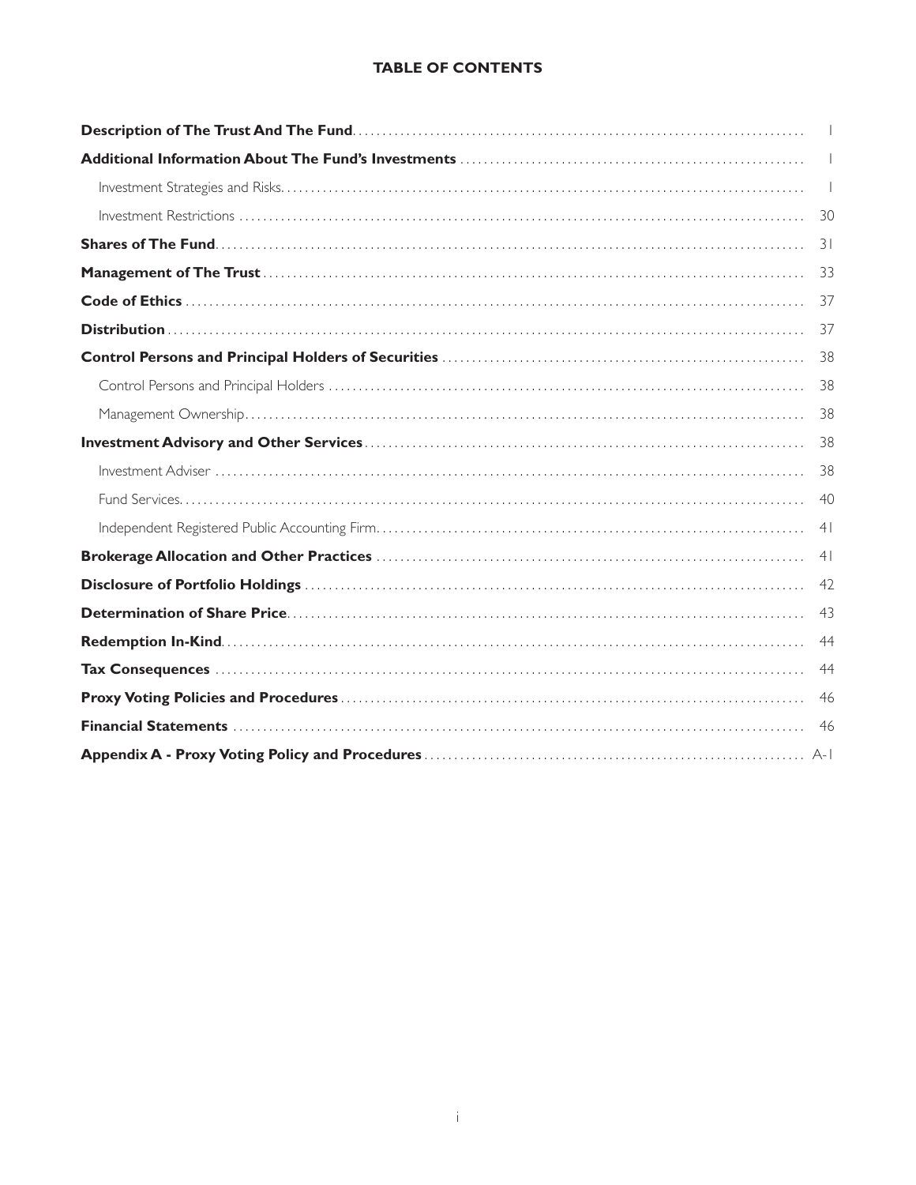## TABLE OF CONTENTS

| | |
|---|---|
| **Description of The Trust And The Fund** | 1 |
| **Additional Information About The Fund's Investments** | 1 |
| Investment Strategies and Risks | 1 |
| Investment Restrictions | 30 |
| **Shares of The Fund** | 31 |
| **Management of The Trust** | 33 |
| **Code of Ethics** | 37 |
| **Distribution** | 37 |
| **Control Persons and Principal Holders of Securities** | 38 |
| Control Persons and Principal Holders | 38 |
| Management Ownership | 38 |
| **Investment Advisory and Other Services** | 38 |
| Investment Adviser | 38 |
| Fund Services | 40 |
| Independent Registered Public Accounting Firm | 41 |
| **Brokerage Allocation and Other Practices** | 41 |
| **Disclosure of Portfolio Holdings** | 42 |
| **Determination of Share Price** | 43 |
| **Redemption In-Kind** | 44 |
| **Tax Consequences** | 44 |
| **Proxy Voting Policies and Procedures** | 46 |
| **Financial Statements** | 46 |
| **Appendix A - Proxy Voting Policy and Procedures** | A-1 |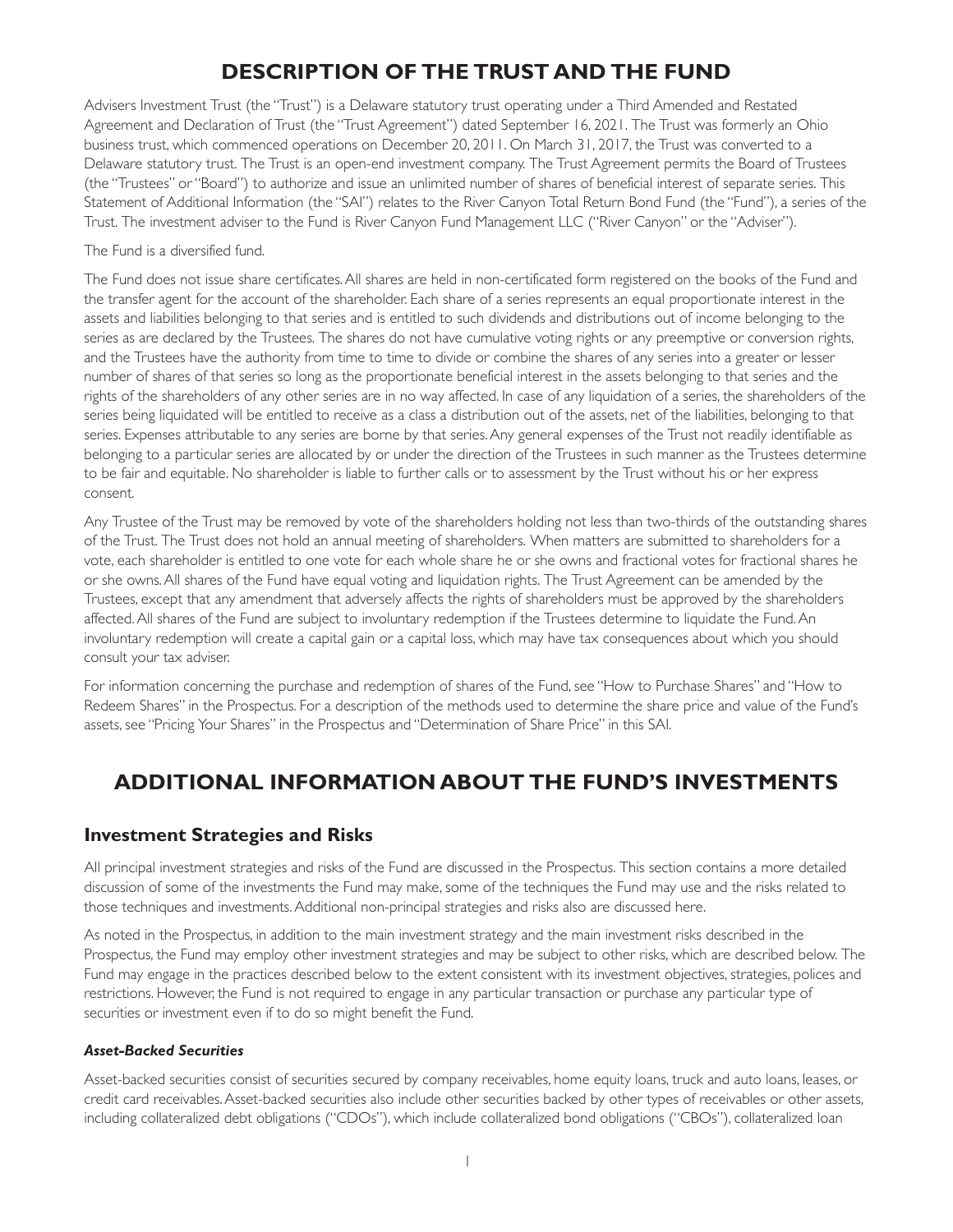# DESCRIPTION OF THE TRUST AND THE FUND

Advisers Investment Trust (the "Trust") is a Delaware statutory trust operating under a Third Amended and Restated Agreement and Declaration of Trust (the "Trust Agreement") dated September 16, 2021. The Trust was formerly an Ohio business trust, which commenced operations on December 20, 2011. On March 31, 2017, the Trust was converted to a Delaware statutory trust. The Trust is an open-end investment company. The Trust Agreement permits the Board of Trustees (the "Trustees" or "Board") to authorize and issue an unlimited number of shares of beneficial interest of separate series. This Statement of Additional Information (the "SAI") relates to the River Canyon Total Return Bond Fund (the "Fund"), a series of the Trust. The investment adviser to the Fund is River Canyon Fund Management LLC ("River Canyon" or the "Adviser").

The Fund is a diversified fund.

The Fund does not issue share certificates. All shares are held in non-certificated form registered on the books of the Fund and the transfer agent for the account of the shareholder. Each share of a series represents an equal proportionate interest in the assets and liabilities belonging to that series and is entitled to such dividends and distributions out of income belonging to the series as are declared by the Trustees. The shares do not have cumulative voting rights or any preemptive or conversion rights, and the Trustees have the authority from time to time to divide or combine the shares of any series into a greater or lesser number of shares of that series so long as the proportionate beneficial interest in the assets belonging to that series and the rights of the shareholders of any other series are in no way affected. In case of any liquidation of a series, the shareholders of the series being liquidated will be entitled to receive as a class a distribution out of the assets, net of the liabilities, belonging to that series. Expenses attributable to any series are borne by that series. Any general expenses of the Trust not readily identifiable as belonging to a particular series are allocated by or under the direction of the Trustees in such manner as the Trustees determine to be fair and equitable. No shareholder is liable to further calls or to assessment by the Trust without his or her express consent.

Any Trustee of the Trust may be removed by vote of the shareholders holding not less than two-thirds of the outstanding shares of the Trust. The Trust does not hold an annual meeting of shareholders. When matters are submitted to shareholders for a vote, each shareholder is entitled to one vote for each whole share he or she owns and fractional votes for fractional shares he or she owns. All shares of the Fund have equal voting and liquidation rights. The Trust Agreement can be amended by the Trustees, except that any amendment that adversely affects the rights of shareholders must be approved by the shareholders affected. All shares of the Fund are subject to involuntary redemption if the Trustees determine to liquidate the Fund. An involuntary redemption will create a capital gain or a capital loss, which may have tax consequences about which you should consult your tax adviser.

For information concerning the purchase and redemption of shares of the Fund, see "How to Purchase Shares" and "How to Redeem Shares" in the Prospectus. For a description of the methods used to determine the share price and value of the Fund's assets, see "Pricing Your Shares" in the Prospectus and "Determination of Share Price" in this SAI.

# ADDITIONAL INFORMATION ABOUT THE FUND'S INVESTMENTS

## Investment Strategies and Risks

All principal investment strategies and risks of the Fund are discussed in the Prospectus. This section contains a more detailed discussion of some of the investments the Fund may make, some of the techniques the Fund may use and the risks related to those techniques and investments. Additional non-principal strategies and risks also are discussed here.

As noted in the Prospectus, in addition to the main investment strategy and the main investment risks described in the Prospectus, the Fund may employ other investment strategies and may be subject to other risks, which are described below. The Fund may engage in the practices described below to the extent consistent with its investment objectives, strategies, polices and restrictions. However, the Fund is not required to engage in any particular transaction or purchase any particular type of securities or investment even if to do so might benefit the Fund.

### *Asset-Backed Securities*

Asset-backed securities consist of securities secured by company receivables, home equity loans, truck and auto loans, leases, or credit card receivables. Asset-backed securities also include other securities backed by other types of receivables or other assets, including collateralized debt obligations ("CDOs"), which include collateralized bond obligations ("CBOs"), collateralized loan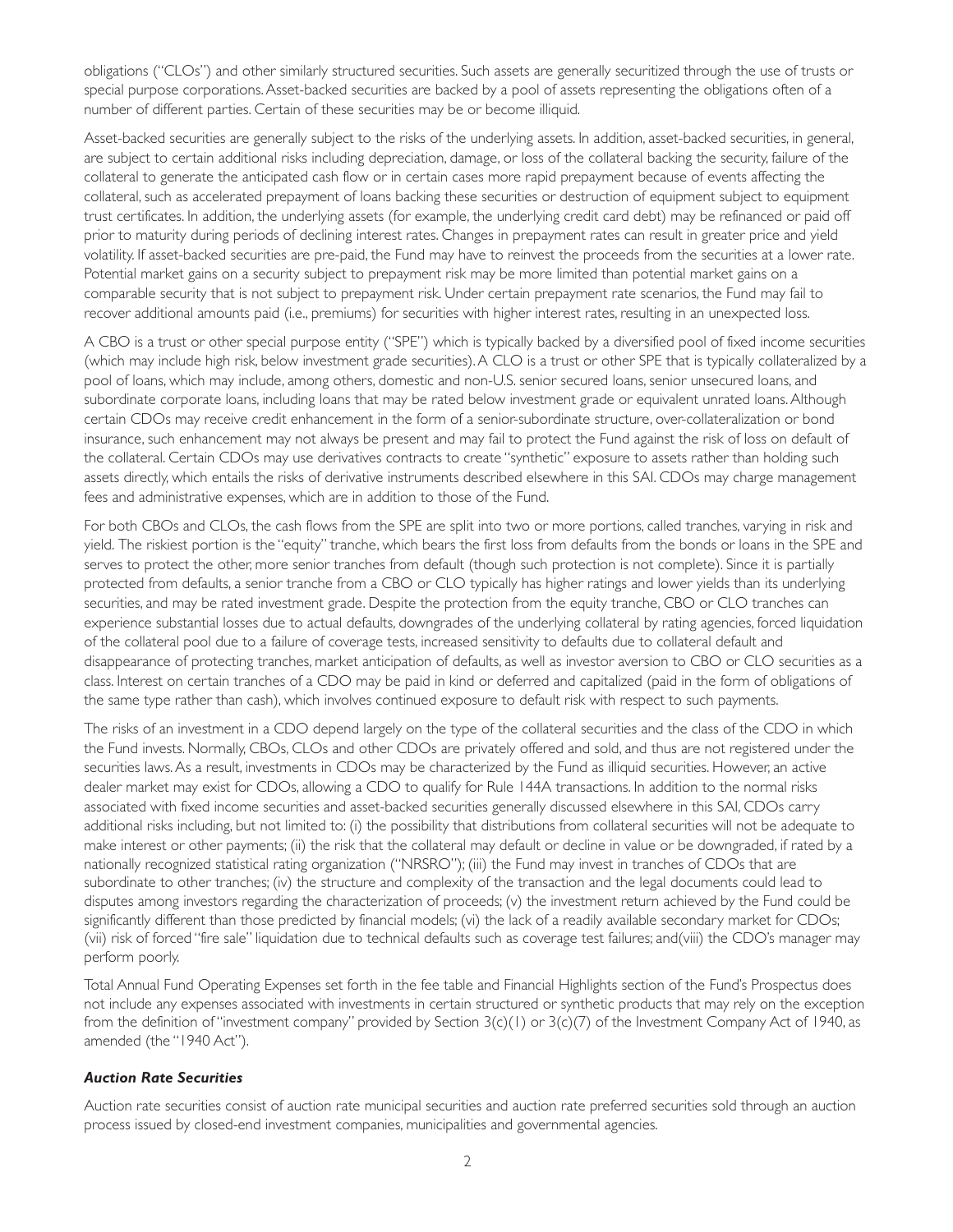obligations ("CLOs") and other similarly structured securities. Such assets are generally securitized through the use of trusts or special purpose corporations. Asset-backed securities are backed by a pool of assets representing the obligations often of a number of different parties. Certain of these securities may be or become illiquid.

Asset-backed securities are generally subject to the risks of the underlying assets. In addition, asset-backed securities, in general, are subject to certain additional risks including depreciation, damage, or loss of the collateral backing the security, failure of the collateral to generate the anticipated cash flow or in certain cases more rapid prepayment because of events affecting the collateral, such as accelerated prepayment of loans backing these securities or destruction of equipment subject to equipment trust certificates. In addition, the underlying assets (for example, the underlying credit card debt) may be refinanced or paid off prior to maturity during periods of declining interest rates. Changes in prepayment rates can result in greater price and yield volatility. If asset-backed securities are pre-paid, the Fund may have to reinvest the proceeds from the securities at a lower rate. Potential market gains on a security subject to prepayment risk may be more limited than potential market gains on a comparable security that is not subject to prepayment risk. Under certain prepayment rate scenarios, the Fund may fail to recover additional amounts paid (i.e., premiums) for securities with higher interest rates, resulting in an unexpected loss.

A CBO is a trust or other special purpose entity ("SPE") which is typically backed by a diversified pool of fixed income securities (which may include high risk, below investment grade securities). A CLO is a trust or other SPE that is typically collateralized by a pool of loans, which may include, among others, domestic and non-U.S. senior secured loans, senior unsecured loans, and subordinate corporate loans, including loans that may be rated below investment grade or equivalent unrated loans. Although certain CDOs may receive credit enhancement in the form of a senior-subordinate structure, over-collateralization or bond insurance, such enhancement may not always be present and may fail to protect the Fund against the risk of loss on default of the collateral. Certain CDOs may use derivatives contracts to create "synthetic" exposure to assets rather than holding such assets directly, which entails the risks of derivative instruments described elsewhere in this SAI. CDOs may charge management fees and administrative expenses, which are in addition to those of the Fund.

For both CBOs and CLOs, the cash flows from the SPE are split into two or more portions, called tranches, varying in risk and yield. The riskiest portion is the "equity" tranche, which bears the first loss from defaults from the bonds or loans in the SPE and serves to protect the other, more senior tranches from default (though such protection is not complete). Since it is partially protected from defaults, a senior tranche from a CBO or CLO typically has higher ratings and lower yields than its underlying securities, and may be rated investment grade. Despite the protection from the equity tranche, CBO or CLO tranches can experience substantial losses due to actual defaults, downgrades of the underlying collateral by rating agencies, forced liquidation of the collateral pool due to a failure of coverage tests, increased sensitivity to defaults due to collateral default and disappearance of protecting tranches, market anticipation of defaults, as well as investor aversion to CBO or CLO securities as a class. Interest on certain tranches of a CDO may be paid in kind or deferred and capitalized (paid in the form of obligations of the same type rather than cash), which involves continued exposure to default risk with respect to such payments.

The risks of an investment in a CDO depend largely on the type of the collateral securities and the class of the CDO in which the Fund invests. Normally, CBOs, CLOs and other CDOs are privately offered and sold, and thus are not registered under the securities laws. As a result, investments in CDOs may be characterized by the Fund as illiquid securities. However, an active dealer market may exist for CDOs, allowing a CDO to qualify for Rule 144A transactions. In addition to the normal risks associated with fixed income securities and asset-backed securities generally discussed elsewhere in this SAI, CDOs carry additional risks including, but not limited to: (i) the possibility that distributions from collateral securities will not be adequate to make interest or other payments; (ii) the risk that the collateral may default or decline in value or be downgraded, if rated by a nationally recognized statistical rating organization ("NRSRO"); (iii) the Fund may invest in tranches of CDOs that are subordinate to other tranches; (iv) the structure and complexity of the transaction and the legal documents could lead to disputes among investors regarding the characterization of proceeds; (v) the investment return achieved by the Fund could be significantly different than those predicted by financial models; (vi) the lack of a readily available secondary market for CDOs; (vii) risk of forced "fire sale" liquidation due to technical defaults such as coverage test failures; and(viii) the CDO's manager may perform poorly.

Total Annual Fund Operating Expenses set forth in the fee table and Financial Highlights section of the Fund's Prospectus does not include any expenses associated with investments in certain structured or synthetic products that may rely on the exception from the definition of "investment company" provided by Section 3(c)(1) or 3(c)(7) of the Investment Company Act of 1940, as amended (the "1940 Act").

### *Auction Rate Securities*

Auction rate securities consist of auction rate municipal securities and auction rate preferred securities sold through an auction process issued by closed-end investment companies, municipalities and governmental agencies.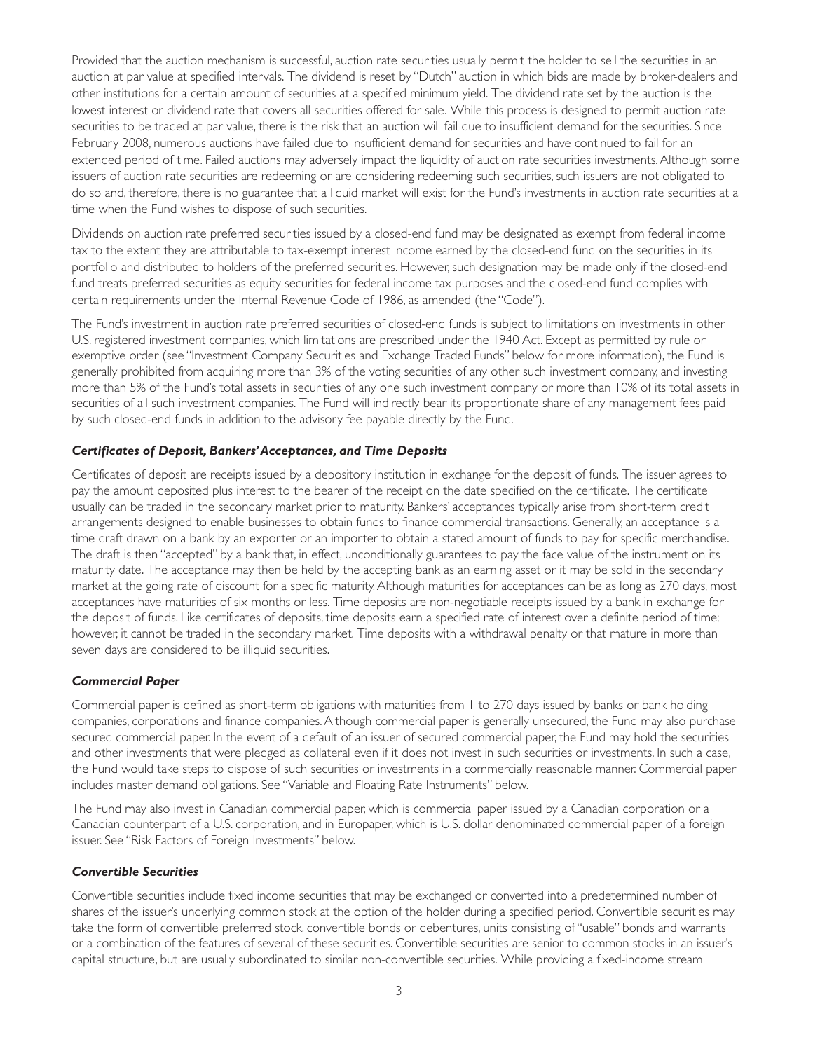Provided that the auction mechanism is successful, auction rate securities usually permit the holder to sell the securities in an auction at par value at specified intervals. The dividend is reset by "Dutch" auction in which bids are made by broker-dealers and other institutions for a certain amount of securities at a specified minimum yield. The dividend rate set by the auction is the lowest interest or dividend rate that covers all securities offered for sale. While this process is designed to permit auction rate securities to be traded at par value, there is the risk that an auction will fail due to insufficient demand for the securities. Since February 2008, numerous auctions have failed due to insufficient demand for securities and have continued to fail for an extended period of time. Failed auctions may adversely impact the liquidity of auction rate securities investments. Although some issuers of auction rate securities are redeeming or are considering redeeming such securities, such issuers are not obligated to do so and, therefore, there is no guarantee that a liquid market will exist for the Fund's investments in auction rate securities at a time when the Fund wishes to dispose of such securities.

Dividends on auction rate preferred securities issued by a closed-end fund may be designated as exempt from federal income tax to the extent they are attributable to tax-exempt interest income earned by the closed-end fund on the securities in its portfolio and distributed to holders of the preferred securities. However, such designation may be made only if the closed-end fund treats preferred securities as equity securities for federal income tax purposes and the closed-end fund complies with certain requirements under the Internal Revenue Code of 1986, as amended (the "Code").

The Fund's investment in auction rate preferred securities of closed-end funds is subject to limitations on investments in other U.S. registered investment companies, which limitations are prescribed under the 1940 Act. Except as permitted by rule or exemptive order (see "Investment Company Securities and Exchange Traded Funds" below for more information), the Fund is generally prohibited from acquiring more than 3% of the voting securities of any other such investment company, and investing more than 5% of the Fund's total assets in securities of any one such investment company or more than 10% of its total assets in securities of all such investment companies. The Fund will indirectly bear its proportionate share of any management fees paid by such closed-end funds in addition to the advisory fee payable directly by the Fund.

### *Certificates of Deposit, Bankers' Acceptances, and Time Deposits*

Certificates of deposit are receipts issued by a depository institution in exchange for the deposit of funds. The issuer agrees to pay the amount deposited plus interest to the bearer of the receipt on the date specified on the certificate. The certificate usually can be traded in the secondary market prior to maturity. Bankers' acceptances typically arise from short-term credit arrangements designed to enable businesses to obtain funds to finance commercial transactions. Generally, an acceptance is a time draft drawn on a bank by an exporter or an importer to obtain a stated amount of funds to pay for specific merchandise. The draft is then "accepted" by a bank that, in effect, unconditionally guarantees to pay the face value of the instrument on its maturity date. The acceptance may then be held by the accepting bank as an earning asset or it may be sold in the secondary market at the going rate of discount for a specific maturity. Although maturities for acceptances can be as long as 270 days, most acceptances have maturities of six months or less. Time deposits are non-negotiable receipts issued by a bank in exchange for the deposit of funds. Like certificates of deposits, time deposits earn a specified rate of interest over a definite period of time; however, it cannot be traded in the secondary market. Time deposits with a withdrawal penalty or that mature in more than seven days are considered to be illiquid securities.

### *Commercial Paper*

Commercial paper is defined as short-term obligations with maturities from 1 to 270 days issued by banks or bank holding companies, corporations and finance companies. Although commercial paper is generally unsecured, the Fund may also purchase secured commercial paper. In the event of a default of an issuer of secured commercial paper, the Fund may hold the securities and other investments that were pledged as collateral even if it does not invest in such securities or investments. In such a case, the Fund would take steps to dispose of such securities or investments in a commercially reasonable manner. Commercial paper includes master demand obligations. See "Variable and Floating Rate Instruments" below.

The Fund may also invest in Canadian commercial paper, which is commercial paper issued by a Canadian corporation or a Canadian counterpart of a U.S. corporation, and in Europaper, which is U.S. dollar denominated commercial paper of a foreign issuer. See "Risk Factors of Foreign Investments" below.

### *Convertible Securities*

Convertible securities include fixed income securities that may be exchanged or converted into a predetermined number of shares of the issuer's underlying common stock at the option of the holder during a specified period. Convertible securities may take the form of convertible preferred stock, convertible bonds or debentures, units consisting of "usable" bonds and warrants or a combination of the features of several of these securities. Convertible securities are senior to common stocks in an issuer's capital structure, but are usually subordinated to similar non-convertible securities. While providing a fixed-income stream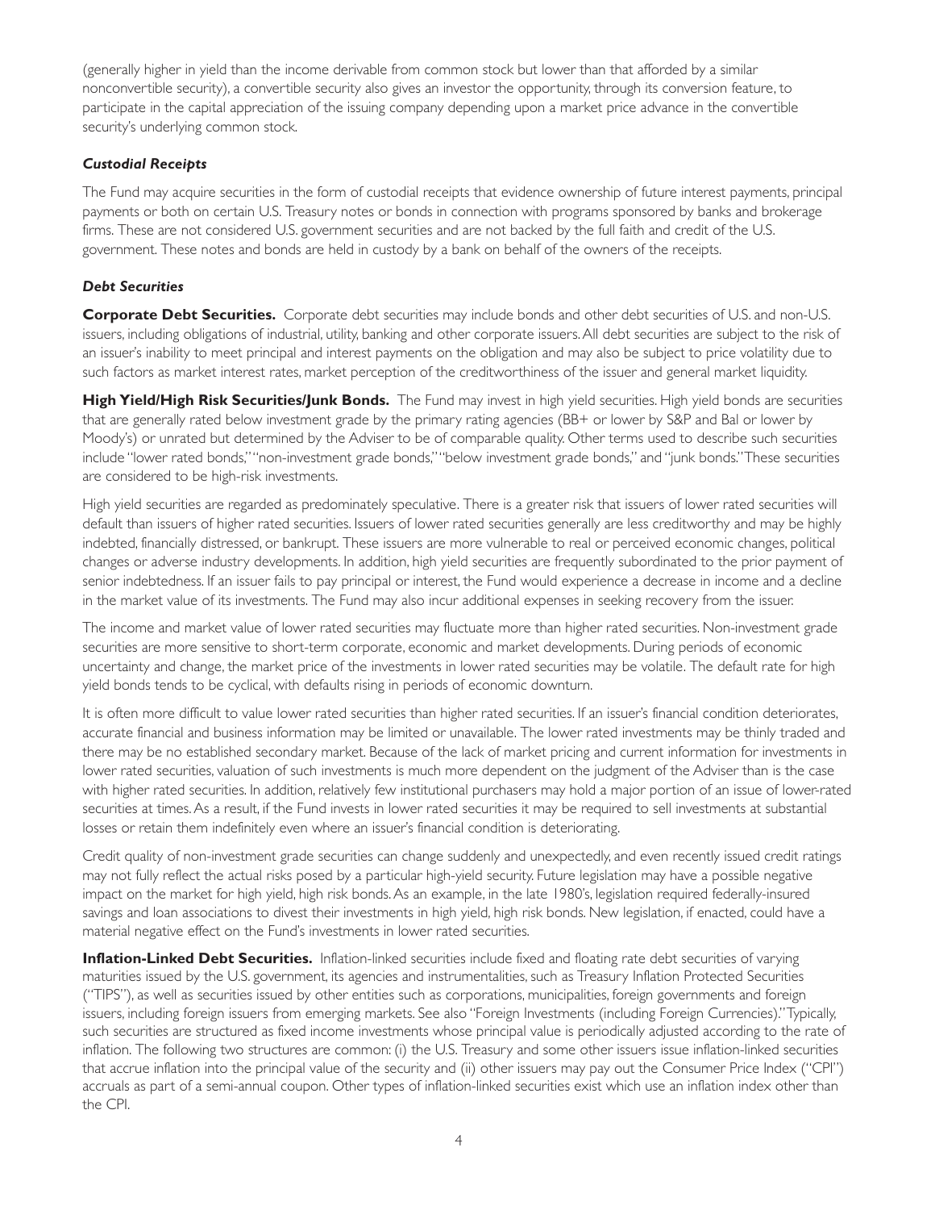(generally higher in yield than the income derivable from common stock but lower than that afforded by a similar nonconvertible security), a convertible security also gives an investor the opportunity, through its conversion feature, to participate in the capital appreciation of the issuing company depending upon a market price advance in the convertible security's underlying common stock.

### *Custodial Receipts*

The Fund may acquire securities in the form of custodial receipts that evidence ownership of future interest payments, principal payments or both on certain U.S. Treasury notes or bonds in connection with programs sponsored by banks and brokerage firms. These are not considered U.S. government securities and are not backed by the full faith and credit of the U.S. government. These notes and bonds are held in custody by a bank on behalf of the owners of the receipts.

### *Debt Securities*

**Corporate Debt Securities.** Corporate debt securities may include bonds and other debt securities of U.S. and non-U.S. issuers, including obligations of industrial, utility, banking and other corporate issuers. All debt securities are subject to the risk of an issuer's inability to meet principal and interest payments on the obligation and may also be subject to price volatility due to such factors as market interest rates, market perception of the creditworthiness of the issuer and general market liquidity.

**High Yield/High Risk Securities/Junk Bonds.** The Fund may invest in high yield securities. High yield bonds are securities that are generally rated below investment grade by the primary rating agencies (BB+ or lower by S&P and Ba1 or lower by Moody's) or unrated but determined by the Adviser to be of comparable quality. Other terms used to describe such securities include "lower rated bonds," "non-investment grade bonds," "below investment grade bonds," and "junk bonds." These securities are considered to be high-risk investments.

High yield securities are regarded as predominately speculative. There is a greater risk that issuers of lower rated securities will default than issuers of higher rated securities. Issuers of lower rated securities generally are less creditworthy and may be highly indebted, financially distressed, or bankrupt. These issuers are more vulnerable to real or perceived economic changes, political changes or adverse industry developments. In addition, high yield securities are frequently subordinated to the prior payment of senior indebtedness. If an issuer fails to pay principal or interest, the Fund would experience a decrease in income and a decline in the market value of its investments. The Fund may also incur additional expenses in seeking recovery from the issuer.

The income and market value of lower rated securities may fluctuate more than higher rated securities. Non-investment grade securities are more sensitive to short-term corporate, economic and market developments. During periods of economic uncertainty and change, the market price of the investments in lower rated securities may be volatile. The default rate for high yield bonds tends to be cyclical, with defaults rising in periods of economic downturn.

It is often more difficult to value lower rated securities than higher rated securities. If an issuer's financial condition deteriorates, accurate financial and business information may be limited or unavailable. The lower rated investments may be thinly traded and there may be no established secondary market. Because of the lack of market pricing and current information for investments in lower rated securities, valuation of such investments is much more dependent on the judgment of the Adviser than is the case with higher rated securities. In addition, relatively few institutional purchasers may hold a major portion of an issue of lower-rated securities at times. As a result, if the Fund invests in lower rated securities it may be required to sell investments at substantial losses or retain them indefinitely even where an issuer's financial condition is deteriorating.

Credit quality of non-investment grade securities can change suddenly and unexpectedly, and even recently issued credit ratings may not fully reflect the actual risks posed by a particular high-yield security. Future legislation may have a possible negative impact on the market for high yield, high risk bonds. As an example, in the late 1980's, legislation required federally-insured savings and loan associations to divest their investments in high yield, high risk bonds. New legislation, if enacted, could have a material negative effect on the Fund's investments in lower rated securities.

**Inflation-Linked Debt Securities.** Inflation-linked securities include fixed and floating rate debt securities of varying maturities issued by the U.S. government, its agencies and instrumentalities, such as Treasury Inflation Protected Securities ("TIPS"), as well as securities issued by other entities such as corporations, municipalities, foreign governments and foreign issuers, including foreign issuers from emerging markets. See also "Foreign Investments (including Foreign Currencies)." Typically, such securities are structured as fixed income investments whose principal value is periodically adjusted according to the rate of inflation. The following two structures are common: (i) the U.S. Treasury and some other issuers issue inflation-linked securities that accrue inflation into the principal value of the security and (ii) other issuers may pay out the Consumer Price Index ("CPI") accruals as part of a semi-annual coupon. Other types of inflation-linked securities exist which use an inflation index other than the CPI.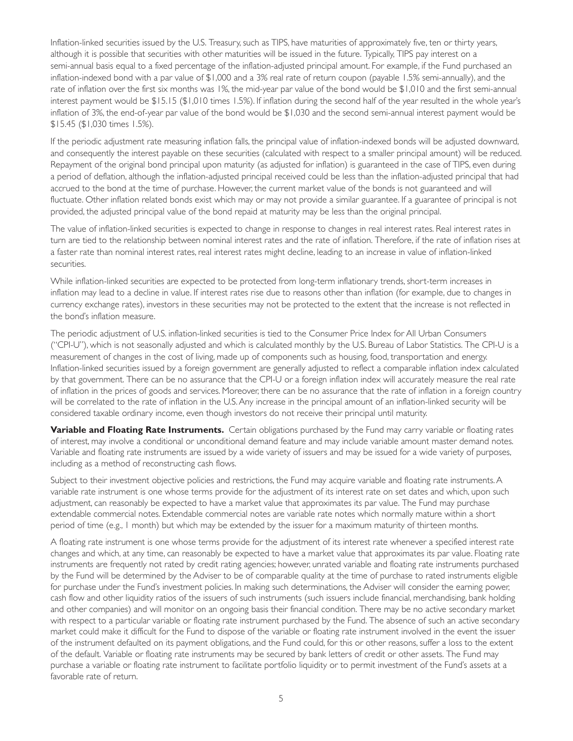Inflation-linked securities issued by the U.S. Treasury, such as TIPS, have maturities of approximately five, ten or thirty years, although it is possible that securities with other maturities will be issued in the future. Typically, TIPS pay interest on a semi-annual basis equal to a fixed percentage of the inflation-adjusted principal amount. For example, if the Fund purchased an inflation-indexed bond with a par value of $1,000 and a 3% real rate of return coupon (payable 1.5% semi-annually), and the rate of inflation over the first six months was 1%, the mid-year par value of the bond would be $1,010 and the first semi-annual interest payment would be $15.15 ($1,010 times 1.5%). If inflation during the second half of the year resulted in the whole year's inflation of 3%, the end-of-year par value of the bond would be $1,030 and the second semi-annual interest payment would be $15.45 ($1,030 times 1.5%).

If the periodic adjustment rate measuring inflation falls, the principal value of inflation-indexed bonds will be adjusted downward, and consequently the interest payable on these securities (calculated with respect to a smaller principal amount) will be reduced. Repayment of the original bond principal upon maturity (as adjusted for inflation) is guaranteed in the case of TIPS, even during a period of deflation, although the inflation-adjusted principal received could be less than the inflation-adjusted principal that had accrued to the bond at the time of purchase. However, the current market value of the bonds is not guaranteed and will fluctuate. Other inflation related bonds exist which may or may not provide a similar guarantee. If a guarantee of principal is not provided, the adjusted principal value of the bond repaid at maturity may be less than the original principal.

The value of inflation-linked securities is expected to change in response to changes in real interest rates. Real interest rates in turn are tied to the relationship between nominal interest rates and the rate of inflation. Therefore, if the rate of inflation rises at a faster rate than nominal interest rates, real interest rates might decline, leading to an increase in value of inflation-linked securities.

While inflation-linked securities are expected to be protected from long-term inflationary trends, short-term increases in inflation may lead to a decline in value. If interest rates rise due to reasons other than inflation (for example, due to changes in currency exchange rates), investors in these securities may not be protected to the extent that the increase is not reflected in the bond's inflation measure.

The periodic adjustment of U.S. inflation-linked securities is tied to the Consumer Price Index for All Urban Consumers ("CPI-U"), which is not seasonally adjusted and which is calculated monthly by the U.S. Bureau of Labor Statistics. The CPI-U is a measurement of changes in the cost of living, made up of components such as housing, food, transportation and energy. Inflation-linked securities issued by a foreign government are generally adjusted to reflect a comparable inflation index calculated by that government. There can be no assurance that the CPI-U or a foreign inflation index will accurately measure the real rate of inflation in the prices of goods and services. Moreover, there can be no assurance that the rate of inflation in a foreign country will be correlated to the rate of inflation in the U.S. Any increase in the principal amount of an inflation-linked security will be considered taxable ordinary income, even though investors do not receive their principal until maturity.

**Variable and Floating Rate Instruments.** Certain obligations purchased by the Fund may carry variable or floating rates of interest, may involve a conditional or unconditional demand feature and may include variable amount master demand notes. Variable and floating rate instruments are issued by a wide variety of issuers and may be issued for a wide variety of purposes, including as a method of reconstructing cash flows.

Subject to their investment objective policies and restrictions, the Fund may acquire variable and floating rate instruments. A variable rate instrument is one whose terms provide for the adjustment of its interest rate on set dates and which, upon such adjustment, can reasonably be expected to have a market value that approximates its par value. The Fund may purchase extendable commercial notes. Extendable commercial notes are variable rate notes which normally mature within a short period of time (e.g., 1 month) but which may be extended by the issuer for a maximum maturity of thirteen months.

A floating rate instrument is one whose terms provide for the adjustment of its interest rate whenever a specified interest rate changes and which, at any time, can reasonably be expected to have a market value that approximates its par value. Floating rate instruments are frequently not rated by credit rating agencies; however, unrated variable and floating rate instruments purchased by the Fund will be determined by the Adviser to be of comparable quality at the time of purchase to rated instruments eligible for purchase under the Fund's investment policies. In making such determinations, the Adviser will consider the earning power, cash flow and other liquidity ratios of the issuers of such instruments (such issuers include financial, merchandising, bank holding and other companies) and will monitor on an ongoing basis their financial condition. There may be no active secondary market with respect to a particular variable or floating rate instrument purchased by the Fund. The absence of such an active secondary market could make it difficult for the Fund to dispose of the variable or floating rate instrument involved in the event the issuer of the instrument defaulted on its payment obligations, and the Fund could, for this or other reasons, suffer a loss to the extent of the default. Variable or floating rate instruments may be secured by bank letters of credit or other assets. The Fund may purchase a variable or floating rate instrument to facilitate portfolio liquidity or to permit investment of the Fund's assets at a favorable rate of return.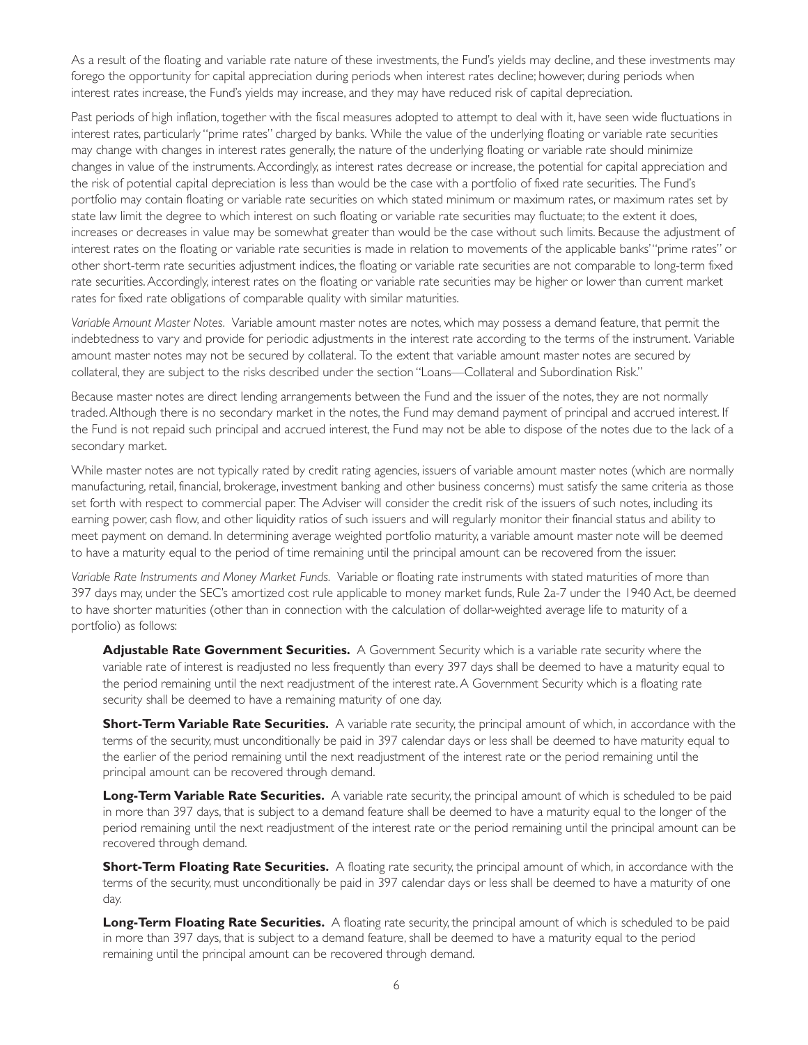As a result of the floating and variable rate nature of these investments, the Fund's yields may decline, and these investments may forego the opportunity for capital appreciation during periods when interest rates decline; however, during periods when interest rates increase, the Fund's yields may increase, and they may have reduced risk of capital depreciation.

Past periods of high inflation, together with the fiscal measures adopted to attempt to deal with it, have seen wide fluctuations in interest rates, particularly "prime rates" charged by banks. While the value of the underlying floating or variable rate securities may change with changes in interest rates generally, the nature of the underlying floating or variable rate should minimize changes in value of the instruments. Accordingly, as interest rates decrease or increase, the potential for capital appreciation and the risk of potential capital depreciation is less than would be the case with a portfolio of fixed rate securities. The Fund's portfolio may contain floating or variable rate securities on which stated minimum or maximum rates, or maximum rates set by state law limit the degree to which interest on such floating or variable rate securities may fluctuate; to the extent it does, increases or decreases in value may be somewhat greater than would be the case without such limits. Because the adjustment of interest rates on the floating or variable rate securities is made in relation to movements of the applicable banks' "prime rates" or other short-term rate securities adjustment indices, the floating or variable rate securities are not comparable to long-term fixed rate securities. Accordingly, interest rates on the floating or variable rate securities may be higher or lower than current market rates for fixed rate obligations of comparable quality with similar maturities.

*Variable Amount Master Notes.* Variable amount master notes are notes, which may possess a demand feature, that permit the indebtedness to vary and provide for periodic adjustments in the interest rate according to the terms of the instrument. Variable amount master notes may not be secured by collateral. To the extent that variable amount master notes are secured by collateral, they are subject to the risks described under the section "Loans—Collateral and Subordination Risk."

Because master notes are direct lending arrangements between the Fund and the issuer of the notes, they are not normally traded. Although there is no secondary market in the notes, the Fund may demand payment of principal and accrued interest. If the Fund is not repaid such principal and accrued interest, the Fund may not be able to dispose of the notes due to the lack of a secondary market.

While master notes are not typically rated by credit rating agencies, issuers of variable amount master notes (which are normally manufacturing, retail, financial, brokerage, investment banking and other business concerns) must satisfy the same criteria as those set forth with respect to commercial paper. The Adviser will consider the credit risk of the issuers of such notes, including its earning power, cash flow, and other liquidity ratios of such issuers and will regularly monitor their financial status and ability to meet payment on demand. In determining average weighted portfolio maturity, a variable amount master note will be deemed to have a maturity equal to the period of time remaining until the principal amount can be recovered from the issuer.

*Variable Rate Instruments and Money Market Funds.* Variable or floating rate instruments with stated maturities of more than 397 days may, under the SEC's amortized cost rule applicable to money market funds, Rule 2a-7 under the 1940 Act, be deemed to have shorter maturities (other than in connection with the calculation of dollar-weighted average life to maturity of a portfolio) as follows:

**Adjustable Rate Government Securities.** A Government Security which is a variable rate security where the variable rate of interest is readjusted no less frequently than every 397 days shall be deemed to have a maturity equal to the period remaining until the next readjustment of the interest rate. A Government Security which is a floating rate security shall be deemed to have a remaining maturity of one day.

**Short-Term Variable Rate Securities.** A variable rate security, the principal amount of which, in accordance with the terms of the security, must unconditionally be paid in 397 calendar days or less shall be deemed to have maturity equal to the earlier of the period remaining until the next readjustment of the interest rate or the period remaining until the principal amount can be recovered through demand.

**Long-Term Variable Rate Securities.** A variable rate security, the principal amount of which is scheduled to be paid in more than 397 days, that is subject to a demand feature shall be deemed to have a maturity equal to the longer of the period remaining until the next readjustment of the interest rate or the period remaining until the principal amount can be recovered through demand.

**Short-Term Floating Rate Securities.** A floating rate security, the principal amount of which, in accordance with the terms of the security, must unconditionally be paid in 397 calendar days or less shall be deemed to have a maturity of one day.

**Long-Term Floating Rate Securities.** A floating rate security, the principal amount of which is scheduled to be paid in more than 397 days, that is subject to a demand feature, shall be deemed to have a maturity equal to the period remaining until the principal amount can be recovered through demand.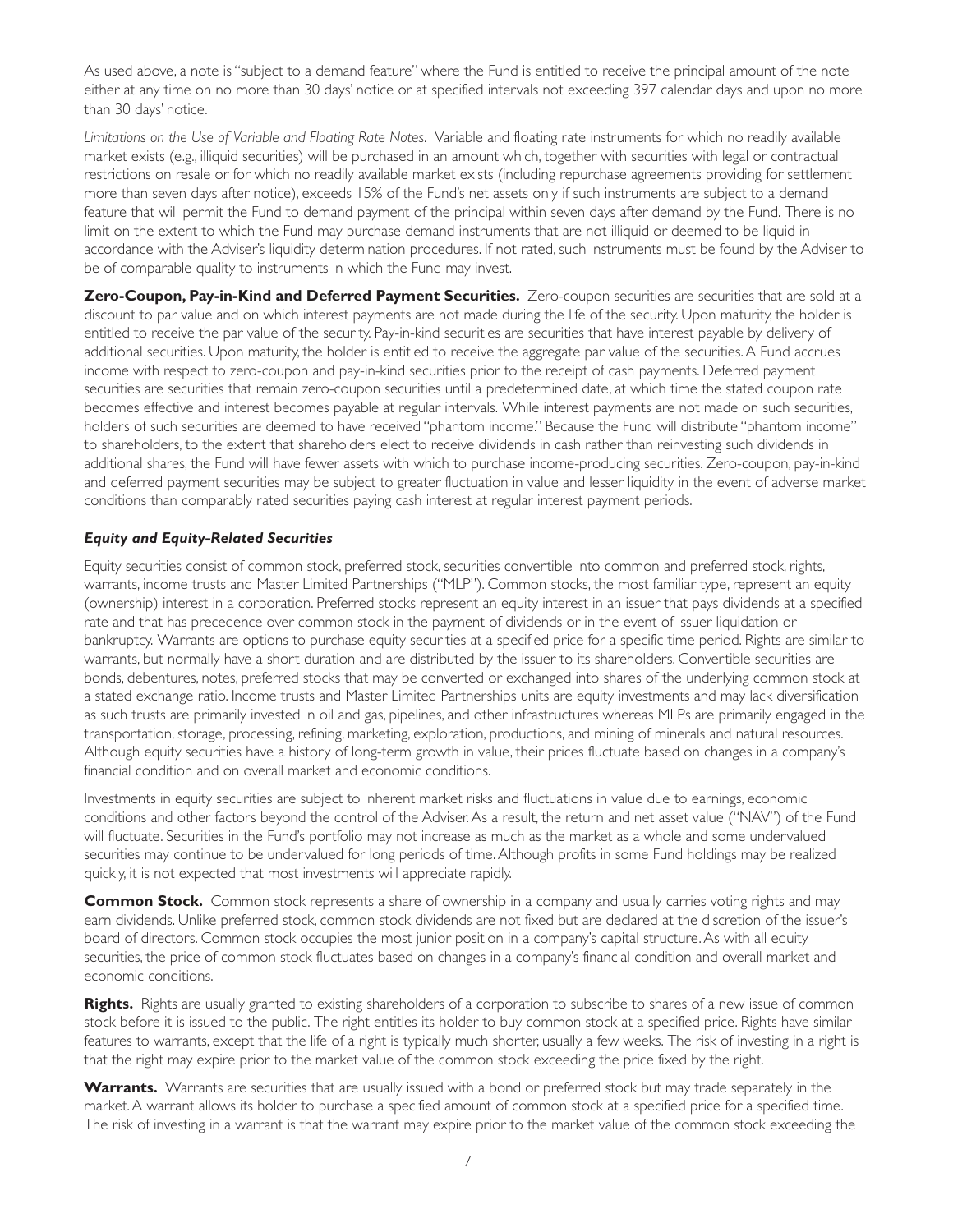As used above, a note is "subject to a demand feature" where the Fund is entitled to receive the principal amount of the note either at any time on no more than 30 days' notice or at specified intervals not exceeding 397 calendar days and upon no more than 30 days' notice.

*Limitations on the Use of Variable and Floating Rate Notes.* Variable and floating rate instruments for which no readily available market exists (e.g., illiquid securities) will be purchased in an amount which, together with securities with legal or contractual restrictions on resale or for which no readily available market exists (including repurchase agreements providing for settlement more than seven days after notice), exceeds 15% of the Fund's net assets only if such instruments are subject to a demand feature that will permit the Fund to demand payment of the principal within seven days after demand by the Fund. There is no limit on the extent to which the Fund may purchase demand instruments that are not illiquid or deemed to be liquid in accordance with the Adviser's liquidity determination procedures. If not rated, such instruments must be found by the Adviser to be of comparable quality to instruments in which the Fund may invest.

**Zero-Coupon, Pay-in-Kind and Deferred Payment Securities.** Zero-coupon securities are securities that are sold at a discount to par value and on which interest payments are not made during the life of the security. Upon maturity, the holder is entitled to receive the par value of the security. Pay-in-kind securities are securities that have interest payable by delivery of additional securities. Upon maturity, the holder is entitled to receive the aggregate par value of the securities. A Fund accrues income with respect to zero-coupon and pay-in-kind securities prior to the receipt of cash payments. Deferred payment securities are securities that remain zero-coupon securities until a predetermined date, at which time the stated coupon rate becomes effective and interest becomes payable at regular intervals. While interest payments are not made on such securities, holders of such securities are deemed to have received "phantom income." Because the Fund will distribute "phantom income" to shareholders, to the extent that shareholders elect to receive dividends in cash rather than reinvesting such dividends in additional shares, the Fund will have fewer assets with which to purchase income-producing securities. Zero-coupon, pay-in-kind and deferred payment securities may be subject to greater fluctuation in value and lesser liquidity in the event of adverse market conditions than comparably rated securities paying cash interest at regular interest payment periods.

***Equity and Equity-Related Securities***

Equity securities consist of common stock, preferred stock, securities convertible into common and preferred stock, rights, warrants, income trusts and Master Limited Partnerships ("MLP"). Common stocks, the most familiar type, represent an equity (ownership) interest in a corporation. Preferred stocks represent an equity interest in an issuer that pays dividends at a specified rate and that has precedence over common stock in the payment of dividends or in the event of issuer liquidation or bankruptcy. Warrants are options to purchase equity securities at a specified price for a specific time period. Rights are similar to warrants, but normally have a short duration and are distributed by the issuer to its shareholders. Convertible securities are bonds, debentures, notes, preferred stocks that may be converted or exchanged into shares of the underlying common stock at a stated exchange ratio. Income trusts and Master Limited Partnerships units are equity investments and may lack diversification as such trusts are primarily invested in oil and gas, pipelines, and other infrastructures whereas MLPs are primarily engaged in the transportation, storage, processing, refining, marketing, exploration, productions, and mining of minerals and natural resources. Although equity securities have a history of long-term growth in value, their prices fluctuate based on changes in a company's financial condition and on overall market and economic conditions.

Investments in equity securities are subject to inherent market risks and fluctuations in value due to earnings, economic conditions and other factors beyond the control of the Adviser. As a result, the return and net asset value ("NAV") of the Fund will fluctuate. Securities in the Fund's portfolio may not increase as much as the market as a whole and some undervalued securities may continue to be undervalued for long periods of time. Although profits in some Fund holdings may be realized quickly, it is not expected that most investments will appreciate rapidly.

**Common Stock.** Common stock represents a share of ownership in a company and usually carries voting rights and may earn dividends. Unlike preferred stock, common stock dividends are not fixed but are declared at the discretion of the issuer's board of directors. Common stock occupies the most junior position in a company's capital structure. As with all equity securities, the price of common stock fluctuates based on changes in a company's financial condition and overall market and economic conditions.

**Rights.** Rights are usually granted to existing shareholders of a corporation to subscribe to shares of a new issue of common stock before it is issued to the public. The right entitles its holder to buy common stock at a specified price. Rights have similar features to warrants, except that the life of a right is typically much shorter, usually a few weeks. The risk of investing in a right is that the right may expire prior to the market value of the common stock exceeding the price fixed by the right.

**Warrants.** Warrants are securities that are usually issued with a bond or preferred stock but may trade separately in the market. A warrant allows its holder to purchase a specified amount of common stock at a specified price for a specified time. The risk of investing in a warrant is that the warrant may expire prior to the market value of the common stock exceeding the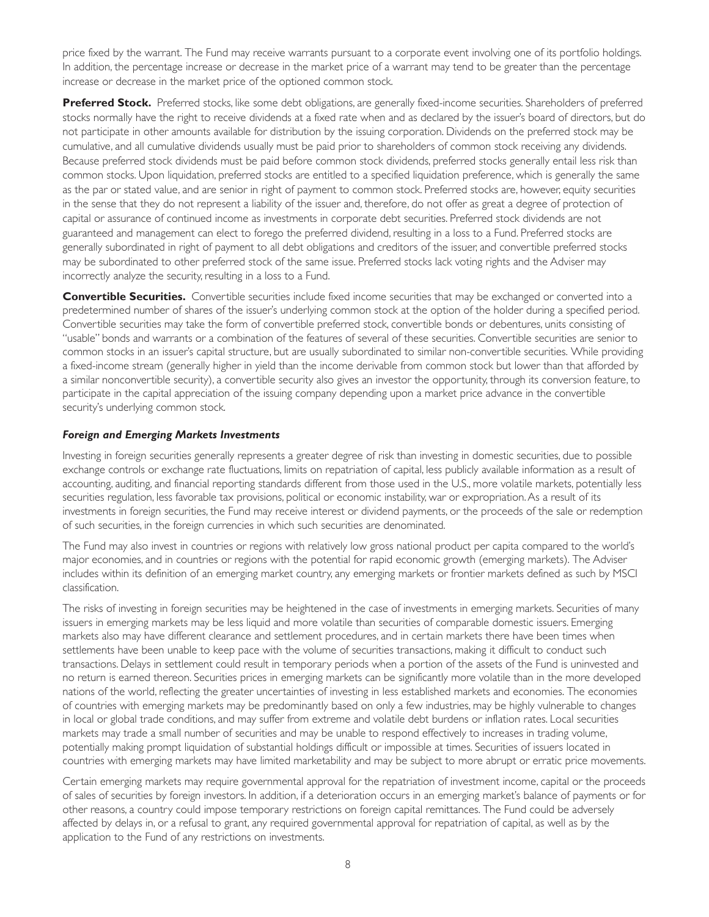price fixed by the warrant. The Fund may receive warrants pursuant to a corporate event involving one of its portfolio holdings. In addition, the percentage increase or decrease in the market price of a warrant may tend to be greater than the percentage increase or decrease in the market price of the optioned common stock.

**Preferred Stock.** Preferred stocks, like some debt obligations, are generally fixed-income securities. Shareholders of preferred stocks normally have the right to receive dividends at a fixed rate when and as declared by the issuer's board of directors, but do not participate in other amounts available for distribution by the issuing corporation. Dividends on the preferred stock may be cumulative, and all cumulative dividends usually must be paid prior to shareholders of common stock receiving any dividends. Because preferred stock dividends must be paid before common stock dividends, preferred stocks generally entail less risk than common stocks. Upon liquidation, preferred stocks are entitled to a specified liquidation preference, which is generally the same as the par or stated value, and are senior in right of payment to common stock. Preferred stocks are, however, equity securities in the sense that they do not represent a liability of the issuer and, therefore, do not offer as great a degree of protection of capital or assurance of continued income as investments in corporate debt securities. Preferred stock dividends are not guaranteed and management can elect to forego the preferred dividend, resulting in a loss to a Fund. Preferred stocks are generally subordinated in right of payment to all debt obligations and creditors of the issuer, and convertible preferred stocks may be subordinated to other preferred stock of the same issue. Preferred stocks lack voting rights and the Adviser may incorrectly analyze the security, resulting in a loss to a Fund.

**Convertible Securities.** Convertible securities include fixed income securities that may be exchanged or converted into a predetermined number of shares of the issuer's underlying common stock at the option of the holder during a specified period. Convertible securities may take the form of convertible preferred stock, convertible bonds or debentures, units consisting of "usable" bonds and warrants or a combination of the features of several of these securities. Convertible securities are senior to common stocks in an issuer's capital structure, but are usually subordinated to similar non-convertible securities. While providing a fixed-income stream (generally higher in yield than the income derivable from common stock but lower than that afforded by a similar nonconvertible security), a convertible security also gives an investor the opportunity, through its conversion feature, to participate in the capital appreciation of the issuing company depending upon a market price advance in the convertible security's underlying common stock.

***Foreign and Emerging Markets Investments***

Investing in foreign securities generally represents a greater degree of risk than investing in domestic securities, due to possible exchange controls or exchange rate fluctuations, limits on repatriation of capital, less publicly available information as a result of accounting, auditing, and financial reporting standards different from those used in the U.S., more volatile markets, potentially less securities regulation, less favorable tax provisions, political or economic instability, war or expropriation. As a result of its investments in foreign securities, the Fund may receive interest or dividend payments, or the proceeds of the sale or redemption of such securities, in the foreign currencies in which such securities are denominated.

The Fund may also invest in countries or regions with relatively low gross national product per capita compared to the world's major economies, and in countries or regions with the potential for rapid economic growth (emerging markets). The Adviser includes within its definition of an emerging market country, any emerging markets or frontier markets defined as such by MSCI classification.

The risks of investing in foreign securities may be heightened in the case of investments in emerging markets. Securities of many issuers in emerging markets may be less liquid and more volatile than securities of comparable domestic issuers. Emerging markets also may have different clearance and settlement procedures, and in certain markets there have been times when settlements have been unable to keep pace with the volume of securities transactions, making it difficult to conduct such transactions. Delays in settlement could result in temporary periods when a portion of the assets of the Fund is uninvested and no return is earned thereon. Securities prices in emerging markets can be significantly more volatile than in the more developed nations of the world, reflecting the greater uncertainties of investing in less established markets and economies. The economies of countries with emerging markets may be predominantly based on only a few industries, may be highly vulnerable to changes in local or global trade conditions, and may suffer from extreme and volatile debt burdens or inflation rates. Local securities markets may trade a small number of securities and may be unable to respond effectively to increases in trading volume, potentially making prompt liquidation of substantial holdings difficult or impossible at times. Securities of issuers located in countries with emerging markets may have limited marketability and may be subject to more abrupt or erratic price movements.

Certain emerging markets may require governmental approval for the repatriation of investment income, capital or the proceeds of sales of securities by foreign investors. In addition, if a deterioration occurs in an emerging market's balance of payments or for other reasons, a country could impose temporary restrictions on foreign capital remittances. The Fund could be adversely affected by delays in, or a refusal to grant, any required governmental approval for repatriation of capital, as well as by the application to the Fund of any restrictions on investments.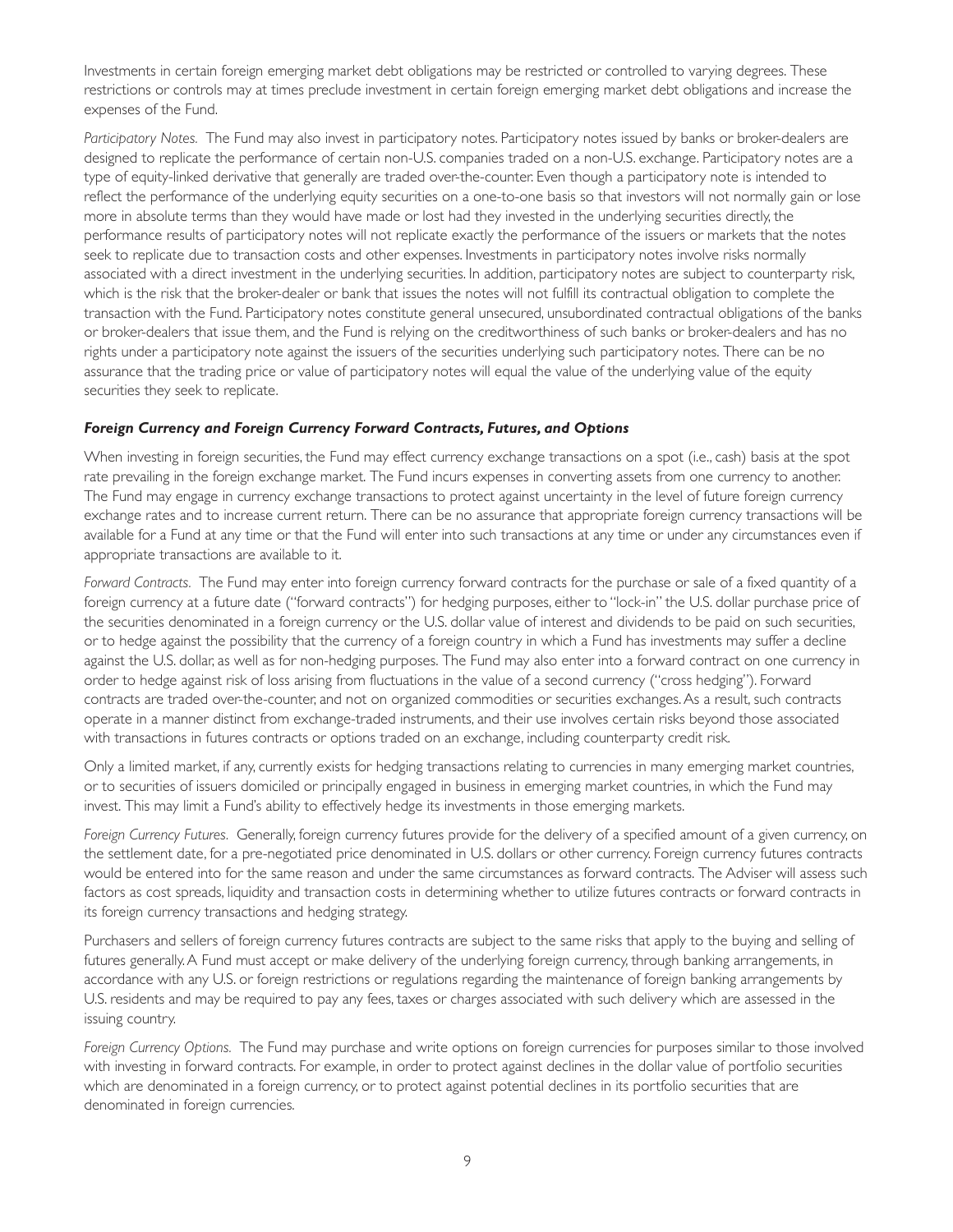Investments in certain foreign emerging market debt obligations may be restricted or controlled to varying degrees. These restrictions or controls may at times preclude investment in certain foreign emerging market debt obligations and increase the expenses of the Fund.

*Participatory Notes.* The Fund may also invest in participatory notes. Participatory notes issued by banks or broker-dealers are designed to replicate the performance of certain non-U.S. companies traded on a non-U.S. exchange. Participatory notes are a type of equity-linked derivative that generally are traded over-the-counter. Even though a participatory note is intended to reflect the performance of the underlying equity securities on a one-to-one basis so that investors will not normally gain or lose more in absolute terms than they would have made or lost had they invested in the underlying securities directly, the performance results of participatory notes will not replicate exactly the performance of the issuers or markets that the notes seek to replicate due to transaction costs and other expenses. Investments in participatory notes involve risks normally associated with a direct investment in the underlying securities. In addition, participatory notes are subject to counterparty risk, which is the risk that the broker-dealer or bank that issues the notes will not fulfill its contractual obligation to complete the transaction with the Fund. Participatory notes constitute general unsecured, unsubordinated contractual obligations of the banks or broker-dealers that issue them, and the Fund is relying on the creditworthiness of such banks or broker-dealers and has no rights under a participatory note against the issuers of the securities underlying such participatory notes. There can be no assurance that the trading price or value of participatory notes will equal the value of the underlying value of the equity securities they seek to replicate.

### *Foreign Currency and Foreign Currency Forward Contracts, Futures, and Options*

When investing in foreign securities, the Fund may effect currency exchange transactions on a spot (i.e., cash) basis at the spot rate prevailing in the foreign exchange market. The Fund incurs expenses in converting assets from one currency to another. The Fund may engage in currency exchange transactions to protect against uncertainty in the level of future foreign currency exchange rates and to increase current return. There can be no assurance that appropriate foreign currency transactions will be available for a Fund at any time or that the Fund will enter into such transactions at any time or under any circumstances even if appropriate transactions are available to it.

*Forward Contracts.* The Fund may enter into foreign currency forward contracts for the purchase or sale of a fixed quantity of a foreign currency at a future date ("forward contracts") for hedging purposes, either to "lock-in" the U.S. dollar purchase price of the securities denominated in a foreign currency or the U.S. dollar value of interest and dividends to be paid on such securities, or to hedge against the possibility that the currency of a foreign country in which a Fund has investments may suffer a decline against the U.S. dollar, as well as for non-hedging purposes. The Fund may also enter into a forward contract on one currency in order to hedge against risk of loss arising from fluctuations in the value of a second currency ("cross hedging"). Forward contracts are traded over-the-counter, and not on organized commodities or securities exchanges. As a result, such contracts operate in a manner distinct from exchange-traded instruments, and their use involves certain risks beyond those associated with transactions in futures contracts or options traded on an exchange, including counterparty credit risk.

Only a limited market, if any, currently exists for hedging transactions relating to currencies in many emerging market countries, or to securities of issuers domiciled or principally engaged in business in emerging market countries, in which the Fund may invest. This may limit a Fund's ability to effectively hedge its investments in those emerging markets.

*Foreign Currency Futures.* Generally, foreign currency futures provide for the delivery of a specified amount of a given currency, on the settlement date, for a pre-negotiated price denominated in U.S. dollars or other currency. Foreign currency futures contracts would be entered into for the same reason and under the same circumstances as forward contracts. The Adviser will assess such factors as cost spreads, liquidity and transaction costs in determining whether to utilize futures contracts or forward contracts in its foreign currency transactions and hedging strategy.

Purchasers and sellers of foreign currency futures contracts are subject to the same risks that apply to the buying and selling of futures generally. A Fund must accept or make delivery of the underlying foreign currency, through banking arrangements, in accordance with any U.S. or foreign restrictions or regulations regarding the maintenance of foreign banking arrangements by U.S. residents and may be required to pay any fees, taxes or charges associated with such delivery which are assessed in the issuing country.

*Foreign Currency Options.* The Fund may purchase and write options on foreign currencies for purposes similar to those involved with investing in forward contracts. For example, in order to protect against declines in the dollar value of portfolio securities which are denominated in a foreign currency, or to protect against potential declines in its portfolio securities that are denominated in foreign currencies.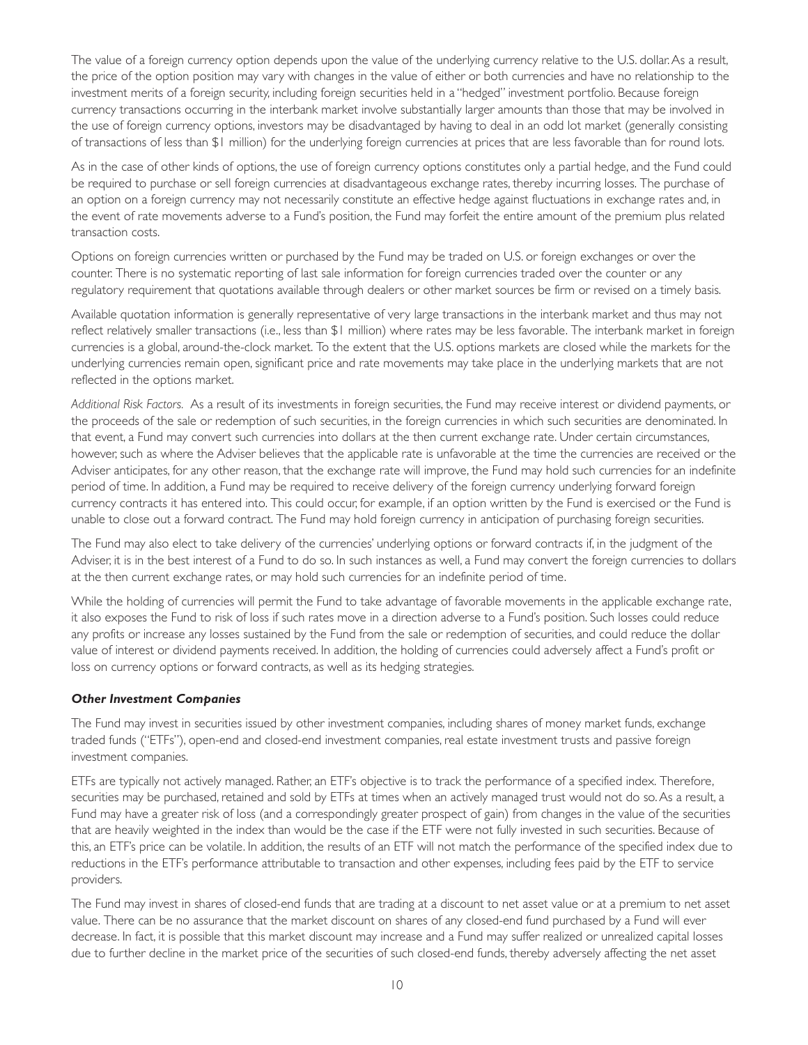The value of a foreign currency option depends upon the value of the underlying currency relative to the U.S. dollar. As a result, the price of the option position may vary with changes in the value of either or both currencies and have no relationship to the investment merits of a foreign security, including foreign securities held in a "hedged" investment portfolio. Because foreign currency transactions occurring in the interbank market involve substantially larger amounts than those that may be involved in the use of foreign currency options, investors may be disadvantaged by having to deal in an odd lot market (generally consisting of transactions of less than $1 million) for the underlying foreign currencies at prices that are less favorable than for round lots.

As in the case of other kinds of options, the use of foreign currency options constitutes only a partial hedge, and the Fund could be required to purchase or sell foreign currencies at disadvantageous exchange rates, thereby incurring losses. The purchase of an option on a foreign currency may not necessarily constitute an effective hedge against fluctuations in exchange rates and, in the event of rate movements adverse to a Fund's position, the Fund may forfeit the entire amount of the premium plus related transaction costs.

Options on foreign currencies written or purchased by the Fund may be traded on U.S. or foreign exchanges or over the counter. There is no systematic reporting of last sale information for foreign currencies traded over the counter or any regulatory requirement that quotations available through dealers or other market sources be firm or revised on a timely basis.

Available quotation information is generally representative of very large transactions in the interbank market and thus may not reflect relatively smaller transactions (i.e., less than $1 million) where rates may be less favorable. The interbank market in foreign currencies is a global, around-the-clock market. To the extent that the U.S. options markets are closed while the markets for the underlying currencies remain open, significant price and rate movements may take place in the underlying markets that are not reflected in the options market.

*Additional Risk Factors.* As a result of its investments in foreign securities, the Fund may receive interest or dividend payments, or the proceeds of the sale or redemption of such securities, in the foreign currencies in which such securities are denominated. In that event, a Fund may convert such currencies into dollars at the then current exchange rate. Under certain circumstances, however, such as where the Adviser believes that the applicable rate is unfavorable at the time the currencies are received or the Adviser anticipates, for any other reason, that the exchange rate will improve, the Fund may hold such currencies for an indefinite period of time. In addition, a Fund may be required to receive delivery of the foreign currency underlying forward foreign currency contracts it has entered into. This could occur, for example, if an option written by the Fund is exercised or the Fund is unable to close out a forward contract. The Fund may hold foreign currency in anticipation of purchasing foreign securities.

The Fund may also elect to take delivery of the currencies' underlying options or forward contracts if, in the judgment of the Adviser, it is in the best interest of a Fund to do so. In such instances as well, a Fund may convert the foreign currencies to dollars at the then current exchange rates, or may hold such currencies for an indefinite period of time.

While the holding of currencies will permit the Fund to take advantage of favorable movements in the applicable exchange rate, it also exposes the Fund to risk of loss if such rates move in a direction adverse to a Fund's position. Such losses could reduce any profits or increase any losses sustained by the Fund from the sale or redemption of securities, and could reduce the dollar value of interest or dividend payments received. In addition, the holding of currencies could adversely affect a Fund's profit or loss on currency options or forward contracts, as well as its hedging strategies.

***Other Investment Companies***

The Fund may invest in securities issued by other investment companies, including shares of money market funds, exchange traded funds ("ETFs"), open-end and closed-end investment companies, real estate investment trusts and passive foreign investment companies.

ETFs are typically not actively managed. Rather, an ETF's objective is to track the performance of a specified index. Therefore, securities may be purchased, retained and sold by ETFs at times when an actively managed trust would not do so. As a result, a Fund may have a greater risk of loss (and a correspondingly greater prospect of gain) from changes in the value of the securities that are heavily weighted in the index than would be the case if the ETF were not fully invested in such securities. Because of this, an ETF's price can be volatile. In addition, the results of an ETF will not match the performance of the specified index due to reductions in the ETF's performance attributable to transaction and other expenses, including fees paid by the ETF to service providers.

The Fund may invest in shares of closed-end funds that are trading at a discount to net asset value or at a premium to net asset value. There can be no assurance that the market discount on shares of any closed-end fund purchased by a Fund will ever decrease. In fact, it is possible that this market discount may increase and a Fund may suffer realized or unrealized capital losses due to further decline in the market price of the securities of such closed-end funds, thereby adversely affecting the net asset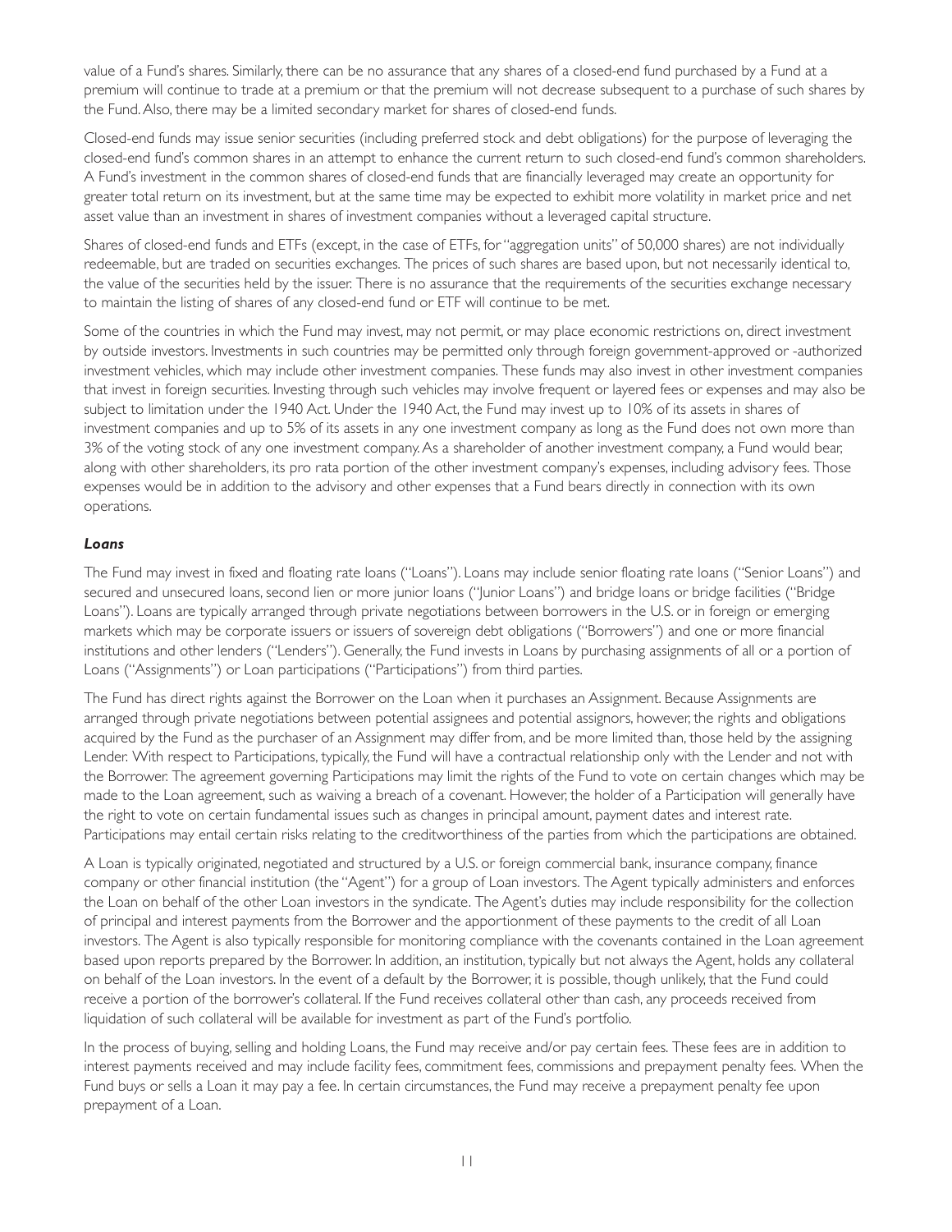value of a Fund's shares. Similarly, there can be no assurance that any shares of a closed-end fund purchased by a Fund at a premium will continue to trade at a premium or that the premium will not decrease subsequent to a purchase of such shares by the Fund. Also, there may be a limited secondary market for shares of closed-end funds.

Closed-end funds may issue senior securities (including preferred stock and debt obligations) for the purpose of leveraging the closed-end fund's common shares in an attempt to enhance the current return to such closed-end fund's common shareholders. A Fund's investment in the common shares of closed-end funds that are financially leveraged may create an opportunity for greater total return on its investment, but at the same time may be expected to exhibit more volatility in market price and net asset value than an investment in shares of investment companies without a leveraged capital structure.

Shares of closed-end funds and ETFs (except, in the case of ETFs, for "aggregation units" of 50,000 shares) are not individually redeemable, but are traded on securities exchanges. The prices of such shares are based upon, but not necessarily identical to, the value of the securities held by the issuer. There is no assurance that the requirements of the securities exchange necessary to maintain the listing of shares of any closed-end fund or ETF will continue to be met.

Some of the countries in which the Fund may invest, may not permit, or may place economic restrictions on, direct investment by outside investors. Investments in such countries may be permitted only through foreign government-approved or -authorized investment vehicles, which may include other investment companies. These funds may also invest in other investment companies that invest in foreign securities. Investing through such vehicles may involve frequent or layered fees or expenses and may also be subject to limitation under the 1940 Act. Under the 1940 Act, the Fund may invest up to 10% of its assets in shares of investment companies and up to 5% of its assets in any one investment company as long as the Fund does not own more than 3% of the voting stock of any one investment company. As a shareholder of another investment company, a Fund would bear, along with other shareholders, its pro rata portion of the other investment company's expenses, including advisory fees. Those expenses would be in addition to the advisory and other expenses that a Fund bears directly in connection with its own operations.

### *Loans*

The Fund may invest in fixed and floating rate loans ("Loans"). Loans may include senior floating rate loans ("Senior Loans") and secured and unsecured loans, second lien or more junior loans ("Junior Loans") and bridge loans or bridge facilities ("Bridge Loans"). Loans are typically arranged through private negotiations between borrowers in the U.S. or in foreign or emerging markets which may be corporate issuers or issuers of sovereign debt obligations ("Borrowers") and one or more financial institutions and other lenders ("Lenders"). Generally, the Fund invests in Loans by purchasing assignments of all or a portion of Loans ("Assignments") or Loan participations ("Participations") from third parties.

The Fund has direct rights against the Borrower on the Loan when it purchases an Assignment. Because Assignments are arranged through private negotiations between potential assignees and potential assignors, however, the rights and obligations acquired by the Fund as the purchaser of an Assignment may differ from, and be more limited than, those held by the assigning Lender. With respect to Participations, typically, the Fund will have a contractual relationship only with the Lender and not with the Borrower. The agreement governing Participations may limit the rights of the Fund to vote on certain changes which may be made to the Loan agreement, such as waiving a breach of a covenant. However, the holder of a Participation will generally have the right to vote on certain fundamental issues such as changes in principal amount, payment dates and interest rate. Participations may entail certain risks relating to the creditworthiness of the parties from which the participations are obtained.

A Loan is typically originated, negotiated and structured by a U.S. or foreign commercial bank, insurance company, finance company or other financial institution (the "Agent") for a group of Loan investors. The Agent typically administers and enforces the Loan on behalf of the other Loan investors in the syndicate. The Agent's duties may include responsibility for the collection of principal and interest payments from the Borrower and the apportionment of these payments to the credit of all Loan investors. The Agent is also typically responsible for monitoring compliance with the covenants contained in the Loan agreement based upon reports prepared by the Borrower. In addition, an institution, typically but not always the Agent, holds any collateral on behalf of the Loan investors. In the event of a default by the Borrower, it is possible, though unlikely, that the Fund could receive a portion of the borrower's collateral. If the Fund receives collateral other than cash, any proceeds received from liquidation of such collateral will be available for investment as part of the Fund's portfolio.

In the process of buying, selling and holding Loans, the Fund may receive and/or pay certain fees. These fees are in addition to interest payments received and may include facility fees, commitment fees, commissions and prepayment penalty fees. When the Fund buys or sells a Loan it may pay a fee. In certain circumstances, the Fund may receive a prepayment penalty fee upon prepayment of a Loan.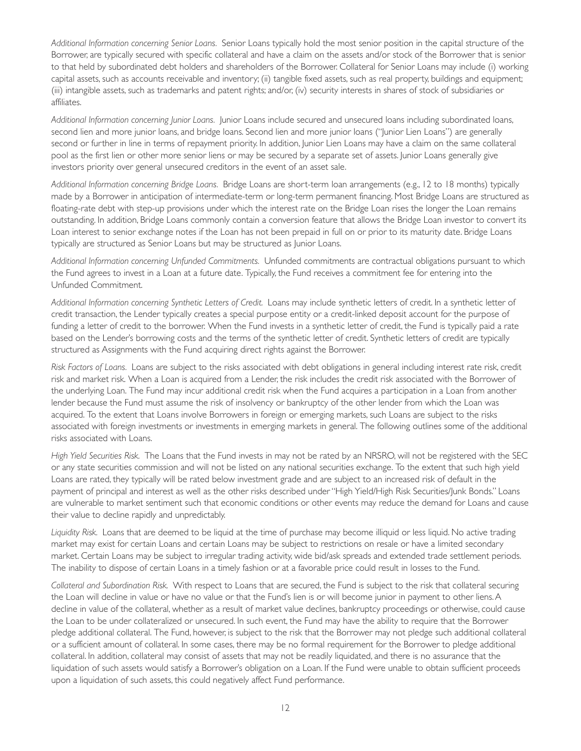*Additional Information concerning Senior Loans.* Senior Loans typically hold the most senior position in the capital structure of the Borrower, are typically secured with specific collateral and have a claim on the assets and/or stock of the Borrower that is senior to that held by subordinated debt holders and shareholders of the Borrower. Collateral for Senior Loans may include (i) working capital assets, such as accounts receivable and inventory; (ii) tangible fixed assets, such as real property, buildings and equipment; (iii) intangible assets, such as trademarks and patent rights; and/or, (iv) security interests in shares of stock of subsidiaries or affiliates.

*Additional Information concerning Junior Loans.* Junior Loans include secured and unsecured loans including subordinated loans, second lien and more junior loans, and bridge loans. Second lien and more junior loans ("Junior Lien Loans") are generally second or further in line in terms of repayment priority. In addition, Junior Lien Loans may have a claim on the same collateral pool as the first lien or other more senior liens or may be secured by a separate set of assets. Junior Loans generally give investors priority over general unsecured creditors in the event of an asset sale.

*Additional Information concerning Bridge Loans.* Bridge Loans are short-term loan arrangements (e.g., 12 to 18 months) typically made by a Borrower in anticipation of intermediate-term or long-term permanent financing. Most Bridge Loans are structured as floating-rate debt with step-up provisions under which the interest rate on the Bridge Loan rises the longer the Loan remains outstanding. In addition, Bridge Loans commonly contain a conversion feature that allows the Bridge Loan investor to convert its Loan interest to senior exchange notes if the Loan has not been prepaid in full on or prior to its maturity date. Bridge Loans typically are structured as Senior Loans but may be structured as Junior Loans.

*Additional Information concerning Unfunded Commitments.* Unfunded commitments are contractual obligations pursuant to which the Fund agrees to invest in a Loan at a future date. Typically, the Fund receives a commitment fee for entering into the Unfunded Commitment.

*Additional Information concerning Synthetic Letters of Credit.* Loans may include synthetic letters of credit. In a synthetic letter of credit transaction, the Lender typically creates a special purpose entity or a credit-linked deposit account for the purpose of funding a letter of credit to the borrower. When the Fund invests in a synthetic letter of credit, the Fund is typically paid a rate based on the Lender's borrowing costs and the terms of the synthetic letter of credit. Synthetic letters of credit are typically structured as Assignments with the Fund acquiring direct rights against the Borrower.

*Risk Factors of Loans.* Loans are subject to the risks associated with debt obligations in general including interest rate risk, credit risk and market risk. When a Loan is acquired from a Lender, the risk includes the credit risk associated with the Borrower of the underlying Loan. The Fund may incur additional credit risk when the Fund acquires a participation in a Loan from another lender because the Fund must assume the risk of insolvency or bankruptcy of the other lender from which the Loan was acquired. To the extent that Loans involve Borrowers in foreign or emerging markets, such Loans are subject to the risks associated with foreign investments or investments in emerging markets in general. The following outlines some of the additional risks associated with Loans.

*High Yield Securities Risk.* The Loans that the Fund invests in may not be rated by an NRSRO, will not be registered with the SEC or any state securities commission and will not be listed on any national securities exchange. To the extent that such high yield Loans are rated, they typically will be rated below investment grade and are subject to an increased risk of default in the payment of principal and interest as well as the other risks described under "High Yield/High Risk Securities/Junk Bonds." Loans are vulnerable to market sentiment such that economic conditions or other events may reduce the demand for Loans and cause their value to decline rapidly and unpredictably.

*Liquidity Risk.* Loans that are deemed to be liquid at the time of purchase may become illiquid or less liquid. No active trading market may exist for certain Loans and certain Loans may be subject to restrictions on resale or have a limited secondary market. Certain Loans may be subject to irregular trading activity, wide bid/ask spreads and extended trade settlement periods. The inability to dispose of certain Loans in a timely fashion or at a favorable price could result in losses to the Fund.

*Collateral and Subordination Risk.* With respect to Loans that are secured, the Fund is subject to the risk that collateral securing the Loan will decline in value or have no value or that the Fund's lien is or will become junior in payment to other liens. A decline in value of the collateral, whether as a result of market value declines, bankruptcy proceedings or otherwise, could cause the Loan to be under collateralized or unsecured. In such event, the Fund may have the ability to require that the Borrower pledge additional collateral. The Fund, however, is subject to the risk that the Borrower may not pledge such additional collateral or a sufficient amount of collateral. In some cases, there may be no formal requirement for the Borrower to pledge additional collateral. In addition, collateral may consist of assets that may not be readily liquidated, and there is no assurance that the liquidation of such assets would satisfy a Borrower's obligation on a Loan. If the Fund were unable to obtain sufficient proceeds upon a liquidation of such assets, this could negatively affect Fund performance.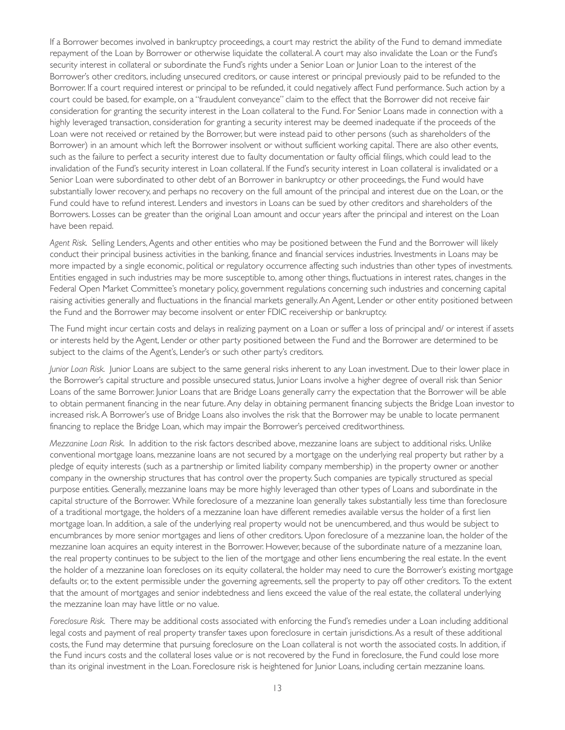If a Borrower becomes involved in bankruptcy proceedings, a court may restrict the ability of the Fund to demand immediate repayment of the Loan by Borrower or otherwise liquidate the collateral. A court may also invalidate the Loan or the Fund's security interest in collateral or subordinate the Fund's rights under a Senior Loan or Junior Loan to the interest of the Borrower's other creditors, including unsecured creditors, or cause interest or principal previously paid to be refunded to the Borrower. If a court required interest or principal to be refunded, it could negatively affect Fund performance. Such action by a court could be based, for example, on a "fraudulent conveyance" claim to the effect that the Borrower did not receive fair consideration for granting the security interest in the Loan collateral to the Fund. For Senior Loans made in connection with a highly leveraged transaction, consideration for granting a security interest may be deemed inadequate if the proceeds of the Loan were not received or retained by the Borrower, but were instead paid to other persons (such as shareholders of the Borrower) in an amount which left the Borrower insolvent or without sufficient working capital. There are also other events, such as the failure to perfect a security interest due to faulty documentation or faulty official filings, which could lead to the invalidation of the Fund's security interest in Loan collateral. If the Fund's security interest in Loan collateral is invalidated or a Senior Loan were subordinated to other debt of an Borrower in bankruptcy or other proceedings, the Fund would have substantially lower recovery, and perhaps no recovery on the full amount of the principal and interest due on the Loan, or the Fund could have to refund interest. Lenders and investors in Loans can be sued by other creditors and shareholders of the Borrowers. Losses can be greater than the original Loan amount and occur years after the principal and interest on the Loan have been repaid.

*Agent Risk.* Selling Lenders, Agents and other entities who may be positioned between the Fund and the Borrower will likely conduct their principal business activities in the banking, finance and financial services industries. Investments in Loans may be more impacted by a single economic, political or regulatory occurrence affecting such industries than other types of investments. Entities engaged in such industries may be more susceptible to, among other things, fluctuations in interest rates, changes in the Federal Open Market Committee's monetary policy, government regulations concerning such industries and concerning capital raising activities generally and fluctuations in the financial markets generally. An Agent, Lender or other entity positioned between the Fund and the Borrower may become insolvent or enter FDIC receivership or bankruptcy.

The Fund might incur certain costs and delays in realizing payment on a Loan or suffer a loss of principal and/ or interest if assets or interests held by the Agent, Lender or other party positioned between the Fund and the Borrower are determined to be subject to the claims of the Agent's, Lender's or such other party's creditors.

*Junior Loan Risk.* Junior Loans are subject to the same general risks inherent to any Loan investment. Due to their lower place in the Borrower's capital structure and possible unsecured status, Junior Loans involve a higher degree of overall risk than Senior Loans of the same Borrower. Junior Loans that are Bridge Loans generally carry the expectation that the Borrower will be able to obtain permanent financing in the near future. Any delay in obtaining permanent financing subjects the Bridge Loan investor to increased risk. A Borrower's use of Bridge Loans also involves the risk that the Borrower may be unable to locate permanent financing to replace the Bridge Loan, which may impair the Borrower's perceived creditworthiness.

*Mezzanine Loan Risk.* In addition to the risk factors described above, mezzanine loans are subject to additional risks. Unlike conventional mortgage loans, mezzanine loans are not secured by a mortgage on the underlying real property but rather by a pledge of equity interests (such as a partnership or limited liability company membership) in the property owner or another company in the ownership structures that has control over the property. Such companies are typically structured as special purpose entities. Generally, mezzanine loans may be more highly leveraged than other types of Loans and subordinate in the capital structure of the Borrower. While foreclosure of a mezzanine loan generally takes substantially less time than foreclosure of a traditional mortgage, the holders of a mezzanine loan have different remedies available versus the holder of a first lien mortgage loan. In addition, a sale of the underlying real property would not be unencumbered, and thus would be subject to encumbrances by more senior mortgages and liens of other creditors. Upon foreclosure of a mezzanine loan, the holder of the mezzanine loan acquires an equity interest in the Borrower. However, because of the subordinate nature of a mezzanine loan, the real property continues to be subject to the lien of the mortgage and other liens encumbering the real estate. In the event the holder of a mezzanine loan forecloses on its equity collateral, the holder may need to cure the Borrower's existing mortgage defaults or, to the extent permissible under the governing agreements, sell the property to pay off other creditors. To the extent that the amount of mortgages and senior indebtedness and liens exceed the value of the real estate, the collateral underlying the mezzanine loan may have little or no value.

*Foreclosure Risk.* There may be additional costs associated with enforcing the Fund's remedies under a Loan including additional legal costs and payment of real property transfer taxes upon foreclosure in certain jurisdictions. As a result of these additional costs, the Fund may determine that pursuing foreclosure on the Loan collateral is not worth the associated costs. In addition, if the Fund incurs costs and the collateral loses value or is not recovered by the Fund in foreclosure, the Fund could lose more than its original investment in the Loan. Foreclosure risk is heightened for Junior Loans, including certain mezzanine loans.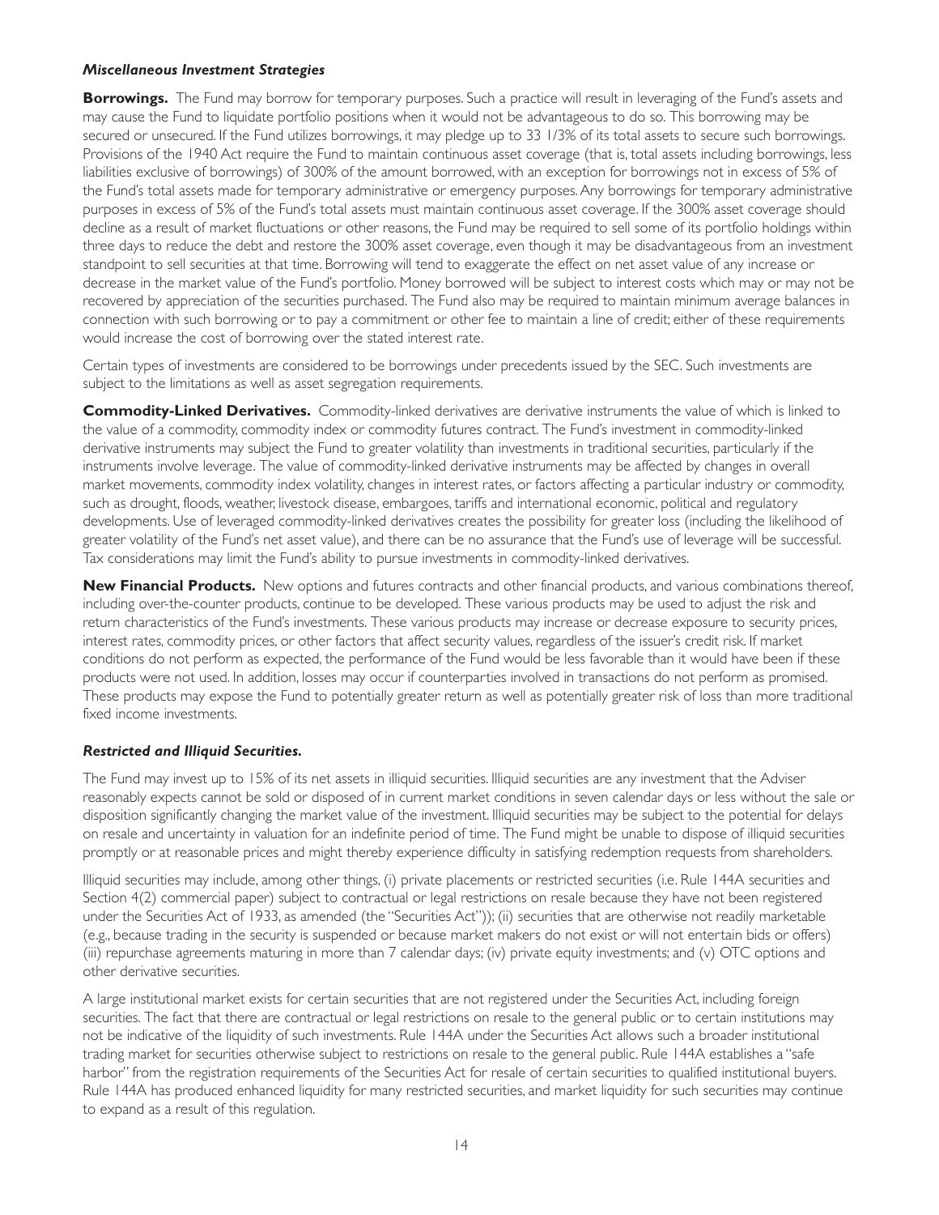### *Miscellaneous Investment Strategies*

**Borrowings.** The Fund may borrow for temporary purposes. Such a practice will result in leveraging of the Fund's assets and may cause the Fund to liquidate portfolio positions when it would not be advantageous to do so. This borrowing may be secured or unsecured. If the Fund utilizes borrowings, it may pledge up to 33 1/3% of its total assets to secure such borrowings. Provisions of the 1940 Act require the Fund to maintain continuous asset coverage (that is, total assets including borrowings, less liabilities exclusive of borrowings) of 300% of the amount borrowed, with an exception for borrowings not in excess of 5% of the Fund's total assets made for temporary administrative or emergency purposes. Any borrowings for temporary administrative purposes in excess of 5% of the Fund's total assets must maintain continuous asset coverage. If the 300% asset coverage should decline as a result of market fluctuations or other reasons, the Fund may be required to sell some of its portfolio holdings within three days to reduce the debt and restore the 300% asset coverage, even though it may be disadvantageous from an investment standpoint to sell securities at that time. Borrowing will tend to exaggerate the effect on net asset value of any increase or decrease in the market value of the Fund's portfolio. Money borrowed will be subject to interest costs which may or may not be recovered by appreciation of the securities purchased. The Fund also may be required to maintain minimum average balances in connection with such borrowing or to pay a commitment or other fee to maintain a line of credit; either of these requirements would increase the cost of borrowing over the stated interest rate.

Certain types of investments are considered to be borrowings under precedents issued by the SEC. Such investments are subject to the limitations as well as asset segregation requirements.

**Commodity-Linked Derivatives.** Commodity-linked derivatives are derivative instruments the value of which is linked to the value of a commodity, commodity index or commodity futures contract. The Fund's investment in commodity-linked derivative instruments may subject the Fund to greater volatility than investments in traditional securities, particularly if the instruments involve leverage. The value of commodity-linked derivative instruments may be affected by changes in overall market movements, commodity index volatility, changes in interest rates, or factors affecting a particular industry or commodity, such as drought, floods, weather, livestock disease, embargoes, tariffs and international economic, political and regulatory developments. Use of leveraged commodity-linked derivatives creates the possibility for greater loss (including the likelihood of greater volatility of the Fund's net asset value), and there can be no assurance that the Fund's use of leverage will be successful. Tax considerations may limit the Fund's ability to pursue investments in commodity-linked derivatives.

**New Financial Products.** New options and futures contracts and other financial products, and various combinations thereof, including over-the-counter products, continue to be developed. These various products may be used to adjust the risk and return characteristics of the Fund's investments. These various products may increase or decrease exposure to security prices, interest rates, commodity prices, or other factors that affect security values, regardless of the issuer's credit risk. If market conditions do not perform as expected, the performance of the Fund would be less favorable than it would have been if these products were not used. In addition, losses may occur if counterparties involved in transactions do not perform as promised. These products may expose the Fund to potentially greater return as well as potentially greater risk of loss than more traditional fixed income investments.

### *Restricted and Illiquid Securities.*

The Fund may invest up to 15% of its net assets in illiquid securities. Illiquid securities are any investment that the Adviser reasonably expects cannot be sold or disposed of in current market conditions in seven calendar days or less without the sale or disposition significantly changing the market value of the investment. Illiquid securities may be subject to the potential for delays on resale and uncertainty in valuation for an indefinite period of time. The Fund might be unable to dispose of illiquid securities promptly or at reasonable prices and might thereby experience difficulty in satisfying redemption requests from shareholders.

Illiquid securities may include, among other things, (i) private placements or restricted securities (i.e. Rule 144A securities and Section 4(2) commercial paper) subject to contractual or legal restrictions on resale because they have not been registered under the Securities Act of 1933, as amended (the "Securities Act")); (ii) securities that are otherwise not readily marketable (e.g., because trading in the security is suspended or because market makers do not exist or will not entertain bids or offers) (iii) repurchase agreements maturing in more than 7 calendar days; (iv) private equity investments; and (v) OTC options and other derivative securities.

A large institutional market exists for certain securities that are not registered under the Securities Act, including foreign securities. The fact that there are contractual or legal restrictions on resale to the general public or to certain institutions may not be indicative of the liquidity of such investments. Rule 144A under the Securities Act allows such a broader institutional trading market for securities otherwise subject to restrictions on resale to the general public. Rule 144A establishes a "safe harbor" from the registration requirements of the Securities Act for resale of certain securities to qualified institutional buyers. Rule 144A has produced enhanced liquidity for many restricted securities, and market liquidity for such securities may continue to expand as a result of this regulation.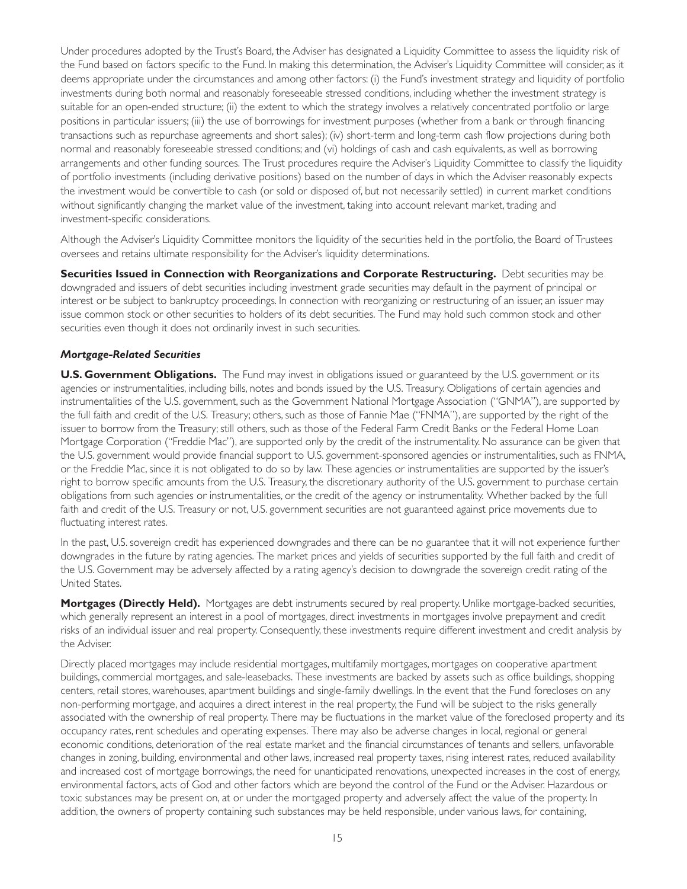Under procedures adopted by the Trust's Board, the Adviser has designated a Liquidity Committee to assess the liquidity risk of the Fund based on factors specific to the Fund. In making this determination, the Adviser's Liquidity Committee will consider, as it deems appropriate under the circumstances and among other factors: (i) the Fund's investment strategy and liquidity of portfolio investments during both normal and reasonably foreseeable stressed conditions, including whether the investment strategy is suitable for an open-ended structure; (ii) the extent to which the strategy involves a relatively concentrated portfolio or large positions in particular issuers; (iii) the use of borrowings for investment purposes (whether from a bank or through financing transactions such as repurchase agreements and short sales); (iv) short-term and long-term cash flow projections during both normal and reasonably foreseeable stressed conditions; and (vi) holdings of cash and cash equivalents, as well as borrowing arrangements and other funding sources. The Trust procedures require the Adviser's Liquidity Committee to classify the liquidity of portfolio investments (including derivative positions) based on the number of days in which the Adviser reasonably expects the investment would be convertible to cash (or sold or disposed of, but not necessarily settled) in current market conditions without significantly changing the market value of the investment, taking into account relevant market, trading and investment-specific considerations.

Although the Adviser's Liquidity Committee monitors the liquidity of the securities held in the portfolio, the Board of Trustees oversees and retains ultimate responsibility for the Adviser's liquidity determinations.

**Securities Issued in Connection with Reorganizations and Corporate Restructuring.** Debt securities may be downgraded and issuers of debt securities including investment grade securities may default in the payment of principal or interest or be subject to bankruptcy proceedings. In connection with reorganizing or restructuring of an issuer, an issuer may issue common stock or other securities to holders of its debt securities. The Fund may hold such common stock and other securities even though it does not ordinarily invest in such securities.

### *Mortgage-Related Securities*

**U.S. Government Obligations.** The Fund may invest in obligations issued or guaranteed by the U.S. government or its agencies or instrumentalities, including bills, notes and bonds issued by the U.S. Treasury. Obligations of certain agencies and instrumentalities of the U.S. government, such as the Government National Mortgage Association ("GNMA"), are supported by the full faith and credit of the U.S. Treasury; others, such as those of Fannie Mae ("FNMA"), are supported by the right of the issuer to borrow from the Treasury; still others, such as those of the Federal Farm Credit Banks or the Federal Home Loan Mortgage Corporation ("Freddie Mac"), are supported only by the credit of the instrumentality. No assurance can be given that the U.S. government would provide financial support to U.S. government-sponsored agencies or instrumentalities, such as FNMA, or the Freddie Mac, since it is not obligated to do so by law. These agencies or instrumentalities are supported by the issuer's right to borrow specific amounts from the U.S. Treasury, the discretionary authority of the U.S. government to purchase certain obligations from such agencies or instrumentalities, or the credit of the agency or instrumentality. Whether backed by the full faith and credit of the U.S. Treasury or not, U.S. government securities are not guaranteed against price movements due to fluctuating interest rates.

In the past, U.S. sovereign credit has experienced downgrades and there can be no guarantee that it will not experience further downgrades in the future by rating agencies. The market prices and yields of securities supported by the full faith and credit of the U.S. Government may be adversely affected by a rating agency's decision to downgrade the sovereign credit rating of the United States.

**Mortgages (Directly Held).** Mortgages are debt instruments secured by real property. Unlike mortgage-backed securities, which generally represent an interest in a pool of mortgages, direct investments in mortgages involve prepayment and credit risks of an individual issuer and real property. Consequently, these investments require different investment and credit analysis by the Adviser.

Directly placed mortgages may include residential mortgages, multifamily mortgages, mortgages on cooperative apartment buildings, commercial mortgages, and sale-leasebacks. These investments are backed by assets such as office buildings, shopping centers, retail stores, warehouses, apartment buildings and single-family dwellings. In the event that the Fund forecloses on any non-performing mortgage, and acquires a direct interest in the real property, the Fund will be subject to the risks generally associated with the ownership of real property. There may be fluctuations in the market value of the foreclosed property and its occupancy rates, rent schedules and operating expenses. There may also be adverse changes in local, regional or general economic conditions, deterioration of the real estate market and the financial circumstances of tenants and sellers, unfavorable changes in zoning, building, environmental and other laws, increased real property taxes, rising interest rates, reduced availability and increased cost of mortgage borrowings, the need for unanticipated renovations, unexpected increases in the cost of energy, environmental factors, acts of God and other factors which are beyond the control of the Fund or the Adviser. Hazardous or toxic substances may be present on, at or under the mortgaged property and adversely affect the value of the property. In addition, the owners of property containing such substances may be held responsible, under various laws, for containing,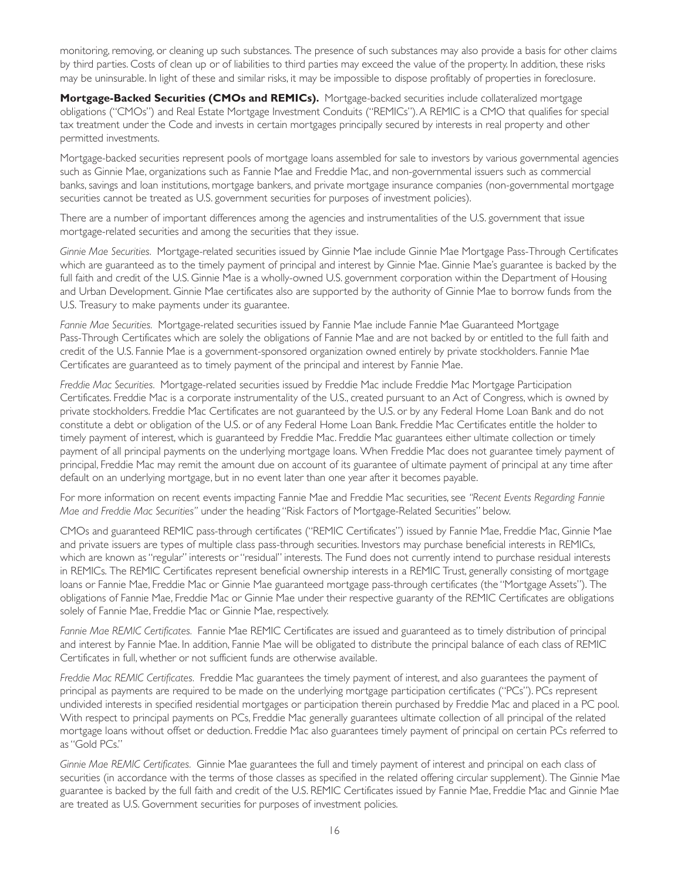monitoring, removing, or cleaning up such substances. The presence of such substances may also provide a basis for other claims by third parties. Costs of clean up or of liabilities to third parties may exceed the value of the property. In addition, these risks may be uninsurable. In light of these and similar risks, it may be impossible to dispose profitably of properties in foreclosure.

**Mortgage-Backed Securities (CMOs and REMICs).** Mortgage-backed securities include collateralized mortgage obligations ("CMOs") and Real Estate Mortgage Investment Conduits ("REMICs"). A REMIC is a CMO that qualifies for special tax treatment under the Code and invests in certain mortgages principally secured by interests in real property and other permitted investments.

Mortgage-backed securities represent pools of mortgage loans assembled for sale to investors by various governmental agencies such as Ginnie Mae, organizations such as Fannie Mae and Freddie Mac, and non-governmental issuers such as commercial banks, savings and loan institutions, mortgage bankers, and private mortgage insurance companies (non-governmental mortgage securities cannot be treated as U.S. government securities for purposes of investment policies).

There are a number of important differences among the agencies and instrumentalities of the U.S. government that issue mortgage-related securities and among the securities that they issue.

*Ginnie Mae Securities.* Mortgage-related securities issued by Ginnie Mae include Ginnie Mae Mortgage Pass-Through Certificates which are guaranteed as to the timely payment of principal and interest by Ginnie Mae. Ginnie Mae's guarantee is backed by the full faith and credit of the U.S. Ginnie Mae is a wholly-owned U.S. government corporation within the Department of Housing and Urban Development. Ginnie Mae certificates also are supported by the authority of Ginnie Mae to borrow funds from the U.S. Treasury to make payments under its guarantee.

*Fannie Mae Securities.* Mortgage-related securities issued by Fannie Mae include Fannie Mae Guaranteed Mortgage Pass-Through Certificates which are solely the obligations of Fannie Mae and are not backed by or entitled to the full faith and credit of the U.S. Fannie Mae is a government-sponsored organization owned entirely by private stockholders. Fannie Mae Certificates are guaranteed as to timely payment of the principal and interest by Fannie Mae.

*Freddie Mac Securities.* Mortgage-related securities issued by Freddie Mac include Freddie Mac Mortgage Participation Certificates. Freddie Mac is a corporate instrumentality of the U.S., created pursuant to an Act of Congress, which is owned by private stockholders. Freddie Mac Certificates are not guaranteed by the U.S. or by any Federal Home Loan Bank and do not constitute a debt or obligation of the U.S. or of any Federal Home Loan Bank. Freddie Mac Certificates entitle the holder to timely payment of interest, which is guaranteed by Freddie Mac. Freddie Mac guarantees either ultimate collection or timely payment of all principal payments on the underlying mortgage loans. When Freddie Mac does not guarantee timely payment of principal, Freddie Mac may remit the amount due on account of its guarantee of ultimate payment of principal at any time after default on an underlying mortgage, but in no event later than one year after it becomes payable.

For more information on recent events impacting Fannie Mae and Freddie Mac securities, see *"Recent Events Regarding Fannie Mae and Freddie Mac Securities"* under the heading "Risk Factors of Mortgage-Related Securities" below.

CMOs and guaranteed REMIC pass-through certificates ("REMIC Certificates") issued by Fannie Mae, Freddie Mac, Ginnie Mae and private issuers are types of multiple class pass-through securities. Investors may purchase beneficial interests in REMICs, which are known as "regular" interests or "residual" interests. The Fund does not currently intend to purchase residual interests in REMICs. The REMIC Certificates represent beneficial ownership interests in a REMIC Trust, generally consisting of mortgage loans or Fannie Mae, Freddie Mac or Ginnie Mae guaranteed mortgage pass-through certificates (the "Mortgage Assets"). The obligations of Fannie Mae, Freddie Mac or Ginnie Mae under their respective guaranty of the REMIC Certificates are obligations solely of Fannie Mae, Freddie Mac or Ginnie Mae, respectively.

*Fannie Mae REMIC Certificates.* Fannie Mae REMIC Certificates are issued and guaranteed as to timely distribution of principal and interest by Fannie Mae. In addition, Fannie Mae will be obligated to distribute the principal balance of each class of REMIC Certificates in full, whether or not sufficient funds are otherwise available.

*Freddie Mac REMIC Certificates.* Freddie Mac guarantees the timely payment of interest, and also guarantees the payment of principal as payments are required to be made on the underlying mortgage participation certificates ("PCs"). PCs represent undivided interests in specified residential mortgages or participation therein purchased by Freddie Mac and placed in a PC pool. With respect to principal payments on PCs, Freddie Mac generally guarantees ultimate collection of all principal of the related mortgage loans without offset or deduction. Freddie Mac also guarantees timely payment of principal on certain PCs referred to as "Gold PCs."

*Ginnie Mae REMIC Certificates.* Ginnie Mae guarantees the full and timely payment of interest and principal on each class of securities (in accordance with the terms of those classes as specified in the related offering circular supplement). The Ginnie Mae guarantee is backed by the full faith and credit of the U.S. REMIC Certificates issued by Fannie Mae, Freddie Mac and Ginnie Mae are treated as U.S. Government securities for purposes of investment policies.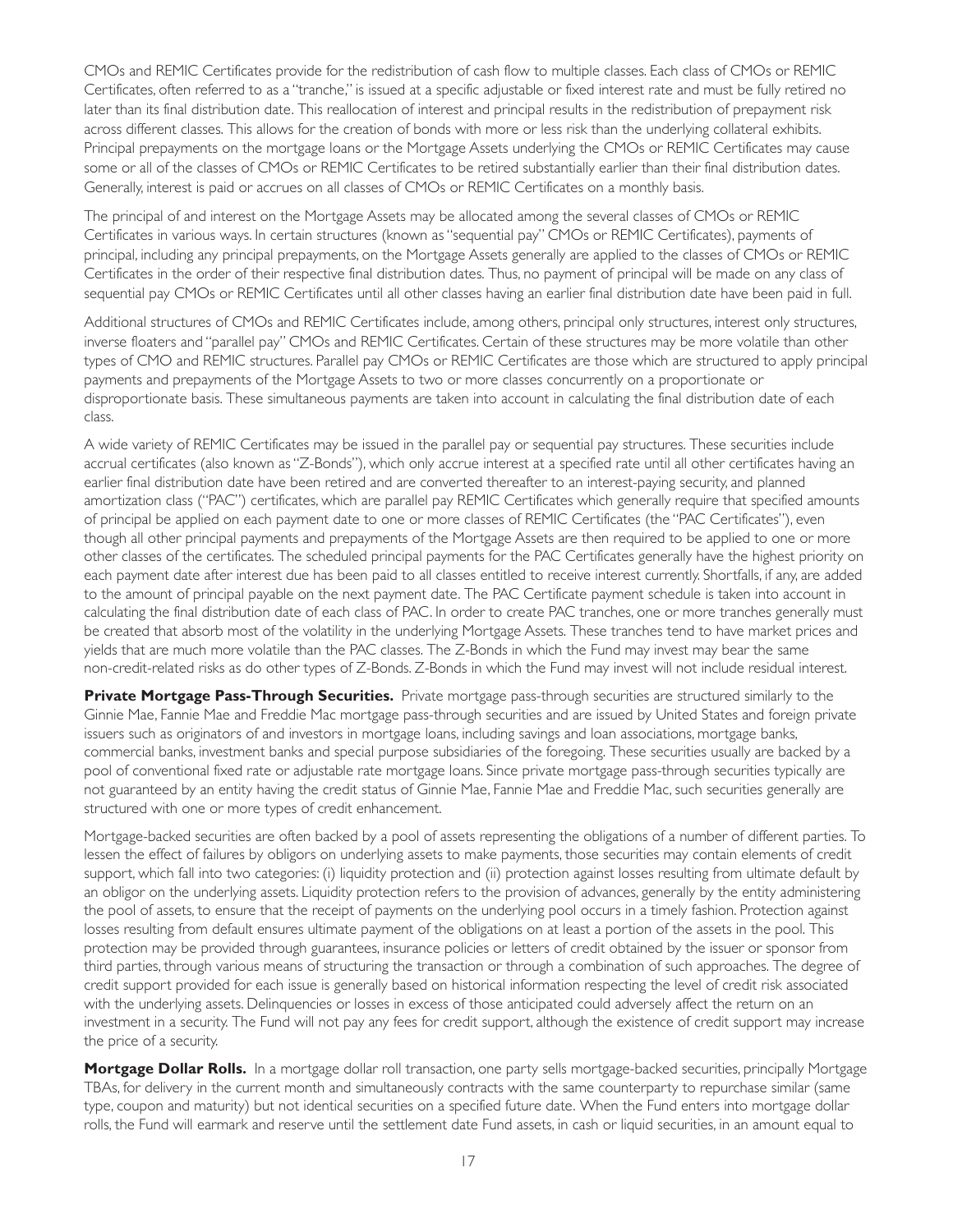CMOs and REMIC Certificates provide for the redistribution of cash flow to multiple classes. Each class of CMOs or REMIC Certificates, often referred to as a "tranche," is issued at a specific adjustable or fixed interest rate and must be fully retired no later than its final distribution date. This reallocation of interest and principal results in the redistribution of prepayment risk across different classes. This allows for the creation of bonds with more or less risk than the underlying collateral exhibits. Principal prepayments on the mortgage loans or the Mortgage Assets underlying the CMOs or REMIC Certificates may cause some or all of the classes of CMOs or REMIC Certificates to be retired substantially earlier than their final distribution dates. Generally, interest is paid or accrues on all classes of CMOs or REMIC Certificates on a monthly basis.

The principal of and interest on the Mortgage Assets may be allocated among the several classes of CMOs or REMIC Certificates in various ways. In certain structures (known as "sequential pay" CMOs or REMIC Certificates), payments of principal, including any principal prepayments, on the Mortgage Assets generally are applied to the classes of CMOs or REMIC Certificates in the order of their respective final distribution dates. Thus, no payment of principal will be made on any class of sequential pay CMOs or REMIC Certificates until all other classes having an earlier final distribution date have been paid in full.

Additional structures of CMOs and REMIC Certificates include, among others, principal only structures, interest only structures, inverse floaters and "parallel pay" CMOs and REMIC Certificates. Certain of these structures may be more volatile than other types of CMO and REMIC structures. Parallel pay CMOs or REMIC Certificates are those which are structured to apply principal payments and prepayments of the Mortgage Assets to two or more classes concurrently on a proportionate or disproportionate basis. These simultaneous payments are taken into account in calculating the final distribution date of each class.

A wide variety of REMIC Certificates may be issued in the parallel pay or sequential pay structures. These securities include accrual certificates (also known as "Z-Bonds"), which only accrue interest at a specified rate until all other certificates having an earlier final distribution date have been retired and are converted thereafter to an interest-paying security, and planned amortization class ("PAC") certificates, which are parallel pay REMIC Certificates which generally require that specified amounts of principal be applied on each payment date to one or more classes of REMIC Certificates (the "PAC Certificates"), even though all other principal payments and prepayments of the Mortgage Assets are then required to be applied to one or more other classes of the certificates. The scheduled principal payments for the PAC Certificates generally have the highest priority on each payment date after interest due has been paid to all classes entitled to receive interest currently. Shortfalls, if any, are added to the amount of principal payable on the next payment date. The PAC Certificate payment schedule is taken into account in calculating the final distribution date of each class of PAC. In order to create PAC tranches, one or more tranches generally must be created that absorb most of the volatility in the underlying Mortgage Assets. These tranches tend to have market prices and yields that are much more volatile than the PAC classes. The Z-Bonds in which the Fund may invest may bear the same non-credit-related risks as do other types of Z-Bonds. Z-Bonds in which the Fund may invest will not include residual interest.

**Private Mortgage Pass-Through Securities.** Private mortgage pass-through securities are structured similarly to the Ginnie Mae, Fannie Mae and Freddie Mac mortgage pass-through securities and are issued by United States and foreign private issuers such as originators of and investors in mortgage loans, including savings and loan associations, mortgage banks, commercial banks, investment banks and special purpose subsidiaries of the foregoing. These securities usually are backed by a pool of conventional fixed rate or adjustable rate mortgage loans. Since private mortgage pass-through securities typically are not guaranteed by an entity having the credit status of Ginnie Mae, Fannie Mae and Freddie Mac, such securities generally are structured with one or more types of credit enhancement.

Mortgage-backed securities are often backed by a pool of assets representing the obligations of a number of different parties. To lessen the effect of failures by obligors on underlying assets to make payments, those securities may contain elements of credit support, which fall into two categories: (i) liquidity protection and (ii) protection against losses resulting from ultimate default by an obligor on the underlying assets. Liquidity protection refers to the provision of advances, generally by the entity administering the pool of assets, to ensure that the receipt of payments on the underlying pool occurs in a timely fashion. Protection against losses resulting from default ensures ultimate payment of the obligations on at least a portion of the assets in the pool. This protection may be provided through guarantees, insurance policies or letters of credit obtained by the issuer or sponsor from third parties, through various means of structuring the transaction or through a combination of such approaches. The degree of credit support provided for each issue is generally based on historical information respecting the level of credit risk associated with the underlying assets. Delinquencies or losses in excess of those anticipated could adversely affect the return on an investment in a security. The Fund will not pay any fees for credit support, although the existence of credit support may increase the price of a security.

**Mortgage Dollar Rolls.** In a mortgage dollar roll transaction, one party sells mortgage-backed securities, principally Mortgage TBAs, for delivery in the current month and simultaneously contracts with the same counterparty to repurchase similar (same type, coupon and maturity) but not identical securities on a specified future date. When the Fund enters into mortgage dollar rolls, the Fund will earmark and reserve until the settlement date Fund assets, in cash or liquid securities, in an amount equal to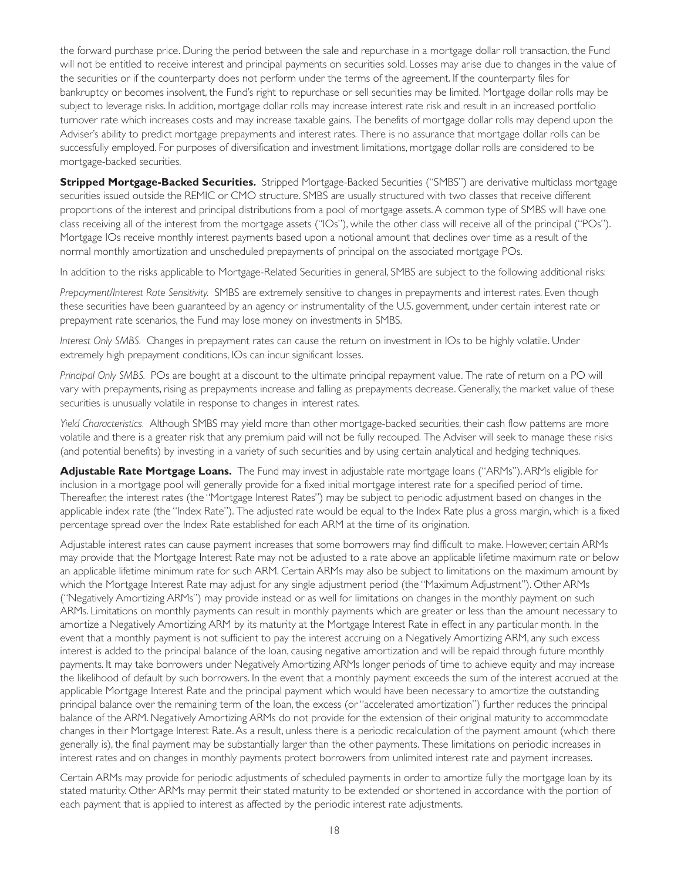the forward purchase price. During the period between the sale and repurchase in a mortgage dollar roll transaction, the Fund will not be entitled to receive interest and principal payments on securities sold. Losses may arise due to changes in the value of the securities or if the counterparty does not perform under the terms of the agreement. If the counterparty files for bankruptcy or becomes insolvent, the Fund's right to repurchase or sell securities may be limited. Mortgage dollar rolls may be subject to leverage risks. In addition, mortgage dollar rolls may increase interest rate risk and result in an increased portfolio turnover rate which increases costs and may increase taxable gains. The benefits of mortgage dollar rolls may depend upon the Adviser's ability to predict mortgage prepayments and interest rates. There is no assurance that mortgage dollar rolls can be successfully employed. For purposes of diversification and investment limitations, mortgage dollar rolls are considered to be mortgage-backed securities.

**Stripped Mortgage-Backed Securities.** Stripped Mortgage-Backed Securities ("SMBS") are derivative multiclass mortgage securities issued outside the REMIC or CMO structure. SMBS are usually structured with two classes that receive different proportions of the interest and principal distributions from a pool of mortgage assets. A common type of SMBS will have one class receiving all of the interest from the mortgage assets ("IOs"), while the other class will receive all of the principal ("POs"). Mortgage IOs receive monthly interest payments based upon a notional amount that declines over time as a result of the normal monthly amortization and unscheduled prepayments of principal on the associated mortgage POs.

In addition to the risks applicable to Mortgage-Related Securities in general, SMBS are subject to the following additional risks:

*Prepayment/Interest Rate Sensitivity.* SMBS are extremely sensitive to changes in prepayments and interest rates. Even though these securities have been guaranteed by an agency or instrumentality of the U.S. government, under certain interest rate or prepayment rate scenarios, the Fund may lose money on investments in SMBS.

*Interest Only SMBS.* Changes in prepayment rates can cause the return on investment in IOs to be highly volatile. Under extremely high prepayment conditions, IOs can incur significant losses.

*Principal Only SMBS.* POs are bought at a discount to the ultimate principal repayment value. The rate of return on a PO will vary with prepayments, rising as prepayments increase and falling as prepayments decrease. Generally, the market value of these securities is unusually volatile in response to changes in interest rates.

*Yield Characteristics.* Although SMBS may yield more than other mortgage-backed securities, their cash flow patterns are more volatile and there is a greater risk that any premium paid will not be fully recouped. The Adviser will seek to manage these risks (and potential benefits) by investing in a variety of such securities and by using certain analytical and hedging techniques.

**Adjustable Rate Mortgage Loans.** The Fund may invest in adjustable rate mortgage loans ("ARMs"). ARMs eligible for inclusion in a mortgage pool will generally provide for a fixed initial mortgage interest rate for a specified period of time. Thereafter, the interest rates (the "Mortgage Interest Rates") may be subject to periodic adjustment based on changes in the applicable index rate (the "Index Rate"). The adjusted rate would be equal to the Index Rate plus a gross margin, which is a fixed percentage spread over the Index Rate established for each ARM at the time of its origination.

Adjustable interest rates can cause payment increases that some borrowers may find difficult to make. However, certain ARMs may provide that the Mortgage Interest Rate may not be adjusted to a rate above an applicable lifetime maximum rate or below an applicable lifetime minimum rate for such ARM. Certain ARMs may also be subject to limitations on the maximum amount by which the Mortgage Interest Rate may adjust for any single adjustment period (the "Maximum Adjustment"). Other ARMs ("Negatively Amortizing ARMs") may provide instead or as well for limitations on changes in the monthly payment on such ARMs. Limitations on monthly payments can result in monthly payments which are greater or less than the amount necessary to amortize a Negatively Amortizing ARM by its maturity at the Mortgage Interest Rate in effect in any particular month. In the event that a monthly payment is not sufficient to pay the interest accruing on a Negatively Amortizing ARM, any such excess interest is added to the principal balance of the loan, causing negative amortization and will be repaid through future monthly payments. It may take borrowers under Negatively Amortizing ARMs longer periods of time to achieve equity and may increase the likelihood of default by such borrowers. In the event that a monthly payment exceeds the sum of the interest accrued at the applicable Mortgage Interest Rate and the principal payment which would have been necessary to amortize the outstanding principal balance over the remaining term of the loan, the excess (or "accelerated amortization") further reduces the principal balance of the ARM. Negatively Amortizing ARMs do not provide for the extension of their original maturity to accommodate changes in their Mortgage Interest Rate. As a result, unless there is a periodic recalculation of the payment amount (which there generally is), the final payment may be substantially larger than the other payments. These limitations on periodic increases in interest rates and on changes in monthly payments protect borrowers from unlimited interest rate and payment increases.

Certain ARMs may provide for periodic adjustments of scheduled payments in order to amortize fully the mortgage loan by its stated maturity. Other ARMs may permit their stated maturity to be extended or shortened in accordance with the portion of each payment that is applied to interest as affected by the periodic interest rate adjustments.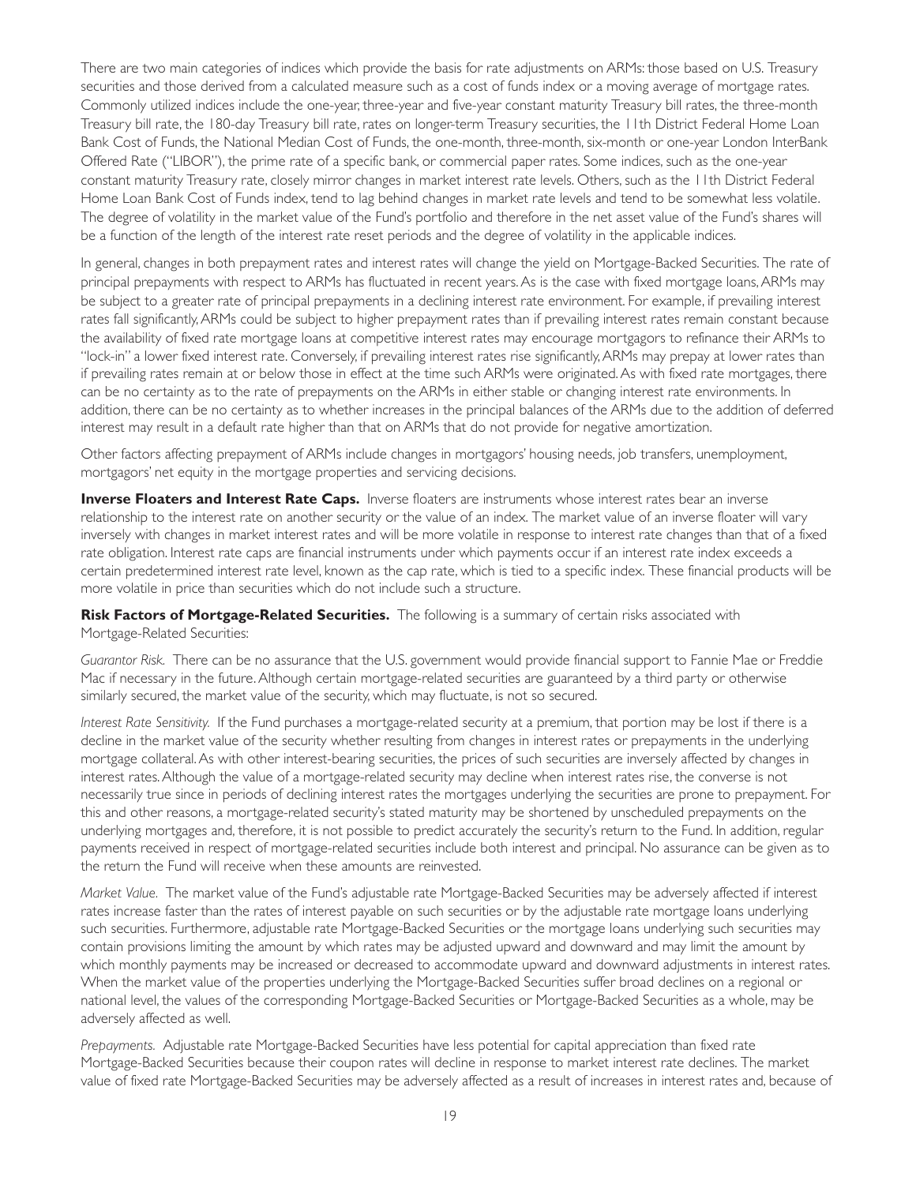There are two main categories of indices which provide the basis for rate adjustments on ARMs: those based on U.S. Treasury securities and those derived from a calculated measure such as a cost of funds index or a moving average of mortgage rates. Commonly utilized indices include the one-year, three-year and five-year constant maturity Treasury bill rates, the three-month Treasury bill rate, the 180-day Treasury bill rate, rates on longer-term Treasury securities, the 11th District Federal Home Loan Bank Cost of Funds, the National Median Cost of Funds, the one-month, three-month, six-month or one-year London InterBank Offered Rate ("LIBOR"), the prime rate of a specific bank, or commercial paper rates. Some indices, such as the one-year constant maturity Treasury rate, closely mirror changes in market interest rate levels. Others, such as the 11th District Federal Home Loan Bank Cost of Funds index, tend to lag behind changes in market rate levels and tend to be somewhat less volatile. The degree of volatility in the market value of the Fund's portfolio and therefore in the net asset value of the Fund's shares will be a function of the length of the interest rate reset periods and the degree of volatility in the applicable indices.

In general, changes in both prepayment rates and interest rates will change the yield on Mortgage-Backed Securities. The rate of principal prepayments with respect to ARMs has fluctuated in recent years. As is the case with fixed mortgage loans, ARMs may be subject to a greater rate of principal prepayments in a declining interest rate environment. For example, if prevailing interest rates fall significantly, ARMs could be subject to higher prepayment rates than if prevailing interest rates remain constant because the availability of fixed rate mortgage loans at competitive interest rates may encourage mortgagors to refinance their ARMs to "lock-in" a lower fixed interest rate. Conversely, if prevailing interest rates rise significantly, ARMs may prepay at lower rates than if prevailing rates remain at or below those in effect at the time such ARMs were originated. As with fixed rate mortgages, there can be no certainty as to the rate of prepayments on the ARMs in either stable or changing interest rate environments. In addition, there can be no certainty as to whether increases in the principal balances of the ARMs due to the addition of deferred interest may result in a default rate higher than that on ARMs that do not provide for negative amortization.

Other factors affecting prepayment of ARMs include changes in mortgagors' housing needs, job transfers, unemployment, mortgagors' net equity in the mortgage properties and servicing decisions.

**Inverse Floaters and Interest Rate Caps.** Inverse floaters are instruments whose interest rates bear an inverse relationship to the interest rate on another security or the value of an index. The market value of an inverse floater will vary inversely with changes in market interest rates and will be more volatile in response to interest rate changes than that of a fixed rate obligation. Interest rate caps are financial instruments under which payments occur if an interest rate index exceeds a certain predetermined interest rate level, known as the cap rate, which is tied to a specific index. These financial products will be more volatile in price than securities which do not include such a structure.

**Risk Factors of Mortgage-Related Securities.** The following is a summary of certain risks associated with Mortgage-Related Securities:

*Guarantor Risk.* There can be no assurance that the U.S. government would provide financial support to Fannie Mae or Freddie Mac if necessary in the future. Although certain mortgage-related securities are guaranteed by a third party or otherwise similarly secured, the market value of the security, which may fluctuate, is not so secured.

*Interest Rate Sensitivity.* If the Fund purchases a mortgage-related security at a premium, that portion may be lost if there is a decline in the market value of the security whether resulting from changes in interest rates or prepayments in the underlying mortgage collateral. As with other interest-bearing securities, the prices of such securities are inversely affected by changes in interest rates. Although the value of a mortgage-related security may decline when interest rates rise, the converse is not necessarily true since in periods of declining interest rates the mortgages underlying the securities are prone to prepayment. For this and other reasons, a mortgage-related security's stated maturity may be shortened by unscheduled prepayments on the underlying mortgages and, therefore, it is not possible to predict accurately the security's return to the Fund. In addition, regular payments received in respect of mortgage-related securities include both interest and principal. No assurance can be given as to the return the Fund will receive when these amounts are reinvested.

*Market Value.* The market value of the Fund's adjustable rate Mortgage-Backed Securities may be adversely affected if interest rates increase faster than the rates of interest payable on such securities or by the adjustable rate mortgage loans underlying such securities. Furthermore, adjustable rate Mortgage-Backed Securities or the mortgage loans underlying such securities may contain provisions limiting the amount by which rates may be adjusted upward and downward and may limit the amount by which monthly payments may be increased or decreased to accommodate upward and downward adjustments in interest rates. When the market value of the properties underlying the Mortgage-Backed Securities suffer broad declines on a regional or national level, the values of the corresponding Mortgage-Backed Securities or Mortgage-Backed Securities as a whole, may be adversely affected as well.

*Prepayments.* Adjustable rate Mortgage-Backed Securities have less potential for capital appreciation than fixed rate Mortgage-Backed Securities because their coupon rates will decline in response to market interest rate declines. The market value of fixed rate Mortgage-Backed Securities may be adversely affected as a result of increases in interest rates and, because of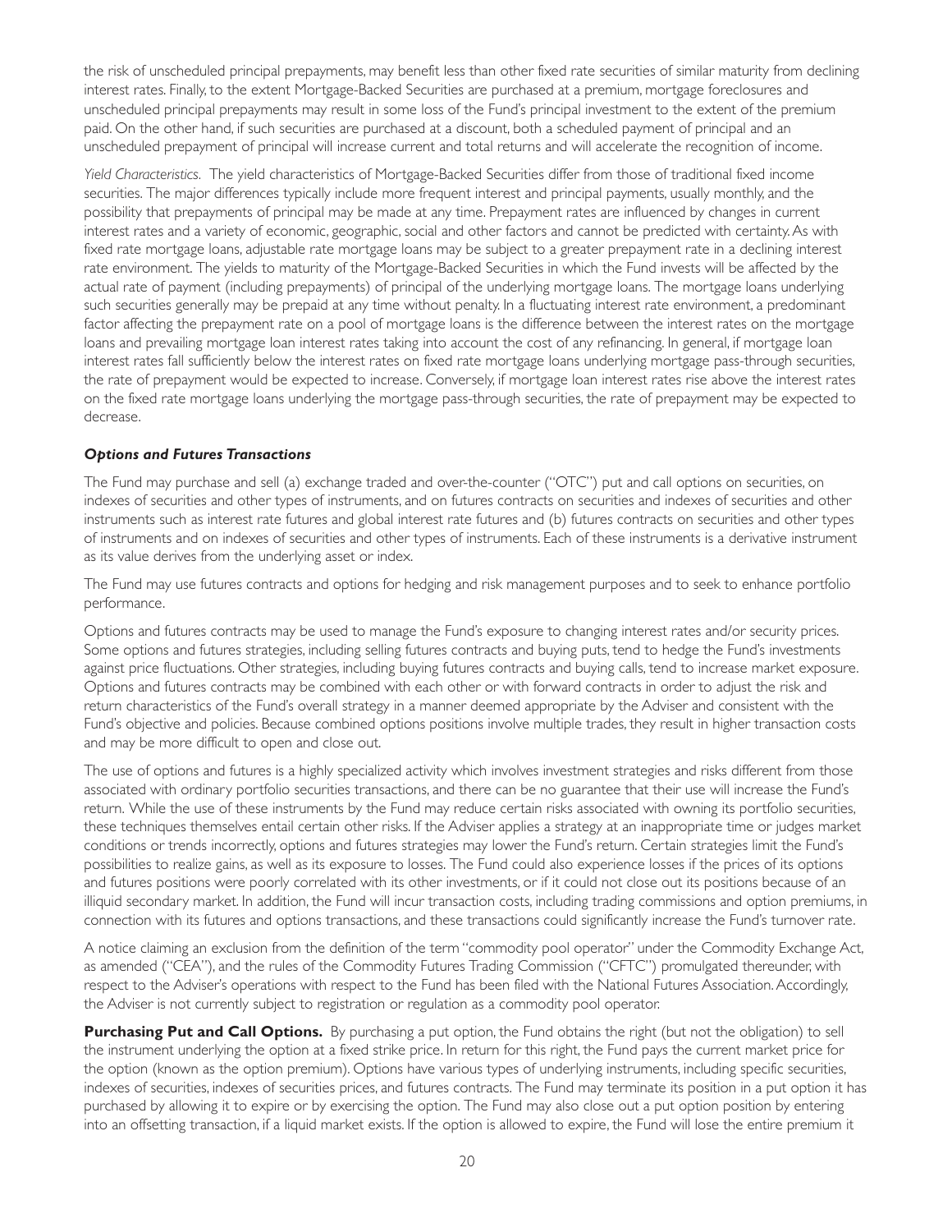the risk of unscheduled principal prepayments, may benefit less than other fixed rate securities of similar maturity from declining interest rates. Finally, to the extent Mortgage-Backed Securities are purchased at a premium, mortgage foreclosures and unscheduled principal prepayments may result in some loss of the Fund's principal investment to the extent of the premium paid. On the other hand, if such securities are purchased at a discount, both a scheduled payment of principal and an unscheduled prepayment of principal will increase current and total returns and will accelerate the recognition of income.

*Yield Characteristics.* The yield characteristics of Mortgage-Backed Securities differ from those of traditional fixed income securities. The major differences typically include more frequent interest and principal payments, usually monthly, and the possibility that prepayments of principal may be made at any time. Prepayment rates are influenced by changes in current interest rates and a variety of economic, geographic, social and other factors and cannot be predicted with certainty. As with fixed rate mortgage loans, adjustable rate mortgage loans may be subject to a greater prepayment rate in a declining interest rate environment. The yields to maturity of the Mortgage-Backed Securities in which the Fund invests will be affected by the actual rate of payment (including prepayments) of principal of the underlying mortgage loans. The mortgage loans underlying such securities generally may be prepaid at any time without penalty. In a fluctuating interest rate environment, a predominant factor affecting the prepayment rate on a pool of mortgage loans is the difference between the interest rates on the mortgage loans and prevailing mortgage loan interest rates taking into account the cost of any refinancing. In general, if mortgage loan interest rates fall sufficiently below the interest rates on fixed rate mortgage loans underlying mortgage pass-through securities, the rate of prepayment would be expected to increase. Conversely, if mortgage loan interest rates rise above the interest rates on the fixed rate mortgage loans underlying the mortgage pass-through securities, the rate of prepayment may be expected to decrease.

### *Options and Futures Transactions*

The Fund may purchase and sell (a) exchange traded and over-the-counter ("OTC") put and call options on securities, on indexes of securities and other types of instruments, and on futures contracts on securities and indexes of securities and other instruments such as interest rate futures and global interest rate futures and (b) futures contracts on securities and other types of instruments and on indexes of securities and other types of instruments. Each of these instruments is a derivative instrument as its value derives from the underlying asset or index.

The Fund may use futures contracts and options for hedging and risk management purposes and to seek to enhance portfolio performance.

Options and futures contracts may be used to manage the Fund's exposure to changing interest rates and/or security prices. Some options and futures strategies, including selling futures contracts and buying puts, tend to hedge the Fund's investments against price fluctuations. Other strategies, including buying futures contracts and buying calls, tend to increase market exposure. Options and futures contracts may be combined with each other or with forward contracts in order to adjust the risk and return characteristics of the Fund's overall strategy in a manner deemed appropriate by the Adviser and consistent with the Fund's objective and policies. Because combined options positions involve multiple trades, they result in higher transaction costs and may be more difficult to open and close out.

The use of options and futures is a highly specialized activity which involves investment strategies and risks different from those associated with ordinary portfolio securities transactions, and there can be no guarantee that their use will increase the Fund's return. While the use of these instruments by the Fund may reduce certain risks associated with owning its portfolio securities, these techniques themselves entail certain other risks. If the Adviser applies a strategy at an inappropriate time or judges market conditions or trends incorrectly, options and futures strategies may lower the Fund's return. Certain strategies limit the Fund's possibilities to realize gains, as well as its exposure to losses. The Fund could also experience losses if the prices of its options and futures positions were poorly correlated with its other investments, or if it could not close out its positions because of an illiquid secondary market. In addition, the Fund will incur transaction costs, including trading commissions and option premiums, in connection with its futures and options transactions, and these transactions could significantly increase the Fund's turnover rate.

A notice claiming an exclusion from the definition of the term "commodity pool operator" under the Commodity Exchange Act, as amended ("CEA"), and the rules of the Commodity Futures Trading Commission ("CFTC") promulgated thereunder, with respect to the Adviser's operations with respect to the Fund has been filed with the National Futures Association. Accordingly, the Adviser is not currently subject to registration or regulation as a commodity pool operator.

**Purchasing Put and Call Options.** By purchasing a put option, the Fund obtains the right (but not the obligation) to sell the instrument underlying the option at a fixed strike price. In return for this right, the Fund pays the current market price for the option (known as the option premium). Options have various types of underlying instruments, including specific securities, indexes of securities, indexes of securities prices, and futures contracts. The Fund may terminate its position in a put option it has purchased by allowing it to expire or by exercising the option. The Fund may also close out a put option position by entering into an offsetting transaction, if a liquid market exists. If the option is allowed to expire, the Fund will lose the entire premium it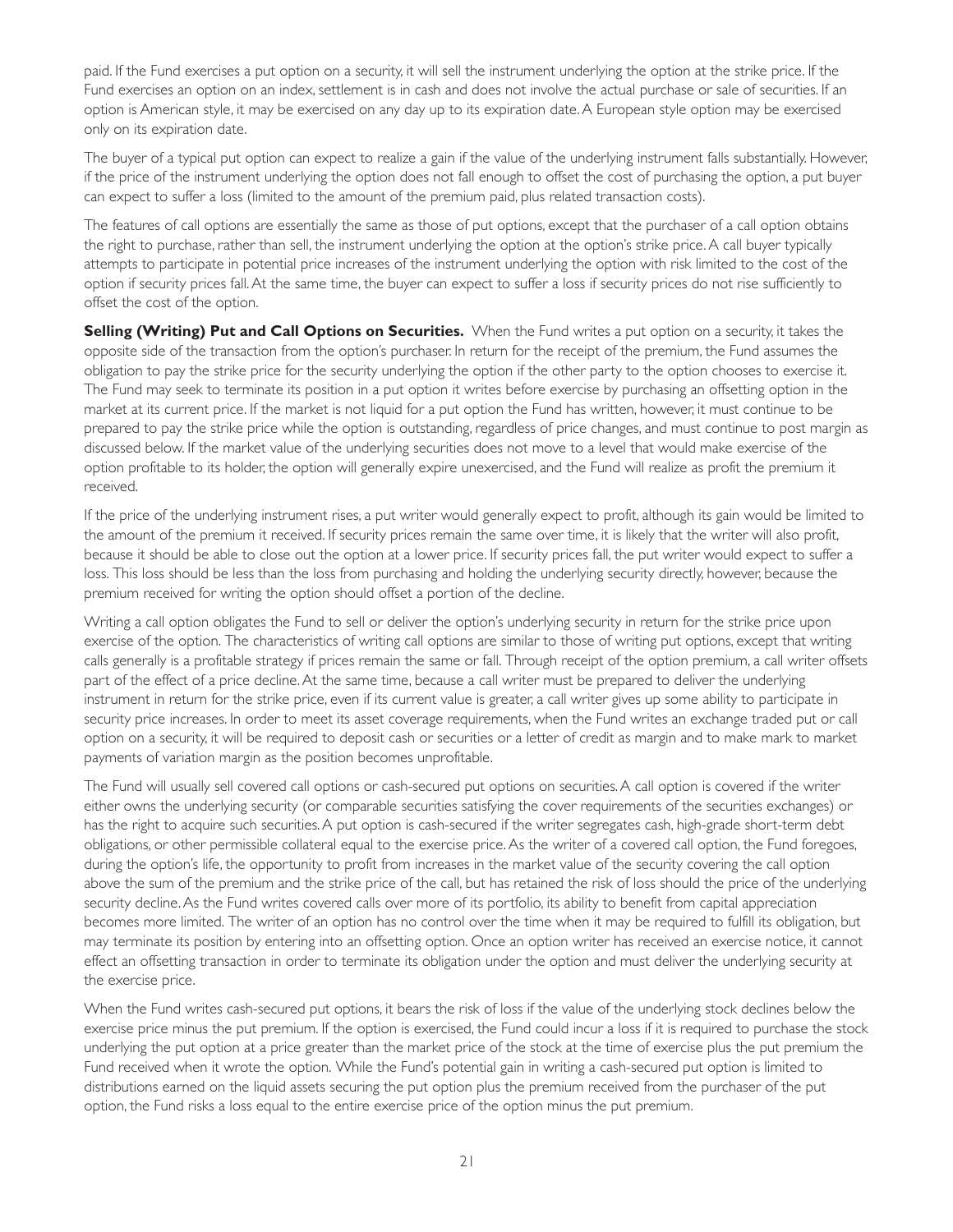paid. If the Fund exercises a put option on a security, it will sell the instrument underlying the option at the strike price. If the Fund exercises an option on an index, settlement is in cash and does not involve the actual purchase or sale of securities. If an option is American style, it may be exercised on any day up to its expiration date. A European style option may be exercised only on its expiration date.

The buyer of a typical put option can expect to realize a gain if the value of the underlying instrument falls substantially. However, if the price of the instrument underlying the option does not fall enough to offset the cost of purchasing the option, a put buyer can expect to suffer a loss (limited to the amount of the premium paid, plus related transaction costs).

The features of call options are essentially the same as those of put options, except that the purchaser of a call option obtains the right to purchase, rather than sell, the instrument underlying the option at the option's strike price. A call buyer typically attempts to participate in potential price increases of the instrument underlying the option with risk limited to the cost of the option if security prices fall. At the same time, the buyer can expect to suffer a loss if security prices do not rise sufficiently to offset the cost of the option.

**Selling (Writing) Put and Call Options on Securities.** When the Fund writes a put option on a security, it takes the opposite side of the transaction from the option's purchaser. In return for the receipt of the premium, the Fund assumes the obligation to pay the strike price for the security underlying the option if the other party to the option chooses to exercise it. The Fund may seek to terminate its position in a put option it writes before exercise by purchasing an offsetting option in the market at its current price. If the market is not liquid for a put option the Fund has written, however, it must continue to be prepared to pay the strike price while the option is outstanding, regardless of price changes, and must continue to post margin as discussed below. If the market value of the underlying securities does not move to a level that would make exercise of the option profitable to its holder, the option will generally expire unexercised, and the Fund will realize as profit the premium it received.

If the price of the underlying instrument rises, a put writer would generally expect to profit, although its gain would be limited to the amount of the premium it received. If security prices remain the same over time, it is likely that the writer will also profit, because it should be able to close out the option at a lower price. If security prices fall, the put writer would expect to suffer a loss. This loss should be less than the loss from purchasing and holding the underlying security directly, however, because the premium received for writing the option should offset a portion of the decline.

Writing a call option obligates the Fund to sell or deliver the option's underlying security in return for the strike price upon exercise of the option. The characteristics of writing call options are similar to those of writing put options, except that writing calls generally is a profitable strategy if prices remain the same or fall. Through receipt of the option premium, a call writer offsets part of the effect of a price decline. At the same time, because a call writer must be prepared to deliver the underlying instrument in return for the strike price, even if its current value is greater, a call writer gives up some ability to participate in security price increases. In order to meet its asset coverage requirements, when the Fund writes an exchange traded put or call option on a security, it will be required to deposit cash or securities or a letter of credit as margin and to make mark to market payments of variation margin as the position becomes unprofitable.

The Fund will usually sell covered call options or cash-secured put options on securities. A call option is covered if the writer either owns the underlying security (or comparable securities satisfying the cover requirements of the securities exchanges) or has the right to acquire such securities. A put option is cash-secured if the writer segregates cash, high-grade short-term debt obligations, or other permissible collateral equal to the exercise price. As the writer of a covered call option, the Fund foregoes, during the option's life, the opportunity to profit from increases in the market value of the security covering the call option above the sum of the premium and the strike price of the call, but has retained the risk of loss should the price of the underlying security decline. As the Fund writes covered calls over more of its portfolio, its ability to benefit from capital appreciation becomes more limited. The writer of an option has no control over the time when it may be required to fulfill its obligation, but may terminate its position by entering into an offsetting option. Once an option writer has received an exercise notice, it cannot effect an offsetting transaction in order to terminate its obligation under the option and must deliver the underlying security at the exercise price.

When the Fund writes cash-secured put options, it bears the risk of loss if the value of the underlying stock declines below the exercise price minus the put premium. If the option is exercised, the Fund could incur a loss if it is required to purchase the stock underlying the put option at a price greater than the market price of the stock at the time of exercise plus the put premium the Fund received when it wrote the option. While the Fund's potential gain in writing a cash-secured put option is limited to distributions earned on the liquid assets securing the put option plus the premium received from the purchaser of the put option, the Fund risks a loss equal to the entire exercise price of the option minus the put premium.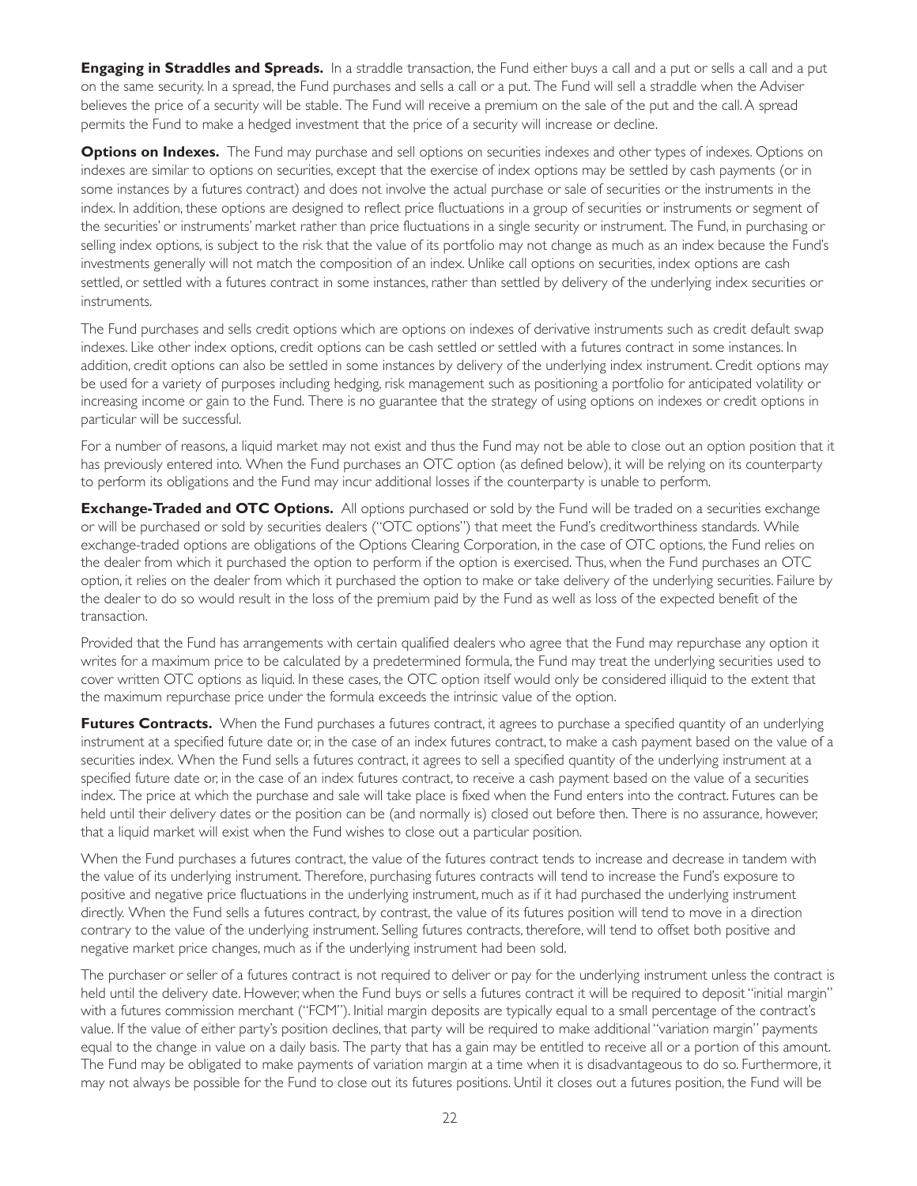**Engaging in Straddles and Spreads.** In a straddle transaction, the Fund either buys a call and a put or sells a call and a put on the same security. In a spread, the Fund purchases and sells a call or a put. The Fund will sell a straddle when the Adviser believes the price of a security will be stable. The Fund will receive a premium on the sale of the put and the call. A spread permits the Fund to make a hedged investment that the price of a security will increase or decline.

**Options on Indexes.** The Fund may purchase and sell options on securities indexes and other types of indexes. Options on indexes are similar to options on securities, except that the exercise of index options may be settled by cash payments (or in some instances by a futures contract) and does not involve the actual purchase or sale of securities or the instruments in the index. In addition, these options are designed to reflect price fluctuations in a group of securities or instruments or segment of the securities' or instruments' market rather than price fluctuations in a single security or instrument. The Fund, in purchasing or selling index options, is subject to the risk that the value of its portfolio may not change as much as an index because the Fund's investments generally will not match the composition of an index. Unlike call options on securities, index options are cash settled, or settled with a futures contract in some instances, rather than settled by delivery of the underlying index securities or instruments.

The Fund purchases and sells credit options which are options on indexes of derivative instruments such as credit default swap indexes. Like other index options, credit options can be cash settled or settled with a futures contract in some instances. In addition, credit options can also be settled in some instances by delivery of the underlying index instrument. Credit options may be used for a variety of purposes including hedging, risk management such as positioning a portfolio for anticipated volatility or increasing income or gain to the Fund. There is no guarantee that the strategy of using options on indexes or credit options in particular will be successful.

For a number of reasons, a liquid market may not exist and thus the Fund may not be able to close out an option position that it has previously entered into. When the Fund purchases an OTC option (as defined below), it will be relying on its counterparty to perform its obligations and the Fund may incur additional losses if the counterparty is unable to perform.

**Exchange-Traded and OTC Options.** All options purchased or sold by the Fund will be traded on a securities exchange or will be purchased or sold by securities dealers ("OTC options") that meet the Fund's creditworthiness standards. While exchange-traded options are obligations of the Options Clearing Corporation, in the case of OTC options, the Fund relies on the dealer from which it purchased the option to perform if the option is exercised. Thus, when the Fund purchases an OTC option, it relies on the dealer from which it purchased the option to make or take delivery of the underlying securities. Failure by the dealer to do so would result in the loss of the premium paid by the Fund as well as loss of the expected benefit of the transaction.

Provided that the Fund has arrangements with certain qualified dealers who agree that the Fund may repurchase any option it writes for a maximum price to be calculated by a predetermined formula, the Fund may treat the underlying securities used to cover written OTC options as liquid. In these cases, the OTC option itself would only be considered illiquid to the extent that the maximum repurchase price under the formula exceeds the intrinsic value of the option.

**Futures Contracts.** When the Fund purchases a futures contract, it agrees to purchase a specified quantity of an underlying instrument at a specified future date or, in the case of an index futures contract, to make a cash payment based on the value of a securities index. When the Fund sells a futures contract, it agrees to sell a specified quantity of the underlying instrument at a specified future date or, in the case of an index futures contract, to receive a cash payment based on the value of a securities index. The price at which the purchase and sale will take place is fixed when the Fund enters into the contract. Futures can be held until their delivery dates or the position can be (and normally is) closed out before then. There is no assurance, however, that a liquid market will exist when the Fund wishes to close out a particular position.

When the Fund purchases a futures contract, the value of the futures contract tends to increase and decrease in tandem with the value of its underlying instrument. Therefore, purchasing futures contracts will tend to increase the Fund's exposure to positive and negative price fluctuations in the underlying instrument, much as if it had purchased the underlying instrument directly. When the Fund sells a futures contract, by contrast, the value of its futures position will tend to move in a direction contrary to the value of the underlying instrument. Selling futures contracts, therefore, will tend to offset both positive and negative market price changes, much as if the underlying instrument had been sold.

The purchaser or seller of a futures contract is not required to deliver or pay for the underlying instrument unless the contract is held until the delivery date. However, when the Fund buys or sells a futures contract it will be required to deposit "initial margin" with a futures commission merchant ("FCM"). Initial margin deposits are typically equal to a small percentage of the contract's value. If the value of either party's position declines, that party will be required to make additional "variation margin" payments equal to the change in value on a daily basis. The party that has a gain may be entitled to receive all or a portion of this amount. The Fund may be obligated to make payments of variation margin at a time when it is disadvantageous to do so. Furthermore, it may not always be possible for the Fund to close out its futures positions. Until it closes out a futures position, the Fund will be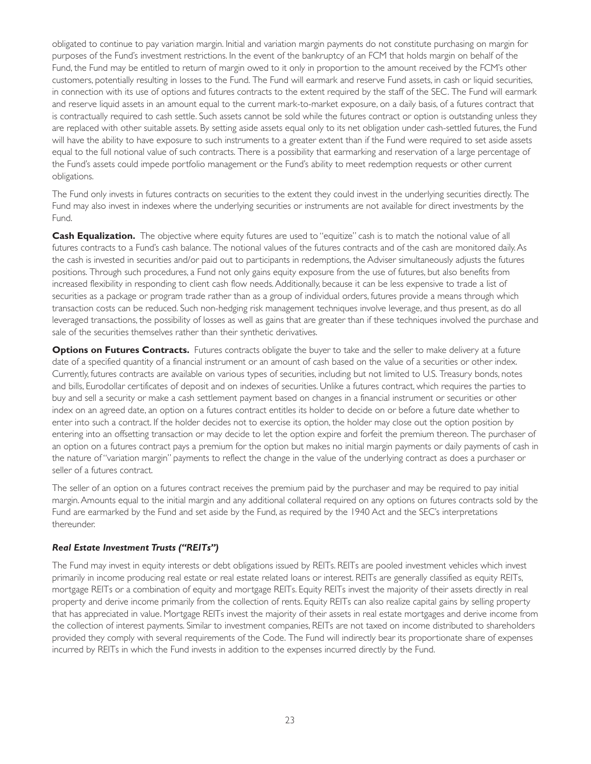obligated to continue to pay variation margin. Initial and variation margin payments do not constitute purchasing on margin for purposes of the Fund's investment restrictions. In the event of the bankruptcy of an FCM that holds margin on behalf of the Fund, the Fund may be entitled to return of margin owed to it only in proportion to the amount received by the FCM's other customers, potentially resulting in losses to the Fund. The Fund will earmark and reserve Fund assets, in cash or liquid securities, in connection with its use of options and futures contracts to the extent required by the staff of the SEC. The Fund will earmark and reserve liquid assets in an amount equal to the current mark-to-market exposure, on a daily basis, of a futures contract that is contractually required to cash settle. Such assets cannot be sold while the futures contract or option is outstanding unless they are replaced with other suitable assets. By setting aside assets equal only to its net obligation under cash-settled futures, the Fund will have the ability to have exposure to such instruments to a greater extent than if the Fund were required to set aside assets equal to the full notional value of such contracts. There is a possibility that earmarking and reservation of a large percentage of the Fund's assets could impede portfolio management or the Fund's ability to meet redemption requests or other current obligations.

The Fund only invests in futures contracts on securities to the extent they could invest in the underlying securities directly. The Fund may also invest in indexes where the underlying securities or instruments are not available for direct investments by the Fund.

**Cash Equalization.** The objective where equity futures are used to "equitize" cash is to match the notional value of all futures contracts to a Fund's cash balance. The notional values of the futures contracts and of the cash are monitored daily. As the cash is invested in securities and/or paid out to participants in redemptions, the Adviser simultaneously adjusts the futures positions. Through such procedures, a Fund not only gains equity exposure from the use of futures, but also benefits from increased flexibility in responding to client cash flow needs. Additionally, because it can be less expensive to trade a list of securities as a package or program trade rather than as a group of individual orders, futures provide a means through which transaction costs can be reduced. Such non-hedging risk management techniques involve leverage, and thus present, as do all leveraged transactions, the possibility of losses as well as gains that are greater than if these techniques involved the purchase and sale of the securities themselves rather than their synthetic derivatives.

**Options on Futures Contracts.** Futures contracts obligate the buyer to take and the seller to make delivery at a future date of a specified quantity of a financial instrument or an amount of cash based on the value of a securities or other index. Currently, futures contracts are available on various types of securities, including but not limited to U.S. Treasury bonds, notes and bills, Eurodollar certificates of deposit and on indexes of securities. Unlike a futures contract, which requires the parties to buy and sell a security or make a cash settlement payment based on changes in a financial instrument or securities or other index on an agreed date, an option on a futures contract entitles its holder to decide on or before a future date whether to enter into such a contract. If the holder decides not to exercise its option, the holder may close out the option position by entering into an offsetting transaction or may decide to let the option expire and forfeit the premium thereon. The purchaser of an option on a futures contract pays a premium for the option but makes no initial margin payments or daily payments of cash in the nature of "variation margin" payments to reflect the change in the value of the underlying contract as does a purchaser or seller of a futures contract.

The seller of an option on a futures contract receives the premium paid by the purchaser and may be required to pay initial margin. Amounts equal to the initial margin and any additional collateral required on any options on futures contracts sold by the Fund are earmarked by the Fund and set aside by the Fund, as required by the 1940 Act and the SEC's interpretations thereunder.

### *Real Estate Investment Trusts ("REITs")*

The Fund may invest in equity interests or debt obligations issued by REITs. REITs are pooled investment vehicles which invest primarily in income producing real estate or real estate related loans or interest. REITs are generally classified as equity REITs, mortgage REITs or a combination of equity and mortgage REITs. Equity REITs invest the majority of their assets directly in real property and derive income primarily from the collection of rents. Equity REITs can also realize capital gains by selling property that has appreciated in value. Mortgage REITs invest the majority of their assets in real estate mortgages and derive income from the collection of interest payments. Similar to investment companies, REITs are not taxed on income distributed to shareholders provided they comply with several requirements of the Code. The Fund will indirectly bear its proportionate share of expenses incurred by REITs in which the Fund invests in addition to the expenses incurred directly by the Fund.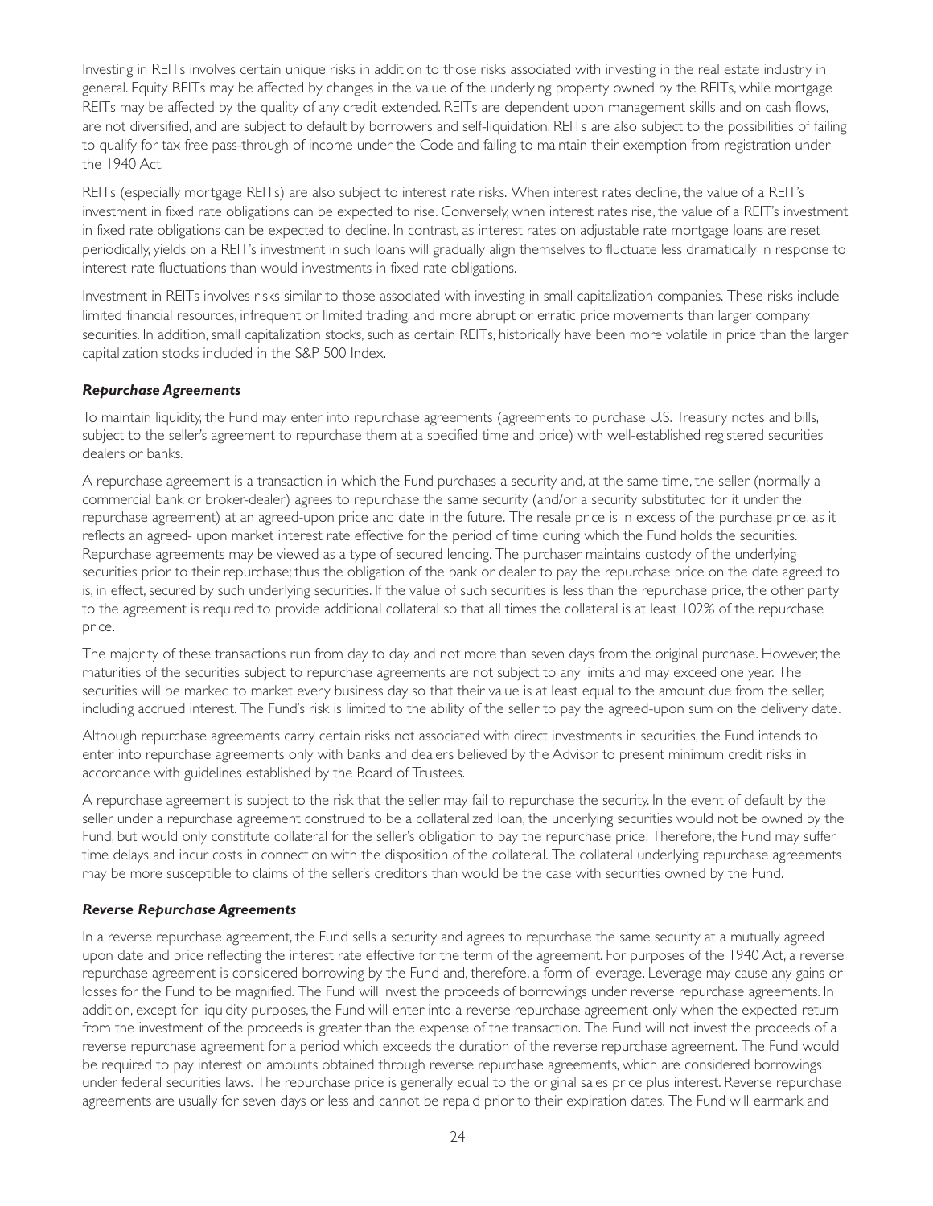Investing in REITs involves certain unique risks in addition to those risks associated with investing in the real estate industry in general. Equity REITs may be affected by changes in the value of the underlying property owned by the REITs, while mortgage REITs may be affected by the quality of any credit extended. REITs are dependent upon management skills and on cash flows, are not diversified, and are subject to default by borrowers and self-liquidation. REITs are also subject to the possibilities of failing to qualify for tax free pass-through of income under the Code and failing to maintain their exemption from registration under the 1940 Act.

REITs (especially mortgage REITs) are also subject to interest rate risks. When interest rates decline, the value of a REIT's investment in fixed rate obligations can be expected to rise. Conversely, when interest rates rise, the value of a REIT's investment in fixed rate obligations can be expected to decline. In contrast, as interest rates on adjustable rate mortgage loans are reset periodically, yields on a REIT's investment in such loans will gradually align themselves to fluctuate less dramatically in response to interest rate fluctuations than would investments in fixed rate obligations.

Investment in REITs involves risks similar to those associated with investing in small capitalization companies. These risks include limited financial resources, infrequent or limited trading, and more abrupt or erratic price movements than larger company securities. In addition, small capitalization stocks, such as certain REITs, historically have been more volatile in price than the larger capitalization stocks included in the S&P 500 Index.

***Repurchase Agreements***

To maintain liquidity, the Fund may enter into repurchase agreements (agreements to purchase U.S. Treasury notes and bills, subject to the seller's agreement to repurchase them at a specified time and price) with well-established registered securities dealers or banks.

A repurchase agreement is a transaction in which the Fund purchases a security and, at the same time, the seller (normally a commercial bank or broker-dealer) agrees to repurchase the same security (and/or a security substituted for it under the repurchase agreement) at an agreed-upon price and date in the future. The resale price is in excess of the purchase price, as it reflects an agreed- upon market interest rate effective for the period of time during which the Fund holds the securities. Repurchase agreements may be viewed as a type of secured lending. The purchaser maintains custody of the underlying securities prior to their repurchase; thus the obligation of the bank or dealer to pay the repurchase price on the date agreed to is, in effect, secured by such underlying securities. If the value of such securities is less than the repurchase price, the other party to the agreement is required to provide additional collateral so that all times the collateral is at least 102% of the repurchase price.

The majority of these transactions run from day to day and not more than seven days from the original purchase. However, the maturities of the securities subject to repurchase agreements are not subject to any limits and may exceed one year. The securities will be marked to market every business day so that their value is at least equal to the amount due from the seller, including accrued interest. The Fund's risk is limited to the ability of the seller to pay the agreed-upon sum on the delivery date.

Although repurchase agreements carry certain risks not associated with direct investments in securities, the Fund intends to enter into repurchase agreements only with banks and dealers believed by the Advisor to present minimum credit risks in accordance with guidelines established by the Board of Trustees.

A repurchase agreement is subject to the risk that the seller may fail to repurchase the security. In the event of default by the seller under a repurchase agreement construed to be a collateralized loan, the underlying securities would not be owned by the Fund, but would only constitute collateral for the seller's obligation to pay the repurchase price. Therefore, the Fund may suffer time delays and incur costs in connection with the disposition of the collateral. The collateral underlying repurchase agreements may be more susceptible to claims of the seller's creditors than would be the case with securities owned by the Fund.

***Reverse Repurchase Agreements***

In a reverse repurchase agreement, the Fund sells a security and agrees to repurchase the same security at a mutually agreed upon date and price reflecting the interest rate effective for the term of the agreement. For purposes of the 1940 Act, a reverse repurchase agreement is considered borrowing by the Fund and, therefore, a form of leverage. Leverage may cause any gains or losses for the Fund to be magnified. The Fund will invest the proceeds of borrowings under reverse repurchase agreements. In addition, except for liquidity purposes, the Fund will enter into a reverse repurchase agreement only when the expected return from the investment of the proceeds is greater than the expense of the transaction. The Fund will not invest the proceeds of a reverse repurchase agreement for a period which exceeds the duration of the reverse repurchase agreement. The Fund would be required to pay interest on amounts obtained through reverse repurchase agreements, which are considered borrowings under federal securities laws. The repurchase price is generally equal to the original sales price plus interest. Reverse repurchase agreements are usually for seven days or less and cannot be repaid prior to their expiration dates. The Fund will earmark and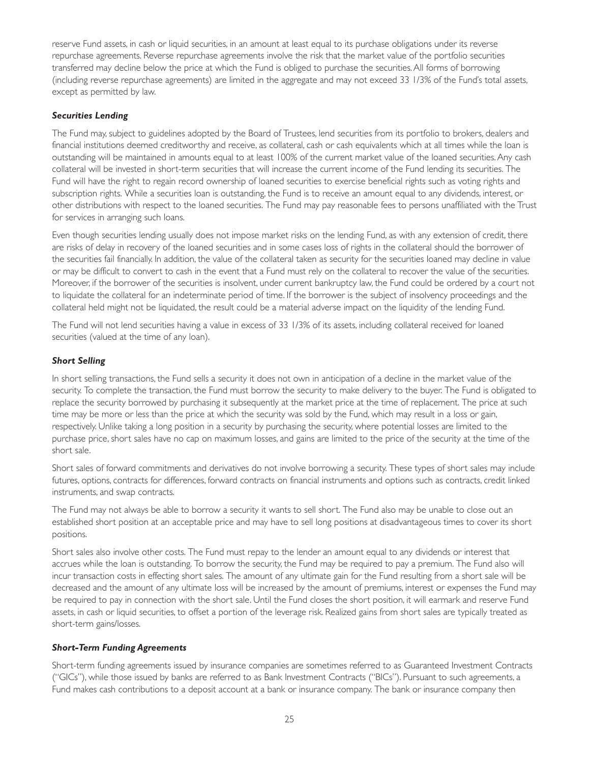reserve Fund assets, in cash or liquid securities, in an amount at least equal to its purchase obligations under its reverse repurchase agreements. Reverse repurchase agreements involve the risk that the market value of the portfolio securities transferred may decline below the price at which the Fund is obliged to purchase the securities. All forms of borrowing (including reverse repurchase agreements) are limited in the aggregate and may not exceed 33 1/3% of the Fund's total assets, except as permitted by law.

***Securities Lending***

The Fund may, subject to guidelines adopted by the Board of Trustees, lend securities from its portfolio to brokers, dealers and financial institutions deemed creditworthy and receive, as collateral, cash or cash equivalents which at all times while the loan is outstanding will be maintained in amounts equal to at least 100% of the current market value of the loaned securities. Any cash collateral will be invested in short-term securities that will increase the current income of the Fund lending its securities. The Fund will have the right to regain record ownership of loaned securities to exercise beneficial rights such as voting rights and subscription rights. While a securities loan is outstanding, the Fund is to receive an amount equal to any dividends, interest, or other distributions with respect to the loaned securities. The Fund may pay reasonable fees to persons unaffiliated with the Trust for services in arranging such loans.

Even though securities lending usually does not impose market risks on the lending Fund, as with any extension of credit, there are risks of delay in recovery of the loaned securities and in some cases loss of rights in the collateral should the borrower of the securities fail financially. In addition, the value of the collateral taken as security for the securities loaned may decline in value or may be difficult to convert to cash in the event that a Fund must rely on the collateral to recover the value of the securities. Moreover, if the borrower of the securities is insolvent, under current bankruptcy law, the Fund could be ordered by a court not to liquidate the collateral for an indeterminate period of time. If the borrower is the subject of insolvency proceedings and the collateral held might not be liquidated, the result could be a material adverse impact on the liquidity of the lending Fund.

The Fund will not lend securities having a value in excess of 33 1/3% of its assets, including collateral received for loaned securities (valued at the time of any loan).

***Short Selling***

In short selling transactions, the Fund sells a security it does not own in anticipation of a decline in the market value of the security. To complete the transaction, the Fund must borrow the security to make delivery to the buyer. The Fund is obligated to replace the security borrowed by purchasing it subsequently at the market price at the time of replacement. The price at such time may be more or less than the price at which the security was sold by the Fund, which may result in a loss or gain, respectively. Unlike taking a long position in a security by purchasing the security, where potential losses are limited to the purchase price, short sales have no cap on maximum losses, and gains are limited to the price of the security at the time of the short sale.

Short sales of forward commitments and derivatives do not involve borrowing a security. These types of short sales may include futures, options, contracts for differences, forward contracts on financial instruments and options such as contracts, credit linked instruments, and swap contracts.

The Fund may not always be able to borrow a security it wants to sell short. The Fund also may be unable to close out an established short position at an acceptable price and may have to sell long positions at disadvantageous times to cover its short positions.

Short sales also involve other costs. The Fund must repay to the lender an amount equal to any dividends or interest that accrues while the loan is outstanding. To borrow the security, the Fund may be required to pay a premium. The Fund also will incur transaction costs in effecting short sales. The amount of any ultimate gain for the Fund resulting from a short sale will be decreased and the amount of any ultimate loss will be increased by the amount of premiums, interest or expenses the Fund may be required to pay in connection with the short sale. Until the Fund closes the short position, it will earmark and reserve Fund assets, in cash or liquid securities, to offset a portion of the leverage risk. Realized gains from short sales are typically treated as short-term gains/losses.

***Short-Term Funding Agreements***

Short-term funding agreements issued by insurance companies are sometimes referred to as Guaranteed Investment Contracts ("GICs"), while those issued by banks are referred to as Bank Investment Contracts ("BICs"). Pursuant to such agreements, a Fund makes cash contributions to a deposit account at a bank or insurance company. The bank or insurance company then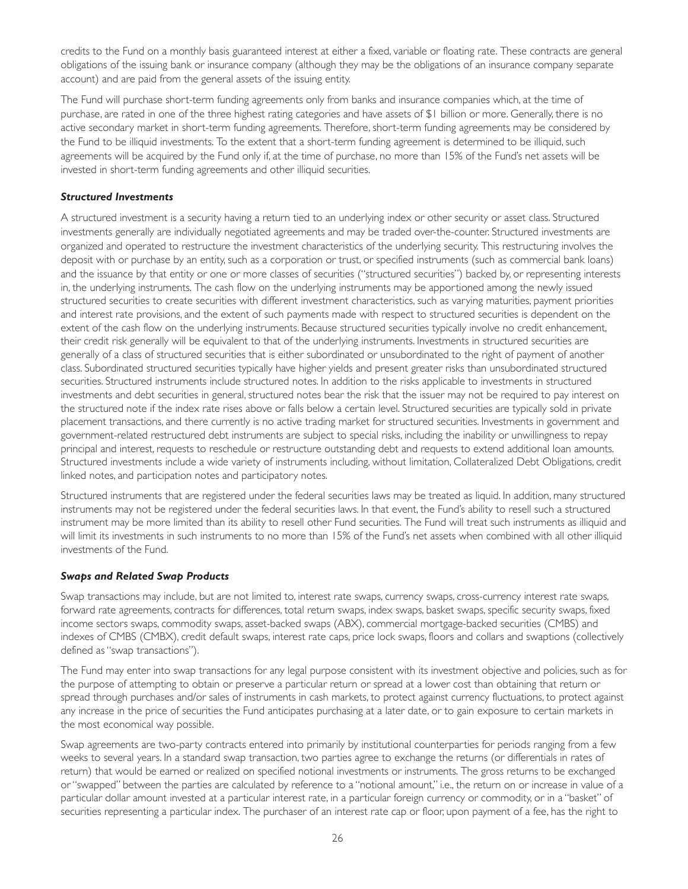credits to the Fund on a monthly basis guaranteed interest at either a fixed, variable or floating rate. These contracts are general obligations of the issuing bank or insurance company (although they may be the obligations of an insurance company separate account) and are paid from the general assets of the issuing entity.

The Fund will purchase short-term funding agreements only from banks and insurance companies which, at the time of purchase, are rated in one of the three highest rating categories and have assets of $1 billion or more. Generally, there is no active secondary market in short-term funding agreements. Therefore, short-term funding agreements may be considered by the Fund to be illiquid investments. To the extent that a short-term funding agreement is determined to be illiquid, such agreements will be acquired by the Fund only if, at the time of purchase, no more than 15% of the Fund's net assets will be invested in short-term funding agreements and other illiquid securities.

***Structured Investments***

A structured investment is a security having a return tied to an underlying index or other security or asset class. Structured investments generally are individually negotiated agreements and may be traded over-the-counter. Structured investments are organized and operated to restructure the investment characteristics of the underlying security. This restructuring involves the deposit with or purchase by an entity, such as a corporation or trust, or specified instruments (such as commercial bank loans) and the issuance by that entity or one or more classes of securities ("structured securities") backed by, or representing interests in, the underlying instruments. The cash flow on the underlying instruments may be apportioned among the newly issued structured securities to create securities with different investment characteristics, such as varying maturities, payment priorities and interest rate provisions, and the extent of such payments made with respect to structured securities is dependent on the extent of the cash flow on the underlying instruments. Because structured securities typically involve no credit enhancement, their credit risk generally will be equivalent to that of the underlying instruments. Investments in structured securities are generally of a class of structured securities that is either subordinated or unsubordinated to the right of payment of another class. Subordinated structured securities typically have higher yields and present greater risks than unsubordinated structured securities. Structured instruments include structured notes. In addition to the risks applicable to investments in structured investments and debt securities in general, structured notes bear the risk that the issuer may not be required to pay interest on the structured note if the index rate rises above or falls below a certain level. Structured securities are typically sold in private placement transactions, and there currently is no active trading market for structured securities. Investments in government and government-related restructured debt instruments are subject to special risks, including the inability or unwillingness to repay principal and interest, requests to reschedule or restructure outstanding debt and requests to extend additional loan amounts. Structured investments include a wide variety of instruments including, without limitation, Collateralized Debt Obligations, credit linked notes, and participation notes and participatory notes.

Structured instruments that are registered under the federal securities laws may be treated as liquid. In addition, many structured instruments may not be registered under the federal securities laws. In that event, the Fund's ability to resell such a structured instrument may be more limited than its ability to resell other Fund securities. The Fund will treat such instruments as illiquid and will limit its investments in such instruments to no more than 15% of the Fund's net assets when combined with all other illiquid investments of the Fund.

***Swaps and Related Swap Products***

Swap transactions may include, but are not limited to, interest rate swaps, currency swaps, cross-currency interest rate swaps, forward rate agreements, contracts for differences, total return swaps, index swaps, basket swaps, specific security swaps, fixed income sectors swaps, commodity swaps, asset-backed swaps (ABX), commercial mortgage-backed securities (CMBS) and indexes of CMBS (CMBX), credit default swaps, interest rate caps, price lock swaps, floors and collars and swaptions (collectively defined as "swap transactions").

The Fund may enter into swap transactions for any legal purpose consistent with its investment objective and policies, such as for the purpose of attempting to obtain or preserve a particular return or spread at a lower cost than obtaining that return or spread through purchases and/or sales of instruments in cash markets, to protect against currency fluctuations, to protect against any increase in the price of securities the Fund anticipates purchasing at a later date, or to gain exposure to certain markets in the most economical way possible.

Swap agreements are two-party contracts entered into primarily by institutional counterparties for periods ranging from a few weeks to several years. In a standard swap transaction, two parties agree to exchange the returns (or differentials in rates of return) that would be earned or realized on specified notional investments or instruments. The gross returns to be exchanged or "swapped" between the parties are calculated by reference to a "notional amount," i.e., the return on or increase in value of a particular dollar amount invested at a particular interest rate, in a particular foreign currency or commodity, or in a "basket" of securities representing a particular index. The purchaser of an interest rate cap or floor, upon payment of a fee, has the right to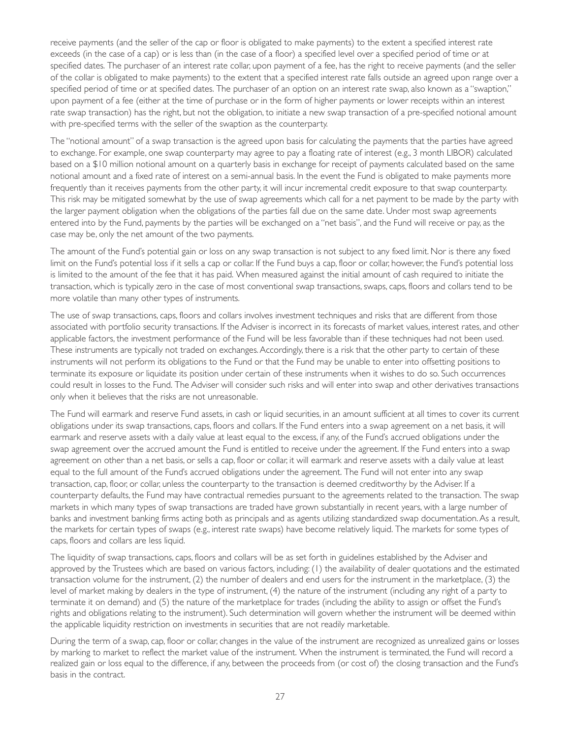receive payments (and the seller of the cap or floor is obligated to make payments) to the extent a specified interest rate exceeds (in the case of a cap) or is less than (in the case of a floor) a specified level over a specified period of time or at specified dates. The purchaser of an interest rate collar, upon payment of a fee, has the right to receive payments (and the seller of the collar is obligated to make payments) to the extent that a specified interest rate falls outside an agreed upon range over a specified period of time or at specified dates. The purchaser of an option on an interest rate swap, also known as a "swaption," upon payment of a fee (either at the time of purchase or in the form of higher payments or lower receipts within an interest rate swap transaction) has the right, but not the obligation, to initiate a new swap transaction of a pre-specified notional amount with pre-specified terms with the seller of the swaption as the counterparty.

The "notional amount" of a swap transaction is the agreed upon basis for calculating the payments that the parties have agreed to exchange. For example, one swap counterparty may agree to pay a floating rate of interest (e.g., 3 month LIBOR) calculated based on a $10 million notional amount on a quarterly basis in exchange for receipt of payments calculated based on the same notional amount and a fixed rate of interest on a semi-annual basis. In the event the Fund is obligated to make payments more frequently than it receives payments from the other party, it will incur incremental credit exposure to that swap counterparty. This risk may be mitigated somewhat by the use of swap agreements which call for a net payment to be made by the party with the larger payment obligation when the obligations of the parties fall due on the same date. Under most swap agreements entered into by the Fund, payments by the parties will be exchanged on a "net basis", and the Fund will receive or pay, as the case may be, only the net amount of the two payments.

The amount of the Fund's potential gain or loss on any swap transaction is not subject to any fixed limit. Nor is there any fixed limit on the Fund's potential loss if it sells a cap or collar. If the Fund buys a cap, floor or collar, however, the Fund's potential loss is limited to the amount of the fee that it has paid. When measured against the initial amount of cash required to initiate the transaction, which is typically zero in the case of most conventional swap transactions, swaps, caps, floors and collars tend to be more volatile than many other types of instruments.

The use of swap transactions, caps, floors and collars involves investment techniques and risks that are different from those associated with portfolio security transactions. If the Adviser is incorrect in its forecasts of market values, interest rates, and other applicable factors, the investment performance of the Fund will be less favorable than if these techniques had not been used. These instruments are typically not traded on exchanges. Accordingly, there is a risk that the other party to certain of these instruments will not perform its obligations to the Fund or that the Fund may be unable to enter into offsetting positions to terminate its exposure or liquidate its position under certain of these instruments when it wishes to do so. Such occurrences could result in losses to the Fund. The Adviser will consider such risks and will enter into swap and other derivatives transactions only when it believes that the risks are not unreasonable.

The Fund will earmark and reserve Fund assets, in cash or liquid securities, in an amount sufficient at all times to cover its current obligations under its swap transactions, caps, floors and collars. If the Fund enters into a swap agreement on a net basis, it will earmark and reserve assets with a daily value at least equal to the excess, if any, of the Fund's accrued obligations under the swap agreement over the accrued amount the Fund is entitled to receive under the agreement. If the Fund enters into a swap agreement on other than a net basis, or sells a cap, floor or collar, it will earmark and reserve assets with a daily value at least equal to the full amount of the Fund's accrued obligations under the agreement. The Fund will not enter into any swap transaction, cap, floor, or collar, unless the counterparty to the transaction is deemed creditworthy by the Adviser. If a counterparty defaults, the Fund may have contractual remedies pursuant to the agreements related to the transaction. The swap markets in which many types of swap transactions are traded have grown substantially in recent years, with a large number of banks and investment banking firms acting both as principals and as agents utilizing standardized swap documentation. As a result, the markets for certain types of swaps (e.g., interest rate swaps) have become relatively liquid. The markets for some types of caps, floors and collars are less liquid.

The liquidity of swap transactions, caps, floors and collars will be as set forth in guidelines established by the Adviser and approved by the Trustees which are based on various factors, including: (1) the availability of dealer quotations and the estimated transaction volume for the instrument, (2) the number of dealers and end users for the instrument in the marketplace, (3) the level of market making by dealers in the type of instrument, (4) the nature of the instrument (including any right of a party to terminate it on demand) and (5) the nature of the marketplace for trades (including the ability to assign or offset the Fund's rights and obligations relating to the instrument). Such determination will govern whether the instrument will be deemed within the applicable liquidity restriction on investments in securities that are not readily marketable.

During the term of a swap, cap, floor or collar, changes in the value of the instrument are recognized as unrealized gains or losses by marking to market to reflect the market value of the instrument. When the instrument is terminated, the Fund will record a realized gain or loss equal to the difference, if any, between the proceeds from (or cost of) the closing transaction and the Fund's basis in the contract.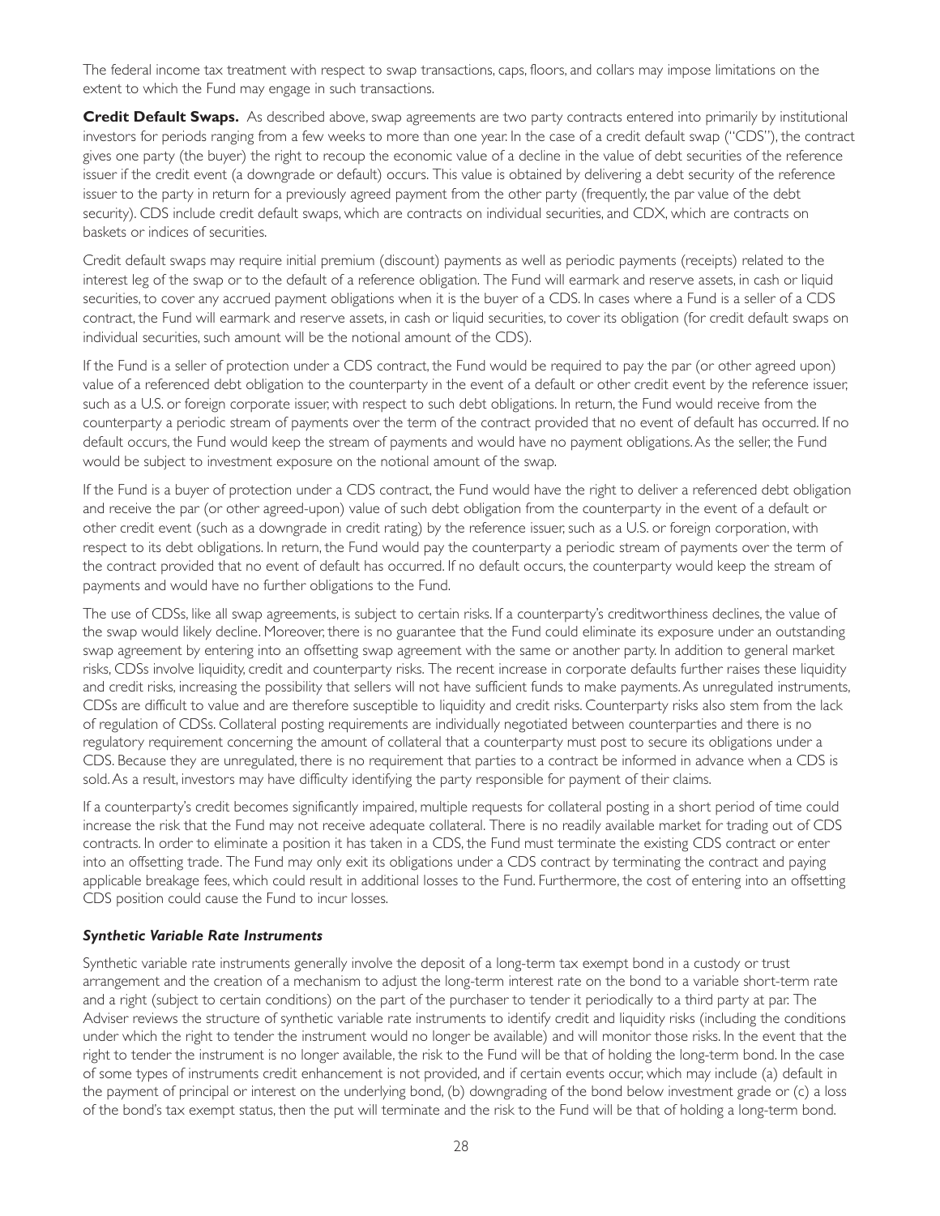The federal income tax treatment with respect to swap transactions, caps, floors, and collars may impose limitations on the extent to which the Fund may engage in such transactions.

**Credit Default Swaps.** As described above, swap agreements are two party contracts entered into primarily by institutional investors for periods ranging from a few weeks to more than one year. In the case of a credit default swap ("CDS"), the contract gives one party (the buyer) the right to recoup the economic value of a decline in the value of debt securities of the reference issuer if the credit event (a downgrade or default) occurs. This value is obtained by delivering a debt security of the reference issuer to the party in return for a previously agreed payment from the other party (frequently, the par value of the debt security). CDS include credit default swaps, which are contracts on individual securities, and CDX, which are contracts on baskets or indices of securities.

Credit default swaps may require initial premium (discount) payments as well as periodic payments (receipts) related to the interest leg of the swap or to the default of a reference obligation. The Fund will earmark and reserve assets, in cash or liquid securities, to cover any accrued payment obligations when it is the buyer of a CDS. In cases where a Fund is a seller of a CDS contract, the Fund will earmark and reserve assets, in cash or liquid securities, to cover its obligation (for credit default swaps on individual securities, such amount will be the notional amount of the CDS).

If the Fund is a seller of protection under a CDS contract, the Fund would be required to pay the par (or other agreed upon) value of a referenced debt obligation to the counterparty in the event of a default or other credit event by the reference issuer, such as a U.S. or foreign corporate issuer, with respect to such debt obligations. In return, the Fund would receive from the counterparty a periodic stream of payments over the term of the contract provided that no event of default has occurred. If no default occurs, the Fund would keep the stream of payments and would have no payment obligations. As the seller, the Fund would be subject to investment exposure on the notional amount of the swap.

If the Fund is a buyer of protection under a CDS contract, the Fund would have the right to deliver a referenced debt obligation and receive the par (or other agreed-upon) value of such debt obligation from the counterparty in the event of a default or other credit event (such as a downgrade in credit rating) by the reference issuer, such as a U.S. or foreign corporation, with respect to its debt obligations. In return, the Fund would pay the counterparty a periodic stream of payments over the term of the contract provided that no event of default has occurred. If no default occurs, the counterparty would keep the stream of payments and would have no further obligations to the Fund.

The use of CDSs, like all swap agreements, is subject to certain risks. If a counterparty's creditworthiness declines, the value of the swap would likely decline. Moreover, there is no guarantee that the Fund could eliminate its exposure under an outstanding swap agreement by entering into an offsetting swap agreement with the same or another party. In addition to general market risks, CDSs involve liquidity, credit and counterparty risks. The recent increase in corporate defaults further raises these liquidity and credit risks, increasing the possibility that sellers will not have sufficient funds to make payments. As unregulated instruments, CDSs are difficult to value and are therefore susceptible to liquidity and credit risks. Counterparty risks also stem from the lack of regulation of CDSs. Collateral posting requirements are individually negotiated between counterparties and there is no regulatory requirement concerning the amount of collateral that a counterparty must post to secure its obligations under a CDS. Because they are unregulated, there is no requirement that parties to a contract be informed in advance when a CDS is sold. As a result, investors may have difficulty identifying the party responsible for payment of their claims.

If a counterparty's credit becomes significantly impaired, multiple requests for collateral posting in a short period of time could increase the risk that the Fund may not receive adequate collateral. There is no readily available market for trading out of CDS contracts. In order to eliminate a position it has taken in a CDS, the Fund must terminate the existing CDS contract or enter into an offsetting trade. The Fund may only exit its obligations under a CDS contract by terminating the contract and paying applicable breakage fees, which could result in additional losses to the Fund. Furthermore, the cost of entering into an offsetting CDS position could cause the Fund to incur losses.

### ***Synthetic Variable Rate Instruments***

Synthetic variable rate instruments generally involve the deposit of a long-term tax exempt bond in a custody or trust arrangement and the creation of a mechanism to adjust the long-term interest rate on the bond to a variable short-term rate and a right (subject to certain conditions) on the part of the purchaser to tender it periodically to a third party at par. The Adviser reviews the structure of synthetic variable rate instruments to identify credit and liquidity risks (including the conditions under which the right to tender the instrument would no longer be available) and will monitor those risks. In the event that the right to tender the instrument is no longer available, the risk to the Fund will be that of holding the long-term bond. In the case of some types of instruments credit enhancement is not provided, and if certain events occur, which may include (a) default in the payment of principal or interest on the underlying bond, (b) downgrading of the bond below investment grade or (c) a loss of the bond's tax exempt status, then the put will terminate and the risk to the Fund will be that of holding a long-term bond.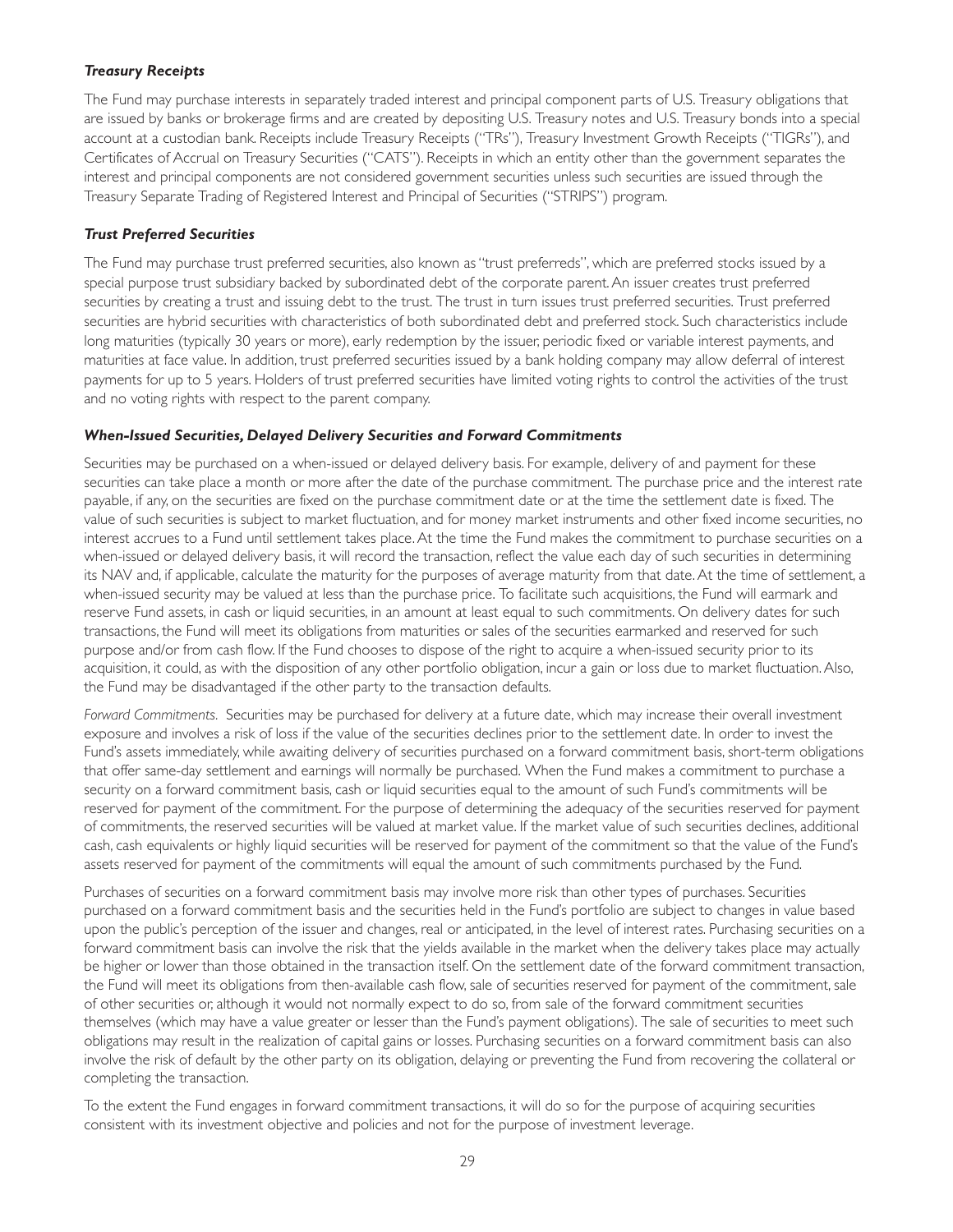### *Treasury Receipts*

The Fund may purchase interests in separately traded interest and principal component parts of U.S. Treasury obligations that are issued by banks or brokerage firms and are created by depositing U.S. Treasury notes and U.S. Treasury bonds into a special account at a custodian bank. Receipts include Treasury Receipts ("TRs"), Treasury Investment Growth Receipts ("TIGRs"), and Certificates of Accrual on Treasury Securities ("CATS"). Receipts in which an entity other than the government separates the interest and principal components are not considered government securities unless such securities are issued through the Treasury Separate Trading of Registered Interest and Principal of Securities ("STRIPS") program.

### *Trust Preferred Securities*

The Fund may purchase trust preferred securities, also known as "trust preferreds", which are preferred stocks issued by a special purpose trust subsidiary backed by subordinated debt of the corporate parent. An issuer creates trust preferred securities by creating a trust and issuing debt to the trust. The trust in turn issues trust preferred securities. Trust preferred securities are hybrid securities with characteristics of both subordinated debt and preferred stock. Such characteristics include long maturities (typically 30 years or more), early redemption by the issuer, periodic fixed or variable interest payments, and maturities at face value. In addition, trust preferred securities issued by a bank holding company may allow deferral of interest payments for up to 5 years. Holders of trust preferred securities have limited voting rights to control the activities of the trust and no voting rights with respect to the parent company.

### *When-Issued Securities, Delayed Delivery Securities and Forward Commitments*

Securities may be purchased on a when-issued or delayed delivery basis. For example, delivery of and payment for these securities can take place a month or more after the date of the purchase commitment. The purchase price and the interest rate payable, if any, on the securities are fixed on the purchase commitment date or at the time the settlement date is fixed. The value of such securities is subject to market fluctuation, and for money market instruments and other fixed income securities, no interest accrues to a Fund until settlement takes place. At the time the Fund makes the commitment to purchase securities on a when-issued or delayed delivery basis, it will record the transaction, reflect the value each day of such securities in determining its NAV and, if applicable, calculate the maturity for the purposes of average maturity from that date. At the time of settlement, a when-issued security may be valued at less than the purchase price. To facilitate such acquisitions, the Fund will earmark and reserve Fund assets, in cash or liquid securities, in an amount at least equal to such commitments. On delivery dates for such transactions, the Fund will meet its obligations from maturities or sales of the securities earmarked and reserved for such purpose and/or from cash flow. If the Fund chooses to dispose of the right to acquire a when-issued security prior to its acquisition, it could, as with the disposition of any other portfolio obligation, incur a gain or loss due to market fluctuation. Also, the Fund may be disadvantaged if the other party to the transaction defaults.

*Forward Commitments.* Securities may be purchased for delivery at a future date, which may increase their overall investment exposure and involves a risk of loss if the value of the securities declines prior to the settlement date. In order to invest the Fund's assets immediately, while awaiting delivery of securities purchased on a forward commitment basis, short-term obligations that offer same-day settlement and earnings will normally be purchased. When the Fund makes a commitment to purchase a security on a forward commitment basis, cash or liquid securities equal to the amount of such Fund's commitments will be reserved for payment of the commitment. For the purpose of determining the adequacy of the securities reserved for payment of commitments, the reserved securities will be valued at market value. If the market value of such securities declines, additional cash, cash equivalents or highly liquid securities will be reserved for payment of the commitment so that the value of the Fund's assets reserved for payment of the commitments will equal the amount of such commitments purchased by the Fund.

Purchases of securities on a forward commitment basis may involve more risk than other types of purchases. Securities purchased on a forward commitment basis and the securities held in the Fund's portfolio are subject to changes in value based upon the public's perception of the issuer and changes, real or anticipated, in the level of interest rates. Purchasing securities on a forward commitment basis can involve the risk that the yields available in the market when the delivery takes place may actually be higher or lower than those obtained in the transaction itself. On the settlement date of the forward commitment transaction, the Fund will meet its obligations from then-available cash flow, sale of securities reserved for payment of the commitment, sale of other securities or, although it would not normally expect to do so, from sale of the forward commitment securities themselves (which may have a value greater or lesser than the Fund's payment obligations). The sale of securities to meet such obligations may result in the realization of capital gains or losses. Purchasing securities on a forward commitment basis can also involve the risk of default by the other party on its obligation, delaying or preventing the Fund from recovering the collateral or completing the transaction.

To the extent the Fund engages in forward commitment transactions, it will do so for the purpose of acquiring securities consistent with its investment objective and policies and not for the purpose of investment leverage.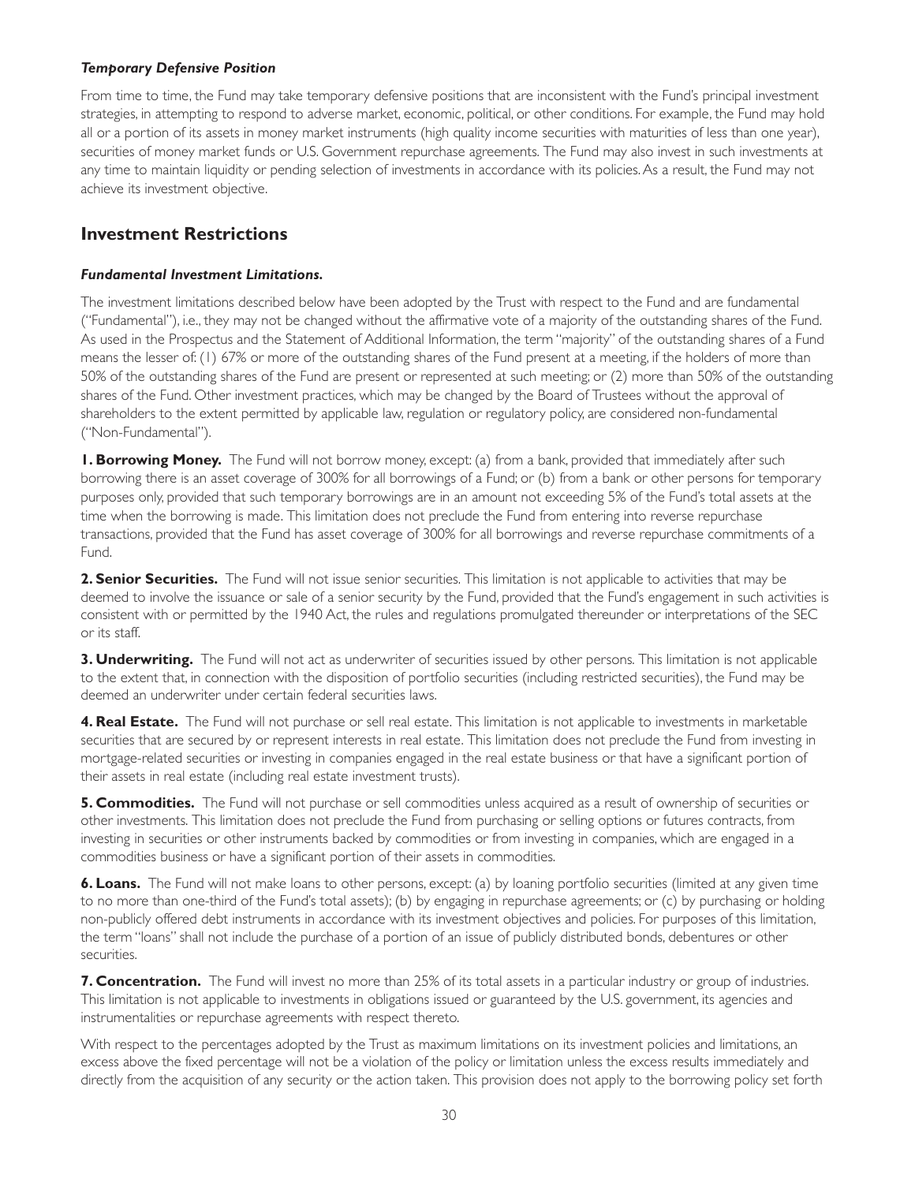***Temporary Defensive Position***

From time to time, the Fund may take temporary defensive positions that are inconsistent with the Fund's principal investment strategies, in attempting to respond to adverse market, economic, political, or other conditions. For example, the Fund may hold all or a portion of its assets in money market instruments (high quality income securities with maturities of less than one year), securities of money market funds or U.S. Government repurchase agreements. The Fund may also invest in such investments at any time to maintain liquidity or pending selection of investments in accordance with its policies. As a result, the Fund may not achieve its investment objective.

## Investment Restrictions

***Fundamental Investment Limitations.***

The investment limitations described below have been adopted by the Trust with respect to the Fund and are fundamental ("Fundamental"), i.e., they may not be changed without the affirmative vote of a majority of the outstanding shares of the Fund. As used in the Prospectus and the Statement of Additional Information, the term "majority" of the outstanding shares of a Fund means the lesser of: (1) 67% or more of the outstanding shares of the Fund present at a meeting, if the holders of more than 50% of the outstanding shares of the Fund are present or represented at such meeting; or (2) more than 50% of the outstanding shares of the Fund. Other investment practices, which may be changed by the Board of Trustees without the approval of shareholders to the extent permitted by applicable law, regulation or regulatory policy, are considered non-fundamental ("Non-Fundamental").

**1. Borrowing Money.** The Fund will not borrow money, except: (a) from a bank, provided that immediately after such borrowing there is an asset coverage of 300% for all borrowings of a Fund; or (b) from a bank or other persons for temporary purposes only, provided that such temporary borrowings are in an amount not exceeding 5% of the Fund's total assets at the time when the borrowing is made. This limitation does not preclude the Fund from entering into reverse repurchase transactions, provided that the Fund has asset coverage of 300% for all borrowings and reverse repurchase commitments of a Fund.

**2. Senior Securities.** The Fund will not issue senior securities. This limitation is not applicable to activities that may be deemed to involve the issuance or sale of a senior security by the Fund, provided that the Fund's engagement in such activities is consistent with or permitted by the 1940 Act, the rules and regulations promulgated thereunder or interpretations of the SEC or its staff.

**3. Underwriting.** The Fund will not act as underwriter of securities issued by other persons. This limitation is not applicable to the extent that, in connection with the disposition of portfolio securities (including restricted securities), the Fund may be deemed an underwriter under certain federal securities laws.

**4. Real Estate.** The Fund will not purchase or sell real estate. This limitation is not applicable to investments in marketable securities that are secured by or represent interests in real estate. This limitation does not preclude the Fund from investing in mortgage-related securities or investing in companies engaged in the real estate business or that have a significant portion of their assets in real estate (including real estate investment trusts).

**5. Commodities.** The Fund will not purchase or sell commodities unless acquired as a result of ownership of securities or other investments. This limitation does not preclude the Fund from purchasing or selling options or futures contracts, from investing in securities or other instruments backed by commodities or from investing in companies, which are engaged in a commodities business or have a significant portion of their assets in commodities.

**6. Loans.** The Fund will not make loans to other persons, except: (a) by loaning portfolio securities (limited at any given time to no more than one-third of the Fund's total assets); (b) by engaging in repurchase agreements; or (c) by purchasing or holding non-publicly offered debt instruments in accordance with its investment objectives and policies. For purposes of this limitation, the term "loans" shall not include the purchase of a portion of an issue of publicly distributed bonds, debentures or other securities.

**7. Concentration.** The Fund will invest no more than 25% of its total assets in a particular industry or group of industries. This limitation is not applicable to investments in obligations issued or guaranteed by the U.S. government, its agencies and instrumentalities or repurchase agreements with respect thereto.

With respect to the percentages adopted by the Trust as maximum limitations on its investment policies and limitations, an excess above the fixed percentage will not be a violation of the policy or limitation unless the excess results immediately and directly from the acquisition of any security or the action taken. This provision does not apply to the borrowing policy set forth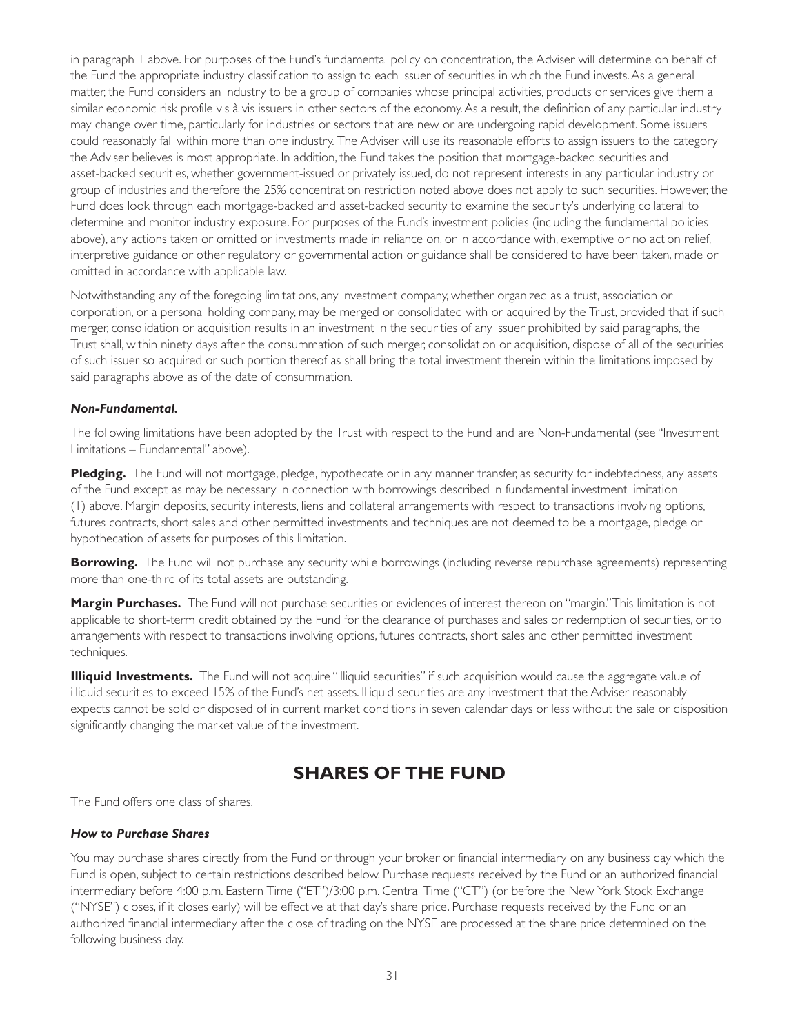in paragraph 1 above. For purposes of the Fund's fundamental policy on concentration, the Adviser will determine on behalf of the Fund the appropriate industry classification to assign to each issuer of securities in which the Fund invests. As a general matter, the Fund considers an industry to be a group of companies whose principal activities, products or services give them a similar economic risk profile vis à vis issuers in other sectors of the economy. As a result, the definition of any particular industry may change over time, particularly for industries or sectors that are new or are undergoing rapid development. Some issuers could reasonably fall within more than one industry. The Adviser will use its reasonable efforts to assign issuers to the category the Adviser believes is most appropriate. In addition, the Fund takes the position that mortgage-backed securities and asset-backed securities, whether government-issued or privately issued, do not represent interests in any particular industry or group of industries and therefore the 25% concentration restriction noted above does not apply to such securities. However, the Fund does look through each mortgage-backed and asset-backed security to examine the security's underlying collateral to determine and monitor industry exposure. For purposes of the Fund's investment policies (including the fundamental policies above), any actions taken or omitted or investments made in reliance on, or in accordance with, exemptive or no action relief, interpretive guidance or other regulatory or governmental action or guidance shall be considered to have been taken, made or omitted in accordance with applicable law.

Notwithstanding any of the foregoing limitations, any investment company, whether organized as a trust, association or corporation, or a personal holding company, may be merged or consolidated with or acquired by the Trust, provided that if such merger, consolidation or acquisition results in an investment in the securities of any issuer prohibited by said paragraphs, the Trust shall, within ninety days after the consummation of such merger, consolidation or acquisition, dispose of all of the securities of such issuer so acquired or such portion thereof as shall bring the total investment therein within the limitations imposed by said paragraphs above as of the date of consummation.

### *Non-Fundamental.*

The following limitations have been adopted by the Trust with respect to the Fund and are Non-Fundamental (see "Investment Limitations – Fundamental" above).

**Pledging.** The Fund will not mortgage, pledge, hypothecate or in any manner transfer, as security for indebtedness, any assets of the Fund except as may be necessary in connection with borrowings described in fundamental investment limitation (1) above. Margin deposits, security interests, liens and collateral arrangements with respect to transactions involving options, futures contracts, short sales and other permitted investments and techniques are not deemed to be a mortgage, pledge or hypothecation of assets for purposes of this limitation.

**Borrowing.** The Fund will not purchase any security while borrowings (including reverse repurchase agreements) representing more than one-third of its total assets are outstanding.

**Margin Purchases.** The Fund will not purchase securities or evidences of interest thereon on "margin." This limitation is not applicable to short-term credit obtained by the Fund for the clearance of purchases and sales or redemption of securities, or to arrangements with respect to transactions involving options, futures contracts, short sales and other permitted investment techniques.

**Illiquid Investments.** The Fund will not acquire "illiquid securities" if such acquisition would cause the aggregate value of illiquid securities to exceed 15% of the Fund's net assets. Illiquid securities are any investment that the Adviser reasonably expects cannot be sold or disposed of in current market conditions in seven calendar days or less without the sale or disposition significantly changing the market value of the investment.

## SHARES OF THE FUND

The Fund offers one class of shares.

### *How to Purchase Shares*

You may purchase shares directly from the Fund or through your broker or financial intermediary on any business day which the Fund is open, subject to certain restrictions described below. Purchase requests received by the Fund or an authorized financial intermediary before 4:00 p.m. Eastern Time ("ET")/3:00 p.m. Central Time ("CT") (or before the New York Stock Exchange ("NYSE") closes, if it closes early) will be effective at that day's share price. Purchase requests received by the Fund or an authorized financial intermediary after the close of trading on the NYSE are processed at the share price determined on the following business day.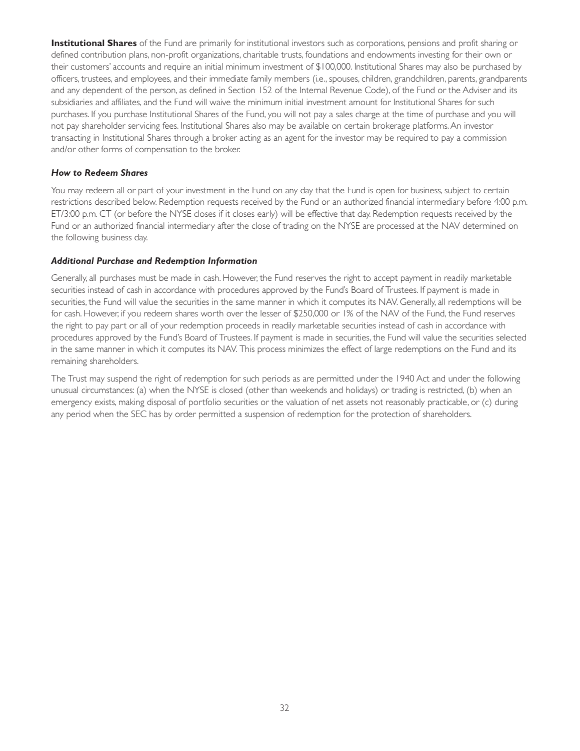**Institutional Shares** of the Fund are primarily for institutional investors such as corporations, pensions and profit sharing or defined contribution plans, non-profit organizations, charitable trusts, foundations and endowments investing for their own or their customers' accounts and require an initial minimum investment of $100,000. Institutional Shares may also be purchased by officers, trustees, and employees, and their immediate family members (i.e., spouses, children, grandchildren, parents, grandparents and any dependent of the person, as defined in Section 152 of the Internal Revenue Code), of the Fund or the Adviser and its subsidiaries and affiliates, and the Fund will waive the minimum initial investment amount for Institutional Shares for such purchases. If you purchase Institutional Shares of the Fund, you will not pay a sales charge at the time of purchase and you will not pay shareholder servicing fees. Institutional Shares also may be available on certain brokerage platforms. An investor transacting in Institutional Shares through a broker acting as an agent for the investor may be required to pay a commission and/or other forms of compensation to the broker.

***How to Redeem Shares***

You may redeem all or part of your investment in the Fund on any day that the Fund is open for business, subject to certain restrictions described below. Redemption requests received by the Fund or an authorized financial intermediary before 4:00 p.m. ET/3:00 p.m. CT (or before the NYSE closes if it closes early) will be effective that day. Redemption requests received by the Fund or an authorized financial intermediary after the close of trading on the NYSE are processed at the NAV determined on the following business day.

***Additional Purchase and Redemption Information***

Generally, all purchases must be made in cash. However, the Fund reserves the right to accept payment in readily marketable securities instead of cash in accordance with procedures approved by the Fund's Board of Trustees. If payment is made in securities, the Fund will value the securities in the same manner in which it computes its NAV. Generally, all redemptions will be for cash. However, if you redeem shares worth over the lesser of $250,000 or 1% of the NAV of the Fund, the Fund reserves the right to pay part or all of your redemption proceeds in readily marketable securities instead of cash in accordance with procedures approved by the Fund's Board of Trustees. If payment is made in securities, the Fund will value the securities selected in the same manner in which it computes its NAV. This process minimizes the effect of large redemptions on the Fund and its remaining shareholders.

The Trust may suspend the right of redemption for such periods as are permitted under the 1940 Act and under the following unusual circumstances: (a) when the NYSE is closed (other than weekends and holidays) or trading is restricted, (b) when an emergency exists, making disposal of portfolio securities or the valuation of net assets not reasonably practicable, or (c) during any period when the SEC has by order permitted a suspension of redemption for the protection of shareholders.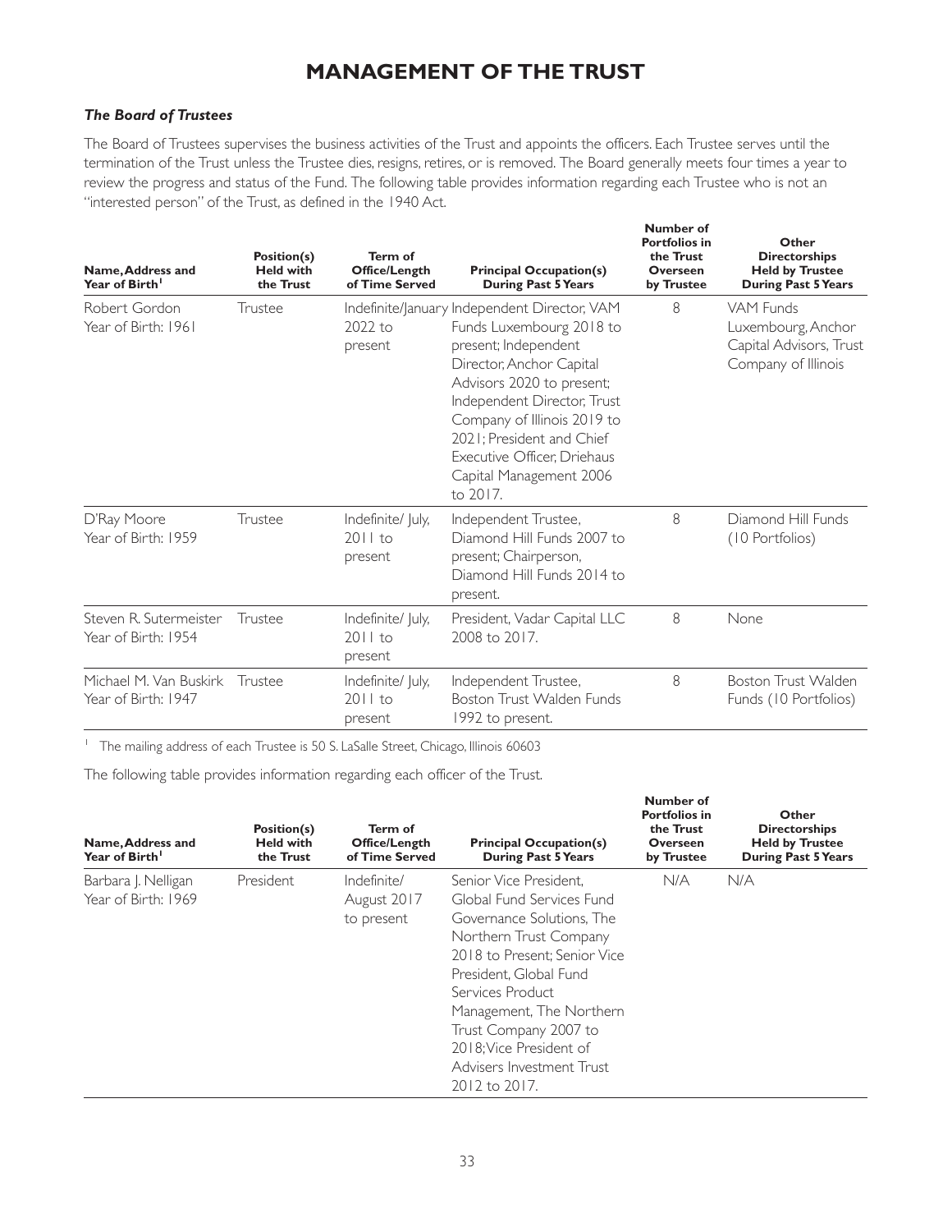# MANAGEMENT OF THE TRUST

### *The Board of Trustees*

The Board of Trustees supervises the business activities of the Trust and appoints the officers. Each Trustee serves until the termination of the Trust unless the Trustee dies, resigns, retires, or is removed. The Board generally meets four times a year to review the progress and status of the Fund. The following table provides information regarding each Trustee who is not an "interested person" of the Trust, as defined in the 1940 Act.

| Name, Address and Year of Birth[1] | Position(s) Held with the Trust | Term of Office/Length of Time Served | Principal Occupation(s) During Past 5 Years | Number of Portfolios in the Trust Overseen by Trustee | Other Directorships Held by Trustee During Past 5 Years |
|---|---|---|---|---|---|
| Robert Gordon Year of Birth: 1961 | Trustee | Indefinite/January 2022 to present | Independent Director, VAM Funds Luxembourg 2018 to present; Independent Director, Anchor Capital Advisors 2020 to present; Independent Director, Trust Company of Illinois 2019 to 2021; President and Chief Executive Officer, Driehaus Capital Management 2006 to 2017. | 8 | VAM Funds Luxembourg, Anchor Capital Advisors, Trust Company of Illinois |
| D'Ray Moore Year of Birth: 1959 | Trustee | Indefinite/ July, 2011 to present | Independent Trustee, Diamond Hill Funds 2007 to present; Chairperson, Diamond Hill Funds 2014 to present. | 8 | Diamond Hill Funds (10 Portfolios) |
| Steven R. Sutermeister Year of Birth: 1954 | Trustee | Indefinite/ July, 2011 to present | President, Vadar Capital LLC 2008 to 2017. | 8 | None |
| Michael M. Van Buskirk Year of Birth: 1947 | Trustee | Indefinite/ July, 2011 to present | Independent Trustee, Boston Trust Walden Funds 1992 to present. | 8 | Boston Trust Walden Funds (10 Portfolios) |

[1] The mailing address of each Trustee is 50 S. LaSalle Street, Chicago, Illinois 60603

The following table provides information regarding each officer of the Trust.

| Name, Address and Year of Birth[1] | Position(s) Held with the Trust | Term of Office/Length of Time Served | Principal Occupation(s) During Past 5 Years | Number of Portfolios in the Trust Overseen by Trustee | Other Directorships Held by Trustee During Past 5 Years |
|---|---|---|---|---|---|
| Barbara J. Nelligan Year of Birth: 1969 | President | Indefinite/ August 2017 to present | Senior Vice President, Global Fund Services Fund Governance Solutions, The Northern Trust Company 2018 to Present; Senior Vice President, Global Fund Services Product Management, The Northern Trust Company 2007 to 2018; Vice President of Advisers Investment Trust 2012 to 2017. | N/A | N/A |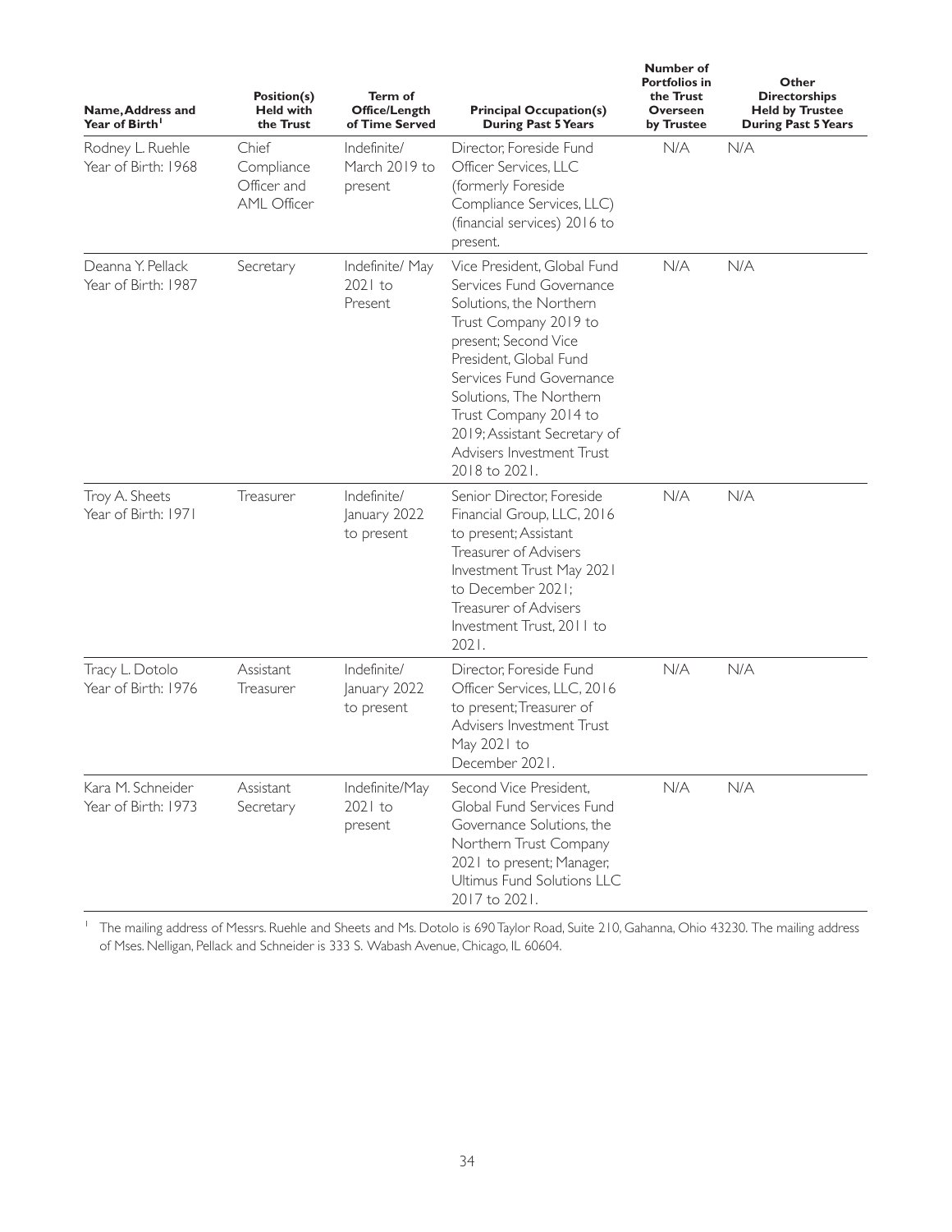| Name, Address and Year of Birth[1] | Position(s) Held with the Trust | Term of Office/Length of Time Served | Principal Occupation(s) During Past 5 Years | Number of Portfolios in the Trust Overseen by Trustee | Other Directorships Held by Trustee During Past 5 Years |
|---|---|---|---|---|---|
| Rodney L. Ruehle Year of Birth: 1968 | Chief Compliance Officer and AML Officer | Indefinite/ March 2019 to present | Director, Foreside Fund Officer Services, LLC (formerly Foreside Compliance Services, LLC) (financial services) 2016 to present. | N/A | N/A |
| Deanna Y. Pellack Year of Birth: 1987 | Secretary | Indefinite/ May 2021 to Present | Vice President, Global Fund Services Fund Governance Solutions, the Northern Trust Company 2019 to present; Second Vice President, Global Fund Services Fund Governance Solutions, The Northern Trust Company 2014 to 2019; Assistant Secretary of Advisers Investment Trust 2018 to 2021. | N/A | N/A |
| Troy A. Sheets Year of Birth: 1971 | Treasurer | Indefinite/ January 2022 to present | Senior Director, Foreside Financial Group, LLC, 2016 to present; Assistant Treasurer of Advisers Investment Trust May 2021 to December 2021; Treasurer of Advisers Investment Trust, 2011 to 2021. | N/A | N/A |
| Tracy L. Dotolo Year of Birth: 1976 | Assistant Treasurer | Indefinite/ January 2022 to present | Director, Foreside Fund Officer Services, LLC, 2016 to present; Treasurer of Advisers Investment Trust May 2021 to December 2021. | N/A | N/A |
| Kara M. Schneider Year of Birth: 1973 | Assistant Secretary | Indefinite/May 2021 to present | Second Vice President, Global Fund Services Fund Governance Solutions, the Northern Trust Company 2021 to present; Manager, Ultimus Fund Solutions LLC 2017 to 2021. | N/A | N/A |

[1] The mailing address of Messrs. Ruehle and Sheets and Ms. Dotolo is 690 Taylor Road, Suite 210, Gahanna, Ohio 43230. The mailing address of Mses. Nelligan, Pellack and Schneider is 333 S. Wabash Avenue, Chicago, IL 60604.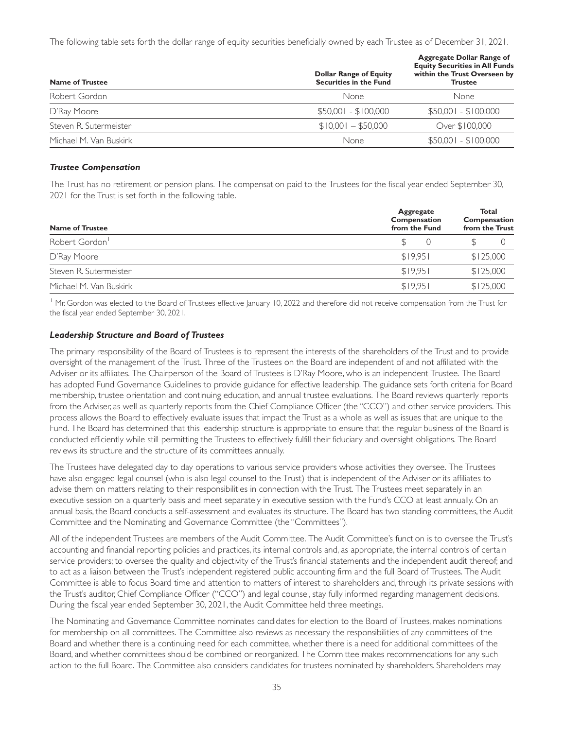The following table sets forth the dollar range of equity securities beneficially owned by each Trustee as of December 31, 2021.

| Name of Trustee | Dollar Range of Equity Securities in the Fund | Aggregate Dollar Range of Equity Securities in All Funds within the Trust Overseen by Trustee |
|---|---|---|
| Robert Gordon | None | None |
| D'Ray Moore | $50,001 - $100,000 | $50,001 - $100,000 |
| Steven R. Sutermeister | $10,001 – $50,000 | Over $100,000 |
| Michael M. Van Buskirk | None | $50,001 - $100,000 |

### *Trustee Compensation*

The Trust has no retirement or pension plans. The compensation paid to the Trustees for the fiscal year ended September 30, 2021 for the Trust is set forth in the following table.

| Name of Trustee | Aggregate Compensation from the Fund | Total Compensation from the Trust |
|---|---|---|
| Robert Gordon[1] | $ 0 | $ 0 |
| D'Ray Moore | $19,951 | $125,000 |
| Steven R. Sutermeister | $19,951 | $125,000 |
| Michael M. Van Buskirk | $19,951 | $125,000 |

[1] Mr. Gordon was elected to the Board of Trustees effective January 10, 2022 and therefore did not receive compensation from the Trust for the fiscal year ended September 30, 2021.

### *Leadership Structure and Board of Trustees*

The primary responsibility of the Board of Trustees is to represent the interests of the shareholders of the Trust and to provide oversight of the management of the Trust. Three of the Trustees on the Board are independent of and not affiliated with the Adviser or its affiliates. The Chairperson of the Board of Trustees is D'Ray Moore, who is an independent Trustee. The Board has adopted Fund Governance Guidelines to provide guidance for effective leadership. The guidance sets forth criteria for Board membership, trustee orientation and continuing education, and annual trustee evaluations. The Board reviews quarterly reports from the Adviser, as well as quarterly reports from the Chief Compliance Officer (the "CCO") and other service providers. This process allows the Board to effectively evaluate issues that impact the Trust as a whole as well as issues that are unique to the Fund. The Board has determined that this leadership structure is appropriate to ensure that the regular business of the Board is conducted efficiently while still permitting the Trustees to effectively fulfill their fiduciary and oversight obligations. The Board reviews its structure and the structure of its committees annually.

The Trustees have delegated day to day operations to various service providers whose activities they oversee. The Trustees have also engaged legal counsel (who is also legal counsel to the Trust) that is independent of the Adviser or its affiliates to advise them on matters relating to their responsibilities in connection with the Trust. The Trustees meet separately in an executive session on a quarterly basis and meet separately in executive session with the Fund's CCO at least annually. On an annual basis, the Board conducts a self-assessment and evaluates its structure. The Board has two standing committees, the Audit Committee and the Nominating and Governance Committee (the "Committees").

All of the independent Trustees are members of the Audit Committee. The Audit Committee's function is to oversee the Trust's accounting and financial reporting policies and practices, its internal controls and, as appropriate, the internal controls of certain service providers; to oversee the quality and objectivity of the Trust's financial statements and the independent audit thereof; and to act as a liaison between the Trust's independent registered public accounting firm and the full Board of Trustees. The Audit Committee is able to focus Board time and attention to matters of interest to shareholders and, through its private sessions with the Trust's auditor, Chief Compliance Officer ("CCO") and legal counsel, stay fully informed regarding management decisions. During the fiscal year ended September 30, 2021, the Audit Committee held three meetings.

The Nominating and Governance Committee nominates candidates for election to the Board of Trustees, makes nominations for membership on all committees. The Committee also reviews as necessary the responsibilities of any committees of the Board and whether there is a continuing need for each committee, whether there is a need for additional committees of the Board, and whether committees should be combined or reorganized. The Committee makes recommendations for any such action to the full Board. The Committee also considers candidates for trustees nominated by shareholders. Shareholders may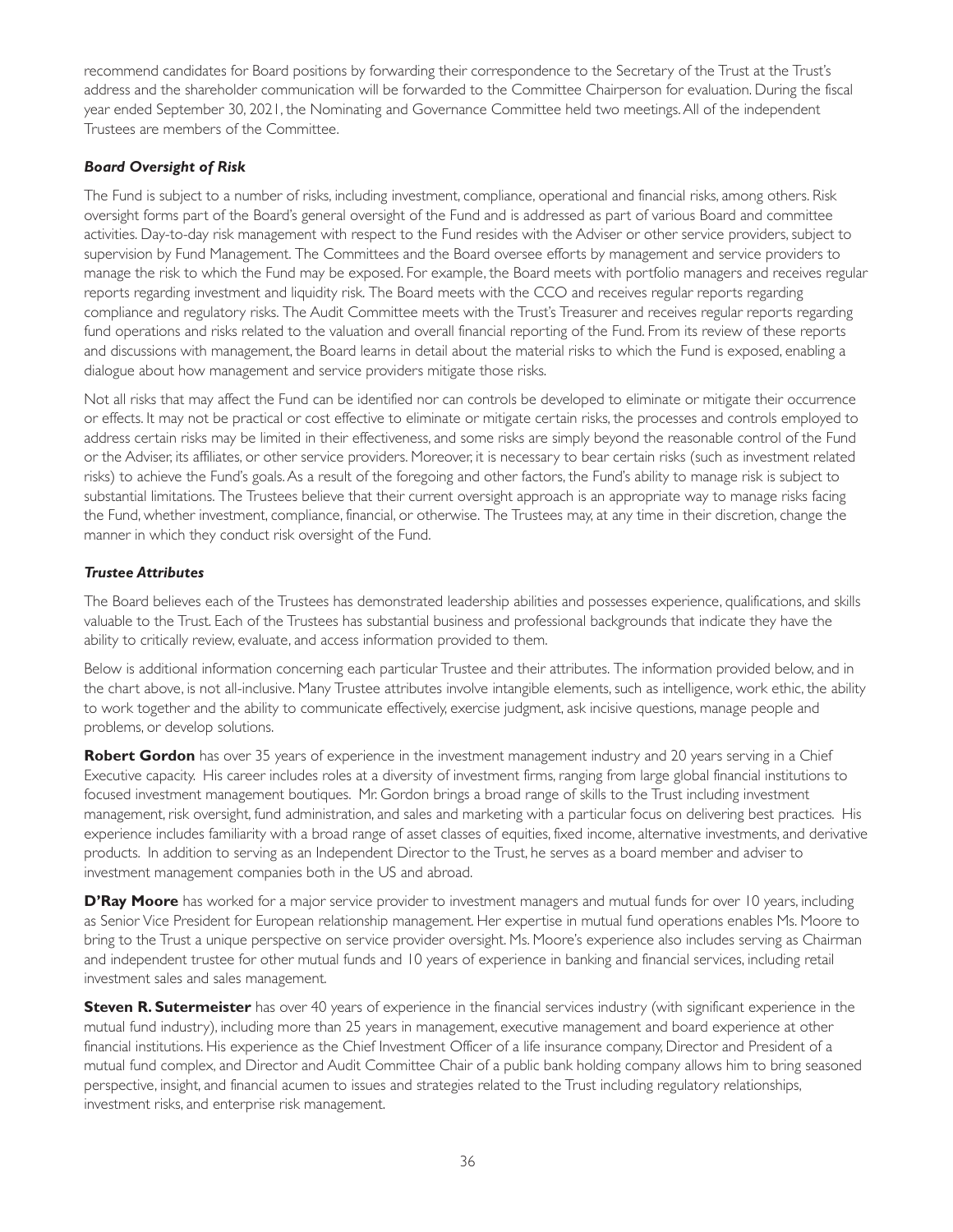recommend candidates for Board positions by forwarding their correspondence to the Secretary of the Trust at the Trust's address and the shareholder communication will be forwarded to the Committee Chairperson for evaluation. During the fiscal year ended September 30, 2021, the Nominating and Governance Committee held two meetings. All of the independent Trustees are members of the Committee.

***Board Oversight of Risk***

The Fund is subject to a number of risks, including investment, compliance, operational and financial risks, among others. Risk oversight forms part of the Board's general oversight of the Fund and is addressed as part of various Board and committee activities. Day-to-day risk management with respect to the Fund resides with the Adviser or other service providers, subject to supervision by Fund Management. The Committees and the Board oversee efforts by management and service providers to manage the risk to which the Fund may be exposed. For example, the Board meets with portfolio managers and receives regular reports regarding investment and liquidity risk. The Board meets with the CCO and receives regular reports regarding compliance and regulatory risks. The Audit Committee meets with the Trust's Treasurer and receives regular reports regarding fund operations and risks related to the valuation and overall financial reporting of the Fund. From its review of these reports and discussions with management, the Board learns in detail about the material risks to which the Fund is exposed, enabling a dialogue about how management and service providers mitigate those risks.

Not all risks that may affect the Fund can be identified nor can controls be developed to eliminate or mitigate their occurrence or effects. It may not be practical or cost effective to eliminate or mitigate certain risks, the processes and controls employed to address certain risks may be limited in their effectiveness, and some risks are simply beyond the reasonable control of the Fund or the Adviser, its affiliates, or other service providers. Moreover, it is necessary to bear certain risks (such as investment related risks) to achieve the Fund's goals. As a result of the foregoing and other factors, the Fund's ability to manage risk is subject to substantial limitations. The Trustees believe that their current oversight approach is an appropriate way to manage risks facing the Fund, whether investment, compliance, financial, or otherwise. The Trustees may, at any time in their discretion, change the manner in which they conduct risk oversight of the Fund.

***Trustee Attributes***

The Board believes each of the Trustees has demonstrated leadership abilities and possesses experience, qualifications, and skills valuable to the Trust. Each of the Trustees has substantial business and professional backgrounds that indicate they have the ability to critically review, evaluate, and access information provided to them.

Below is additional information concerning each particular Trustee and their attributes. The information provided below, and in the chart above, is not all-inclusive. Many Trustee attributes involve intangible elements, such as intelligence, work ethic, the ability to work together and the ability to communicate effectively, exercise judgment, ask incisive questions, manage people and problems, or develop solutions.

**Robert Gordon** has over 35 years of experience in the investment management industry and 20 years serving in a Chief Executive capacity. His career includes roles at a diversity of investment firms, ranging from large global financial institutions to focused investment management boutiques. Mr. Gordon brings a broad range of skills to the Trust including investment management, risk oversight, fund administration, and sales and marketing with a particular focus on delivering best practices. His experience includes familiarity with a broad range of asset classes of equities, fixed income, alternative investments, and derivative products. In addition to serving as an Independent Director to the Trust, he serves as a board member and adviser to investment management companies both in the US and abroad.

**D'Ray Moore** has worked for a major service provider to investment managers and mutual funds for over 10 years, including as Senior Vice President for European relationship management. Her expertise in mutual fund operations enables Ms. Moore to bring to the Trust a unique perspective on service provider oversight. Ms. Moore's experience also includes serving as Chairman and independent trustee for other mutual funds and 10 years of experience in banking and financial services, including retail investment sales and sales management.

**Steven R. Sutermeister** has over 40 years of experience in the financial services industry (with significant experience in the mutual fund industry), including more than 25 years in management, executive management and board experience at other financial institutions. His experience as the Chief Investment Officer of a life insurance company, Director and President of a mutual fund complex, and Director and Audit Committee Chair of a public bank holding company allows him to bring seasoned perspective, insight, and financial acumen to issues and strategies related to the Trust including regulatory relationships, investment risks, and enterprise risk management.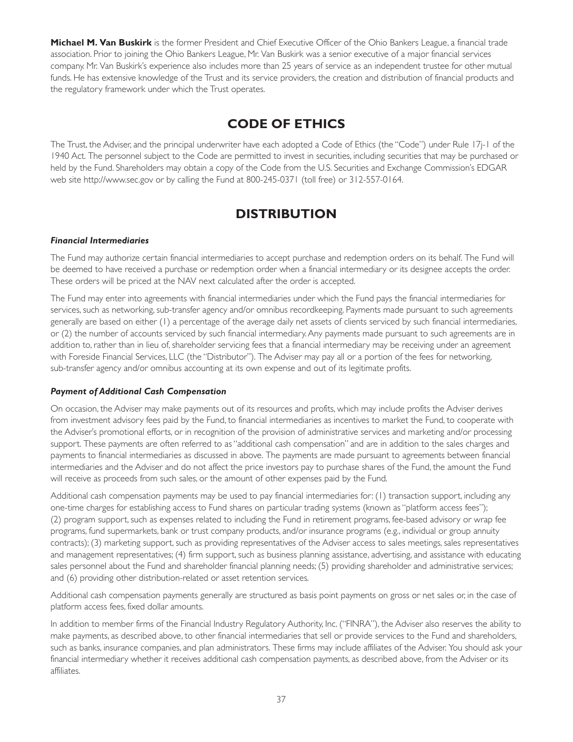**Michael M. Van Buskirk** is the former President and Chief Executive Officer of the Ohio Bankers League, a financial trade association. Prior to joining the Ohio Bankers League, Mr. Van Buskirk was a senior executive of a major financial services company. Mr. Van Buskirk's experience also includes more than 25 years of service as an independent trustee for other mutual funds. He has extensive knowledge of the Trust and its service providers, the creation and distribution of financial products and the regulatory framework under which the Trust operates.

# CODE OF ETHICS

The Trust, the Adviser, and the principal underwriter have each adopted a Code of Ethics (the "Code") under Rule 17j-1 of the 1940 Act. The personnel subject to the Code are permitted to invest in securities, including securities that may be purchased or held by the Fund. Shareholders may obtain a copy of the Code from the U.S. Securities and Exchange Commission's EDGAR web site http://www.sec.gov or by calling the Fund at 800-245-0371 (toll free) or 312-557-0164.

# DISTRIBUTION

### *Financial Intermediaries*

The Fund may authorize certain financial intermediaries to accept purchase and redemption orders on its behalf. The Fund will be deemed to have received a purchase or redemption order when a financial intermediary or its designee accepts the order. These orders will be priced at the NAV next calculated after the order is accepted.

The Fund may enter into agreements with financial intermediaries under which the Fund pays the financial intermediaries for services, such as networking, sub-transfer agency and/or omnibus recordkeeping. Payments made pursuant to such agreements generally are based on either (1) a percentage of the average daily net assets of clients serviced by such financial intermediaries, or (2) the number of accounts serviced by such financial intermediary. Any payments made pursuant to such agreements are in addition to, rather than in lieu of, shareholder servicing fees that a financial intermediary may be receiving under an agreement with Foreside Financial Services, LLC (the "Distributor"). The Adviser may pay all or a portion of the fees for networking, sub-transfer agency and/or omnibus accounting at its own expense and out of its legitimate profits.

### *Payment of Additional Cash Compensation*

On occasion, the Adviser may make payments out of its resources and profits, which may include profits the Adviser derives from investment advisory fees paid by the Fund, to financial intermediaries as incentives to market the Fund, to cooperate with the Adviser's promotional efforts, or in recognition of the provision of administrative services and marketing and/or processing support. These payments are often referred to as "additional cash compensation" and are in addition to the sales charges and payments to financial intermediaries as discussed in above. The payments are made pursuant to agreements between financial intermediaries and the Adviser and do not affect the price investors pay to purchase shares of the Fund, the amount the Fund will receive as proceeds from such sales, or the amount of other expenses paid by the Fund.

Additional cash compensation payments may be used to pay financial intermediaries for: (1) transaction support, including any one-time charges for establishing access to Fund shares on particular trading systems (known as "platform access fees"); (2) program support, such as expenses related to including the Fund in retirement programs, fee-based advisory or wrap fee programs, fund supermarkets, bank or trust company products, and/or insurance programs (e.g., individual or group annuity contracts); (3) marketing support, such as providing representatives of the Adviser access to sales meetings, sales representatives and management representatives; (4) firm support, such as business planning assistance, advertising, and assistance with educating sales personnel about the Fund and shareholder financial planning needs; (5) providing shareholder and administrative services; and (6) providing other distribution-related or asset retention services.

Additional cash compensation payments generally are structured as basis point payments on gross or net sales or, in the case of platform access fees, fixed dollar amounts.

In addition to member firms of the Financial Industry Regulatory Authority, Inc. ("FINRA"), the Adviser also reserves the ability to make payments, as described above, to other financial intermediaries that sell or provide services to the Fund and shareholders, such as banks, insurance companies, and plan administrators. These firms may include affiliates of the Adviser. You should ask your financial intermediary whether it receives additional cash compensation payments, as described above, from the Adviser or its affiliates.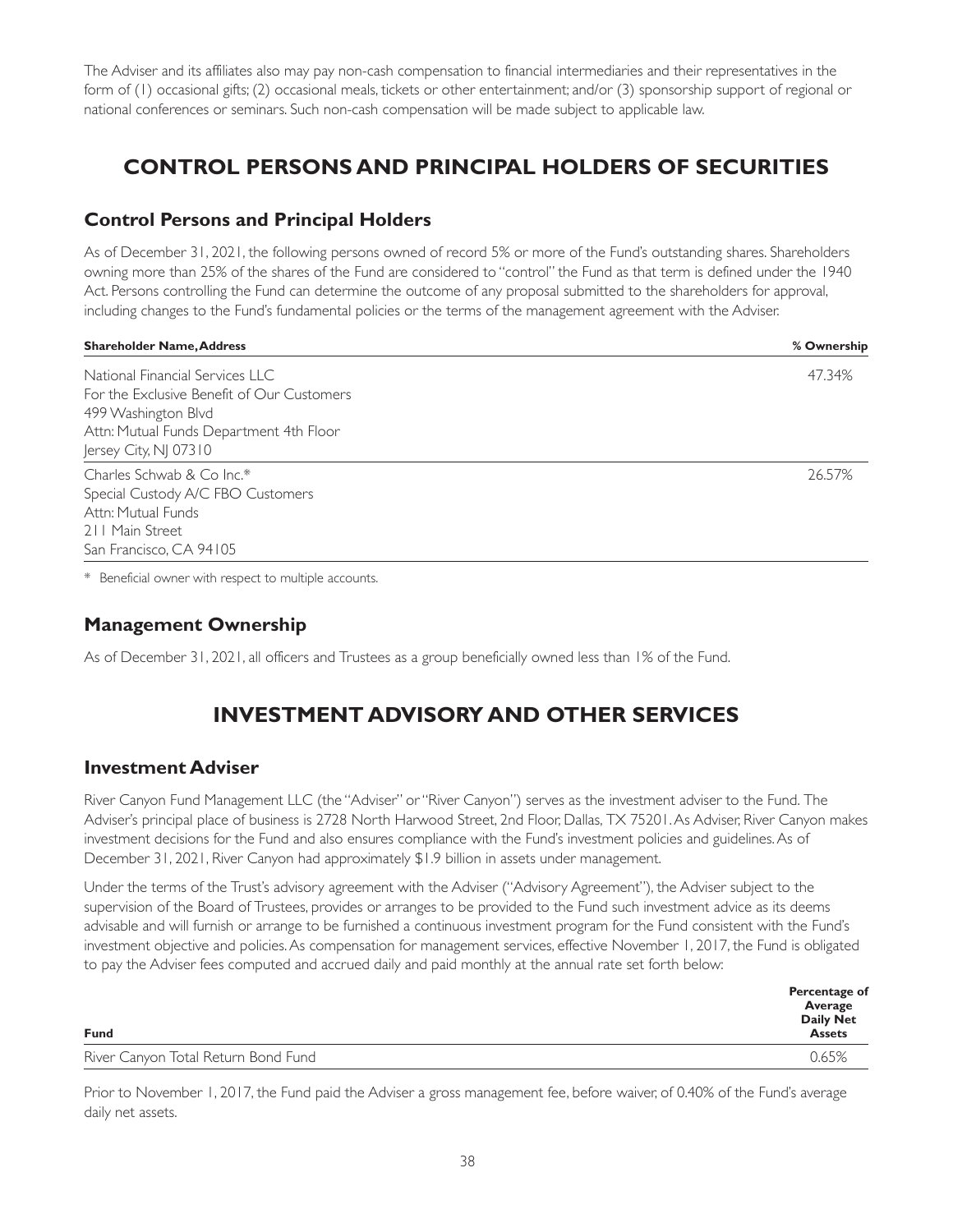The Adviser and its affiliates also may pay non-cash compensation to financial intermediaries and their representatives in the form of (1) occasional gifts; (2) occasional meals, tickets or other entertainment; and/or (3) sponsorship support of regional or national conferences or seminars. Such non-cash compensation will be made subject to applicable law.

# CONTROL PERSONS AND PRINCIPAL HOLDERS OF SECURITIES

## Control Persons and Principal Holders

As of December 31, 2021, the following persons owned of record 5% or more of the Fund's outstanding shares. Shareholders owning more than 25% of the shares of the Fund are considered to "control" the Fund as that term is defined under the 1940 Act. Persons controlling the Fund can determine the outcome of any proposal submitted to the shareholders for approval, including changes to the Fund's fundamental policies or the terms of the management agreement with the Adviser.

| Shareholder Name, Address | % Ownership |
|---|---|
| National Financial Services LLC<br>For the Exclusive Benefit of Our Customers<br>499 Washington Blvd<br>Attn: Mutual Funds Department 4th Floor<br>Jersey City, NJ 07310 | 47.34% |
| Charles Schwab & Co Inc.*<br>Special Custody A/C FBO Customers<br>Attn: Mutual Funds<br>211 Main Street<br>San Francisco, CA 94105 | 26.57% |

* Beneficial owner with respect to multiple accounts.

## Management Ownership

As of December 31, 2021, all officers and Trustees as a group beneficially owned less than 1% of the Fund.

# INVESTMENT ADVISORY AND OTHER SERVICES

## Investment Adviser

River Canyon Fund Management LLC (the "Adviser" or "River Canyon") serves as the investment adviser to the Fund. The Adviser's principal place of business is 2728 North Harwood Street, 2nd Floor, Dallas, TX 75201. As Adviser, River Canyon makes investment decisions for the Fund and also ensures compliance with the Fund's investment policies and guidelines. As of December 31, 2021, River Canyon had approximately $1.9 billion in assets under management.

Under the terms of the Trust's advisory agreement with the Adviser ("Advisory Agreement"), the Adviser subject to the supervision of the Board of Trustees, provides or arranges to be provided to the Fund such investment advice as its deems advisable and will furnish or arrange to be furnished a continuous investment program for the Fund consistent with the Fund's investment objective and policies. As compensation for management services, effective November 1, 2017, the Fund is obligated to pay the Adviser fees computed and accrued daily and paid monthly at the annual rate set forth below:

| Fund | Percentage of Average Daily Net Assets |
|---|---|
| River Canyon Total Return Bond Fund | 0.65% |

Prior to November 1, 2017, the Fund paid the Adviser a gross management fee, before waiver, of 0.40% of the Fund's average daily net assets.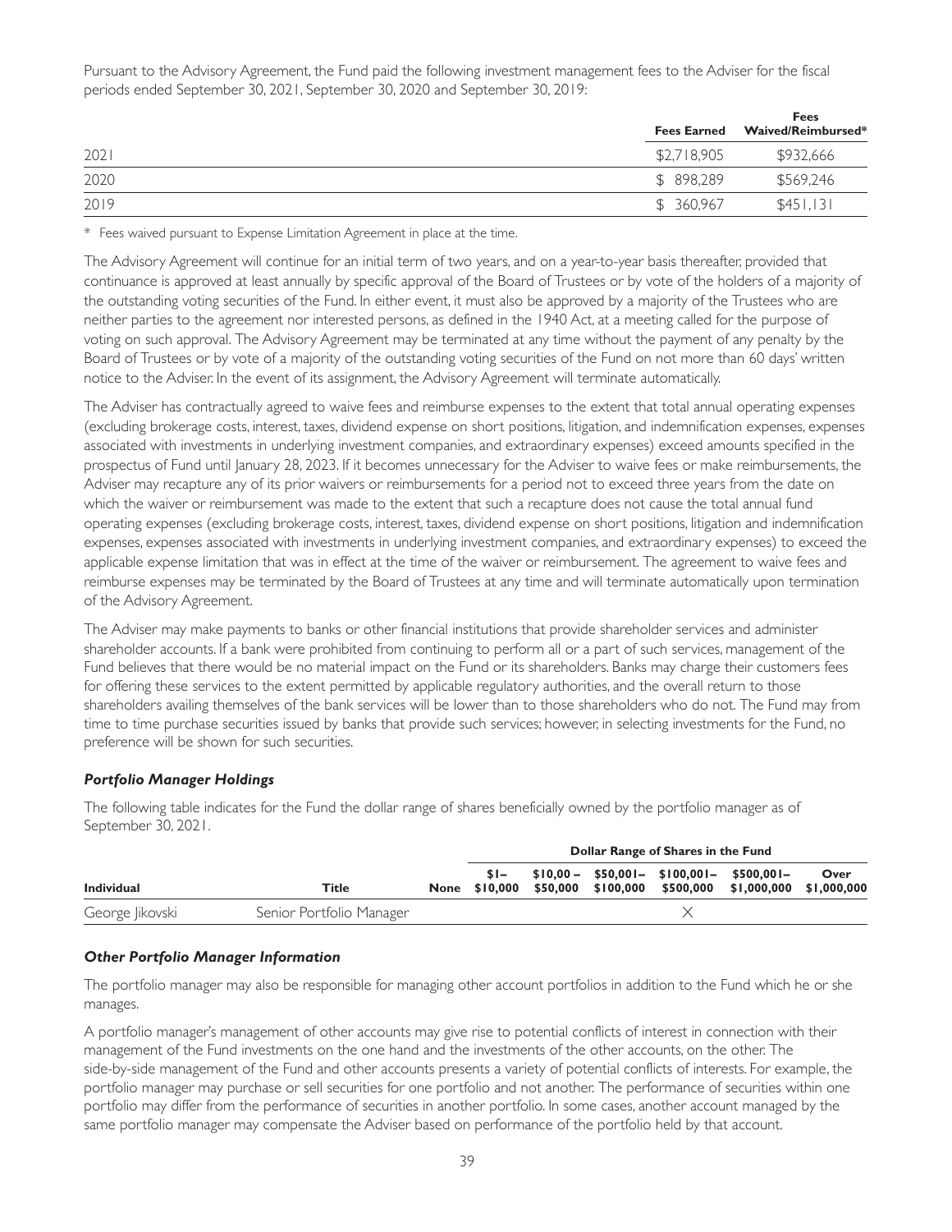Pursuant to the Advisory Agreement, the Fund paid the following investment management fees to the Adviser for the fiscal periods ended September 30, 2021, September 30, 2020 and September 30, 2019:

| | Fees Earned | Fees Waived/Reimbursed* |
|---|---|---|
| 2021 | $2,718,905 | $932,666 |
| 2020 | $ 898,289 | $569,246 |
| 2019 | $ 360,967 | $451,131 |

\* Fees waived pursuant to Expense Limitation Agreement in place at the time.

The Advisory Agreement will continue for an initial term of two years, and on a year-to-year basis thereafter, provided that continuance is approved at least annually by specific approval of the Board of Trustees or by vote of the holders of a majority of the outstanding voting securities of the Fund. In either event, it must also be approved by a majority of the Trustees who are neither parties to the agreement nor interested persons, as defined in the 1940 Act, at a meeting called for the purpose of voting on such approval. The Advisory Agreement may be terminated at any time without the payment of any penalty by the Board of Trustees or by vote of a majority of the outstanding voting securities of the Fund on not more than 60 days' written notice to the Adviser. In the event of its assignment, the Advisory Agreement will terminate automatically.

The Adviser has contractually agreed to waive fees and reimburse expenses to the extent that total annual operating expenses (excluding brokerage costs, interest, taxes, dividend expense on short positions, litigation, and indemnification expenses, expenses associated with investments in underlying investment companies, and extraordinary expenses) exceed amounts specified in the prospectus of Fund until January 28, 2023. If it becomes unnecessary for the Adviser to waive fees or make reimbursements, the Adviser may recapture any of its prior waivers or reimbursements for a period not to exceed three years from the date on which the waiver or reimbursement was made to the extent that such a recapture does not cause the total annual fund operating expenses (excluding brokerage costs, interest, taxes, dividend expense on short positions, litigation and indemnification expenses, expenses associated with investments in underlying investment companies, and extraordinary expenses) to exceed the applicable expense limitation that was in effect at the time of the waiver or reimbursement. The agreement to waive fees and reimburse expenses may be terminated by the Board of Trustees at any time and will terminate automatically upon termination of the Advisory Agreement.

The Adviser may make payments to banks or other financial institutions that provide shareholder services and administer shareholder accounts. If a bank were prohibited from continuing to perform all or a part of such services, management of the Fund believes that there would be no material impact on the Fund or its shareholders. Banks may charge their customers fees for offering these services to the extent permitted by applicable regulatory authorities, and the overall return to those shareholders availing themselves of the bank services will be lower than to those shareholders who do not. The Fund may from time to time purchase securities issued by banks that provide such services; however, in selecting investments for the Fund, no preference will be shown for such securities.

### *Portfolio Manager Holdings*

The following table indicates for the Fund the dollar range of shares beneficially owned by the portfolio manager as of September 30, 2021.

| | | Dollar Range of Shares in the Fund | | | | | | |
|---|---|---|---|---|---|---|---|---|
| Individual | Title | None | $1– $10,000 | $10,00 – $50,000 | $50,001– $100,000 | $100,001– $500,000 | $500,001– $1,000,000 | Over $1,000,000 |
| George Jikovski | Senior Portfolio Manager | | | | | X | | |

### *Other Portfolio Manager Information*

The portfolio manager may also be responsible for managing other account portfolios in addition to the Fund which he or she manages.

A portfolio manager's management of other accounts may give rise to potential conflicts of interest in connection with their management of the Fund investments on the one hand and the investments of the other accounts, on the other. The side-by-side management of the Fund and other accounts presents a variety of potential conflicts of interests. For example, the portfolio manager may purchase or sell securities for one portfolio and not another. The performance of securities within one portfolio may differ from the performance of securities in another portfolio. In some cases, another account managed by the same portfolio manager may compensate the Adviser based on performance of the portfolio held by that account.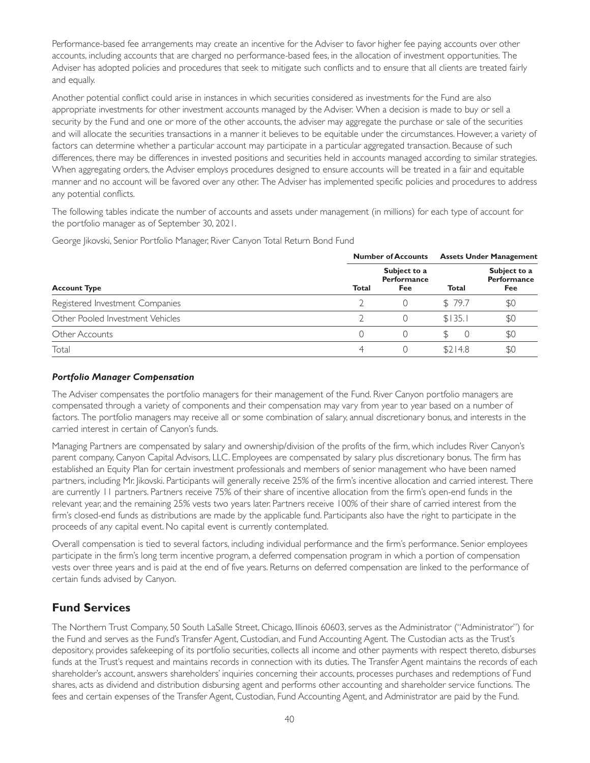Performance-based fee arrangements may create an incentive for the Adviser to favor higher fee paying accounts over other accounts, including accounts that are charged no performance-based fees, in the allocation of investment opportunities. The Adviser has adopted policies and procedures that seek to mitigate such conflicts and to ensure that all clients are treated fairly and equally.

Another potential conflict could arise in instances in which securities considered as investments for the Fund are also appropriate investments for other investment accounts managed by the Adviser. When a decision is made to buy or sell a security by the Fund and one or more of the other accounts, the adviser may aggregate the purchase or sale of the securities and will allocate the securities transactions in a manner it believes to be equitable under the circumstances. However, a variety of factors can determine whether a particular account may participate in a particular aggregated transaction. Because of such differences, there may be differences in invested positions and securities held in accounts managed according to similar strategies. When aggregating orders, the Adviser employs procedures designed to ensure accounts will be treated in a fair and equitable manner and no account will be favored over any other. The Adviser has implemented specific policies and procedures to address any potential conflicts.

The following tables indicate the number of accounts and assets under management (in millions) for each type of account for the portfolio manager as of September 30, 2021.

George Jikovski, Senior Portfolio Manager, River Canyon Total Return Bond Fund

| | Number of Accounts | | Assets Under Management | |
|---|---|---|---|---|
| **Account Type** | **Total** | **Subject to a Performance Fee** | **Total** | **Subject to a Performance Fee** |
| Registered Investment Companies | 2 | 0 | $ 79.7 | $0 |
| Other Pooled Investment Vehicles | 2 | 0 | $135.1 | $0 |
| Other Accounts | 0 | 0 | $ 0 | $0 |
| Total | 4 | 0 | $214.8 | $0 |

***Portfolio Manager Compensation***

The Adviser compensates the portfolio managers for their management of the Fund. River Canyon portfolio managers are compensated through a variety of components and their compensation may vary from year to year based on a number of factors. The portfolio managers may receive all or some combination of salary, annual discretionary bonus, and interests in the carried interest in certain of Canyon's funds.

Managing Partners are compensated by salary and ownership/division of the profits of the firm, which includes River Canyon's parent company, Canyon Capital Advisors, LLC. Employees are compensated by salary plus discretionary bonus. The firm has established an Equity Plan for certain investment professionals and members of senior management who have been named partners, including Mr. Jikovski. Participants will generally receive 25% of the firm's incentive allocation and carried interest. There are currently 11 partners. Partners receive 75% of their share of incentive allocation from the firm's open-end funds in the relevant year, and the remaining 25% vests two years later. Partners receive 100% of their share of carried interest from the firm's closed-end funds as distributions are made by the applicable fund. Participants also have the right to participate in the proceeds of any capital event. No capital event is currently contemplated.

Overall compensation is tied to several factors, including individual performance and the firm's performance. Senior employees participate in the firm's long term incentive program, a deferred compensation program in which a portion of compensation vests over three years and is paid at the end of five years. Returns on deferred compensation are linked to the performance of certain funds advised by Canyon.

## Fund Services

The Northern Trust Company, 50 South LaSalle Street, Chicago, Illinois 60603, serves as the Administrator ("Administrator") for the Fund and serves as the Fund's Transfer Agent, Custodian, and Fund Accounting Agent. The Custodian acts as the Trust's depository, provides safekeeping of its portfolio securities, collects all income and other payments with respect thereto, disburses funds at the Trust's request and maintains records in connection with its duties. The Transfer Agent maintains the records of each shareholder's account, answers shareholders' inquiries concerning their accounts, processes purchases and redemptions of Fund shares, acts as dividend and distribution disbursing agent and performs other accounting and shareholder service functions. The fees and certain expenses of the Transfer Agent, Custodian, Fund Accounting Agent, and Administrator are paid by the Fund.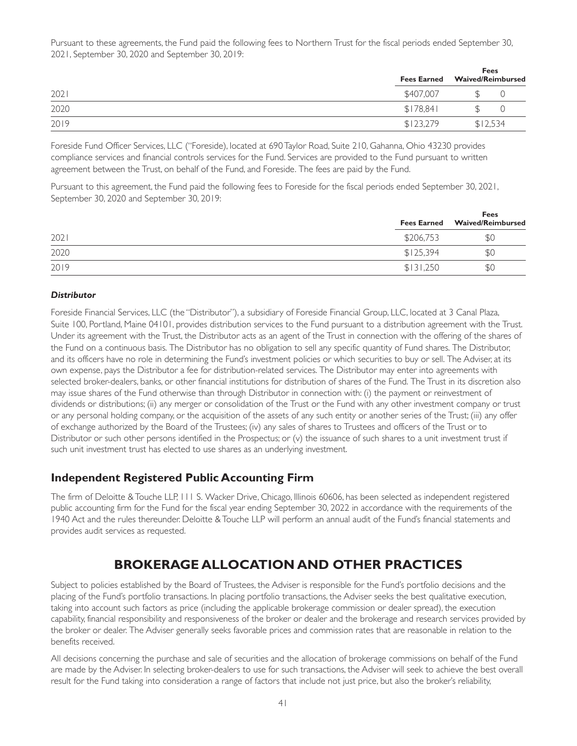Pursuant to these agreements, the Fund paid the following fees to Northern Trust for the fiscal periods ended September 30, 2021, September 30, 2020 and September 30, 2019:

| | Fees Earned | Fees Waived/Reimbursed |
|---|---|---|
| 2021 | $407,007 | $ 0 |
| 2020 | $178,841 | $ 0 |
| 2019 | $123,279 | $12,534 |

Foreside Fund Officer Services, LLC ("Foreside), located at 690 Taylor Road, Suite 210, Gahanna, Ohio 43230 provides compliance services and financial controls services for the Fund. Services are provided to the Fund pursuant to written agreement between the Trust, on behalf of the Fund, and Foreside. The fees are paid by the Fund.

Pursuant to this agreement, the Fund paid the following fees to Foreside for the fiscal periods ended September 30, 2021, September 30, 2020 and September 30, 2019:

| | Fees Earned | Fees Waived/Reimbursed |
|---|---|---|
| 2021 | $206,753 | $0 |
| 2020 | $125,394 | $0 |
| 2019 | $131,250 | $0 |

***Distributor***

Foreside Financial Services, LLC (the "Distributor"), a subsidiary of Foreside Financial Group, LLC, located at 3 Canal Plaza, Suite 100, Portland, Maine 04101, provides distribution services to the Fund pursuant to a distribution agreement with the Trust. Under its agreement with the Trust, the Distributor acts as an agent of the Trust in connection with the offering of the shares of the Fund on a continuous basis. The Distributor has no obligation to sell any specific quantity of Fund shares. The Distributor, and its officers have no role in determining the Fund's investment policies or which securities to buy or sell. The Adviser, at its own expense, pays the Distributor a fee for distribution-related services. The Distributor may enter into agreements with selected broker-dealers, banks, or other financial institutions for distribution of shares of the Fund. The Trust in its discretion also may issue shares of the Fund otherwise than through Distributor in connection with: (i) the payment or reinvestment of dividends or distributions; (ii) any merger or consolidation of the Trust or the Fund with any other investment company or trust or any personal holding company, or the acquisition of the assets of any such entity or another series of the Trust; (iii) any offer of exchange authorized by the Board of the Trustees; (iv) any sales of shares to Trustees and officers of the Trust or to Distributor or such other persons identified in the Prospectus; or (v) the issuance of such shares to a unit investment trust if such unit investment trust has elected to use shares as an underlying investment.

## Independent Registered Public Accounting Firm

The firm of Deloitte & Touche LLP, 111 S. Wacker Drive, Chicago, Illinois 60606, has been selected as independent registered public accounting firm for the Fund for the fiscal year ending September 30, 2022 in accordance with the requirements of the 1940 Act and the rules thereunder. Deloitte & Touche LLP will perform an annual audit of the Fund's financial statements and provides audit services as requested.

# BROKERAGE ALLOCATION AND OTHER PRACTICES

Subject to policies established by the Board of Trustees, the Adviser is responsible for the Fund's portfolio decisions and the placing of the Fund's portfolio transactions. In placing portfolio transactions, the Adviser seeks the best qualitative execution, taking into account such factors as price (including the applicable brokerage commission or dealer spread), the execution capability, financial responsibility and responsiveness of the broker or dealer and the brokerage and research services provided by the broker or dealer. The Adviser generally seeks favorable prices and commission rates that are reasonable in relation to the benefits received.

All decisions concerning the purchase and sale of securities and the allocation of brokerage commissions on behalf of the Fund are made by the Adviser. In selecting broker-dealers to use for such transactions, the Adviser will seek to achieve the best overall result for the Fund taking into consideration a range of factors that include not just price, but also the broker's reliability,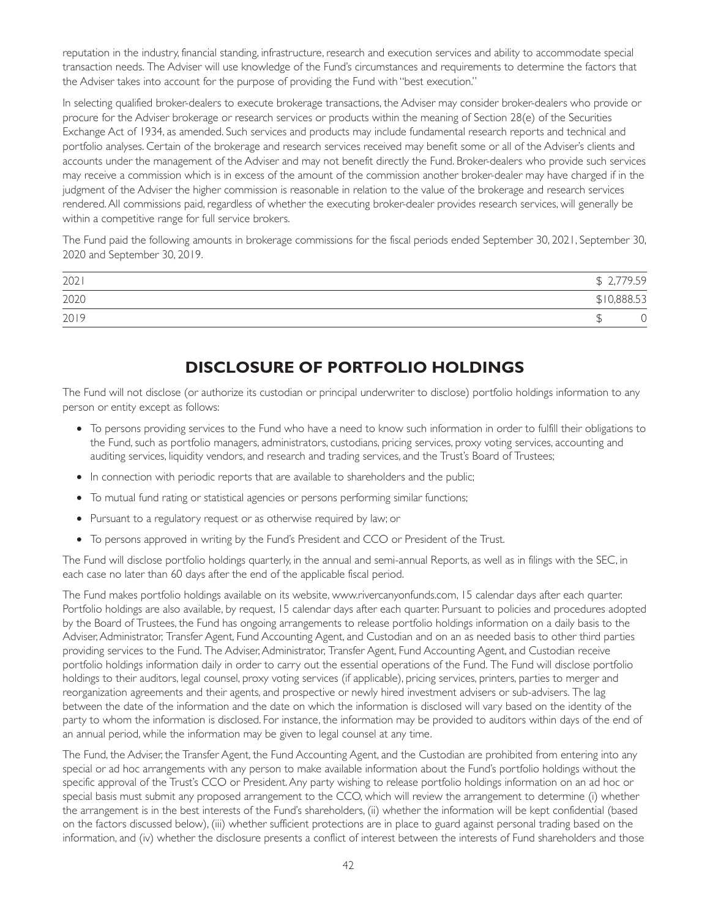reputation in the industry, financial standing, infrastructure, research and execution services and ability to accommodate special transaction needs. The Adviser will use knowledge of the Fund's circumstances and requirements to determine the factors that the Adviser takes into account for the purpose of providing the Fund with "best execution."

In selecting qualified broker-dealers to execute brokerage transactions, the Adviser may consider broker-dealers who provide or procure for the Adviser brokerage or research services or products within the meaning of Section 28(e) of the Securities Exchange Act of 1934, as amended. Such services and products may include fundamental research reports and technical and portfolio analyses. Certain of the brokerage and research services received may benefit some or all of the Adviser's clients and accounts under the management of the Adviser and may not benefit directly the Fund. Broker-dealers who provide such services may receive a commission which is in excess of the amount of the commission another broker-dealer may have charged if in the judgment of the Adviser the higher commission is reasonable in relation to the value of the brokerage and research services rendered. All commissions paid, regardless of whether the executing broker-dealer provides research services, will generally be within a competitive range for full service brokers.

The Fund paid the following amounts in brokerage commissions for the fiscal periods ended September 30, 2021, September 30, 2020 and September 30, 2019.

| | |
|---|---|
| 2021 | $ 2,779.59 |
| 2020 | $10,888.53 |
| 2019 | $ 0 |

# DISCLOSURE OF PORTFOLIO HOLDINGS

The Fund will not disclose (or authorize its custodian or principal underwriter to disclose) portfolio holdings information to any person or entity except as follows:

- To persons providing services to the Fund who have a need to know such information in order to fulfill their obligations to the Fund, such as portfolio managers, administrators, custodians, pricing services, proxy voting services, accounting and auditing services, liquidity vendors, and research and trading services, and the Trust's Board of Trustees;
- In connection with periodic reports that are available to shareholders and the public;
- To mutual fund rating or statistical agencies or persons performing similar functions;
- Pursuant to a regulatory request or as otherwise required by law; or
- To persons approved in writing by the Fund's President and CCO or President of the Trust.

The Fund will disclose portfolio holdings quarterly, in the annual and semi-annual Reports, as well as in filings with the SEC, in each case no later than 60 days after the end of the applicable fiscal period.

The Fund makes portfolio holdings available on its website, www.rivercanyonfunds.com, 15 calendar days after each quarter. Portfolio holdings are also available, by request, 15 calendar days after each quarter. Pursuant to policies and procedures adopted by the Board of Trustees, the Fund has ongoing arrangements to release portfolio holdings information on a daily basis to the Adviser, Administrator, Transfer Agent, Fund Accounting Agent, and Custodian and on an as needed basis to other third parties providing services to the Fund. The Adviser, Administrator, Transfer Agent, Fund Accounting Agent, and Custodian receive portfolio holdings information daily in order to carry out the essential operations of the Fund. The Fund will disclose portfolio holdings to their auditors, legal counsel, proxy voting services (if applicable), pricing services, printers, parties to merger and reorganization agreements and their agents, and prospective or newly hired investment advisers or sub-advisers. The lag between the date of the information and the date on which the information is disclosed will vary based on the identity of the party to whom the information is disclosed. For instance, the information may be provided to auditors within days of the end of an annual period, while the information may be given to legal counsel at any time.

The Fund, the Adviser, the Transfer Agent, the Fund Accounting Agent, and the Custodian are prohibited from entering into any special or ad hoc arrangements with any person to make available information about the Fund's portfolio holdings without the specific approval of the Trust's CCO or President. Any party wishing to release portfolio holdings information on an ad hoc or special basis must submit any proposed arrangement to the CCO, which will review the arrangement to determine (i) whether the arrangement is in the best interests of the Fund's shareholders, (ii) whether the information will be kept confidential (based on the factors discussed below), (iii) whether sufficient protections are in place to guard against personal trading based on the information, and (iv) whether the disclosure presents a conflict of interest between the interests of Fund shareholders and those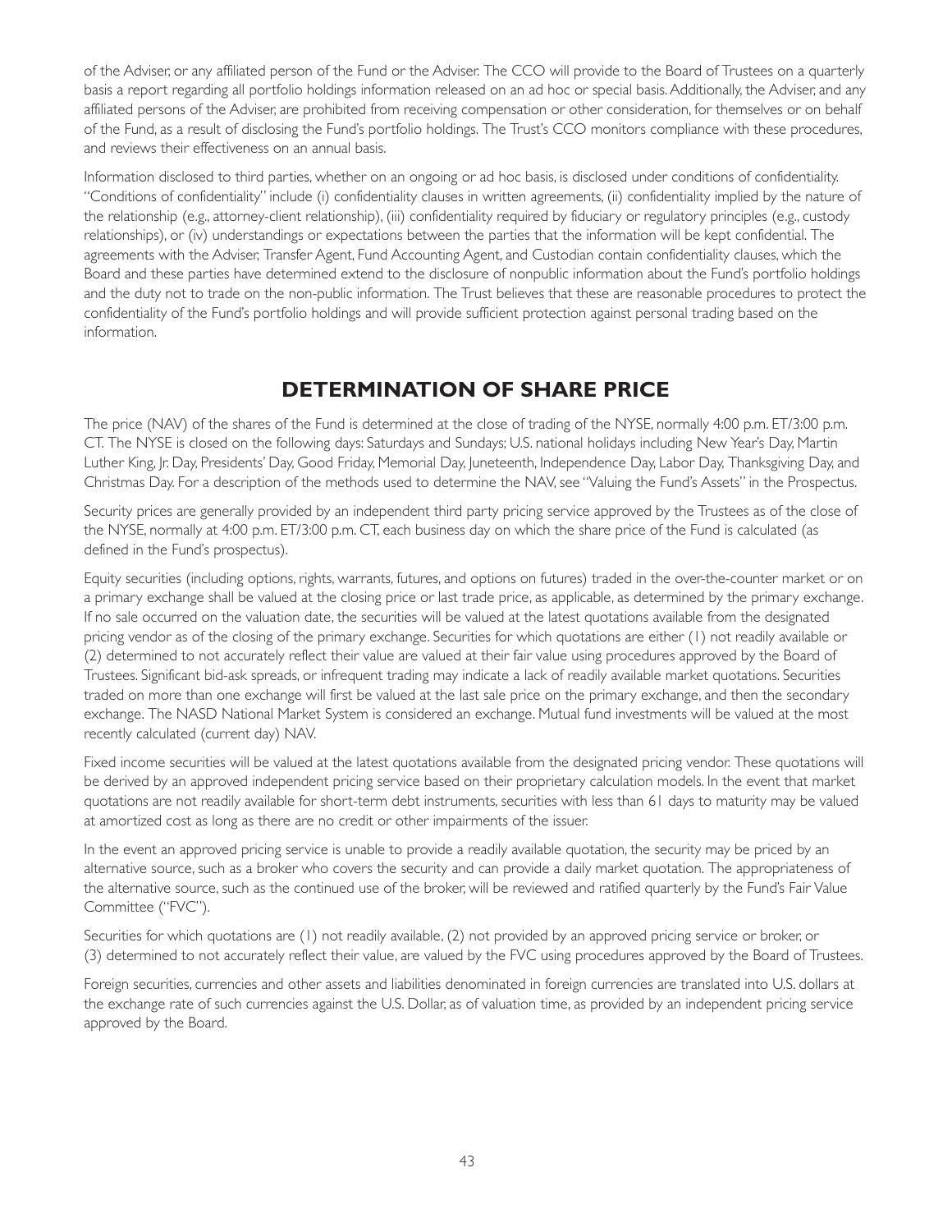of the Adviser, or any affiliated person of the Fund or the Adviser. The CCO will provide to the Board of Trustees on a quarterly basis a report regarding all portfolio holdings information released on an ad hoc or special basis. Additionally, the Adviser, and any affiliated persons of the Adviser, are prohibited from receiving compensation or other consideration, for themselves or on behalf of the Fund, as a result of disclosing the Fund's portfolio holdings. The Trust's CCO monitors compliance with these procedures, and reviews their effectiveness on an annual basis.

Information disclosed to third parties, whether on an ongoing or ad hoc basis, is disclosed under conditions of confidentiality. "Conditions of confidentiality" include (i) confidentiality clauses in written agreements, (ii) confidentiality implied by the nature of the relationship (e.g., attorney-client relationship), (iii) confidentiality required by fiduciary or regulatory principles (e.g., custody relationships), or (iv) understandings or expectations between the parties that the information will be kept confidential. The agreements with the Adviser, Transfer Agent, Fund Accounting Agent, and Custodian contain confidentiality clauses, which the Board and these parties have determined extend to the disclosure of nonpublic information about the Fund's portfolio holdings and the duty not to trade on the non-public information. The Trust believes that these are reasonable procedures to protect the confidentiality of the Fund's portfolio holdings and will provide sufficient protection against personal trading based on the information.

# DETERMINATION OF SHARE PRICE

The price (NAV) of the shares of the Fund is determined at the close of trading of the NYSE, normally 4:00 p.m. ET/3:00 p.m. CT. The NYSE is closed on the following days: Saturdays and Sundays; U.S. national holidays including New Year's Day, Martin Luther King, Jr. Day, Presidents' Day, Good Friday, Memorial Day, Juneteenth, Independence Day, Labor Day, Thanksgiving Day, and Christmas Day. For a description of the methods used to determine the NAV, see "Valuing the Fund's Assets" in the Prospectus.

Security prices are generally provided by an independent third party pricing service approved by the Trustees as of the close of the NYSE, normally at 4:00 p.m. ET/3:00 p.m. CT, each business day on which the share price of the Fund is calculated (as defined in the Fund's prospectus).

Equity securities (including options, rights, warrants, futures, and options on futures) traded in the over-the-counter market or on a primary exchange shall be valued at the closing price or last trade price, as applicable, as determined by the primary exchange. If no sale occurred on the valuation date, the securities will be valued at the latest quotations available from the designated pricing vendor as of the closing of the primary exchange. Securities for which quotations are either (1) not readily available or (2) determined to not accurately reflect their value are valued at their fair value using procedures approved by the Board of Trustees. Significant bid-ask spreads, or infrequent trading may indicate a lack of readily available market quotations. Securities traded on more than one exchange will first be valued at the last sale price on the primary exchange, and then the secondary exchange. The NASD National Market System is considered an exchange. Mutual fund investments will be valued at the most recently calculated (current day) NAV.

Fixed income securities will be valued at the latest quotations available from the designated pricing vendor. These quotations will be derived by an approved independent pricing service based on their proprietary calculation models. In the event that market quotations are not readily available for short-term debt instruments, securities with less than 61 days to maturity may be valued at amortized cost as long as there are no credit or other impairments of the issuer.

In the event an approved pricing service is unable to provide a readily available quotation, the security may be priced by an alternative source, such as a broker who covers the security and can provide a daily market quotation. The appropriateness of the alternative source, such as the continued use of the broker, will be reviewed and ratified quarterly by the Fund's Fair Value Committee ("FVC").

Securities for which quotations are (1) not readily available, (2) not provided by an approved pricing service or broker, or (3) determined to not accurately reflect their value, are valued by the FVC using procedures approved by the Board of Trustees.

Foreign securities, currencies and other assets and liabilities denominated in foreign currencies are translated into U.S. dollars at the exchange rate of such currencies against the U.S. Dollar, as of valuation time, as provided by an independent pricing service approved by the Board.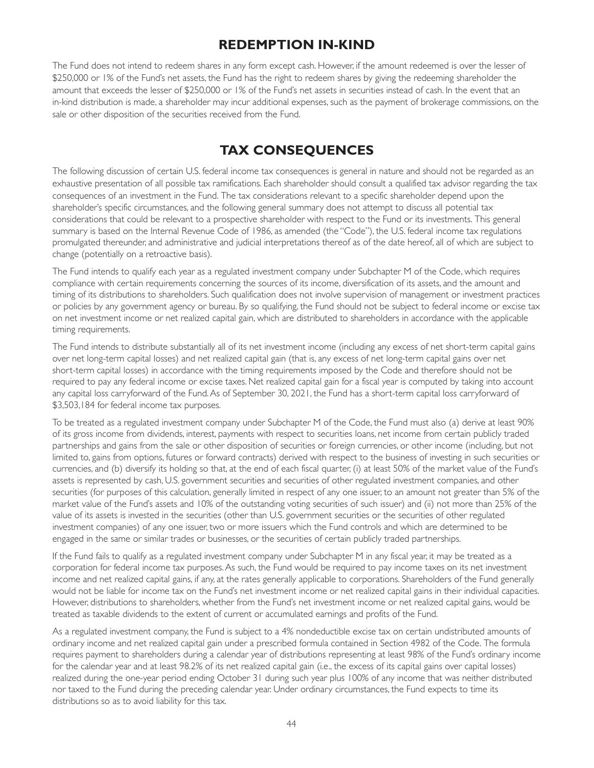## REDEMPTION IN-KIND

The Fund does not intend to redeem shares in any form except cash. However, if the amount redeemed is over the lesser of $250,000 or 1% of the Fund's net assets, the Fund has the right to redeem shares by giving the redeeming shareholder the amount that exceeds the lesser of $250,000 or 1% of the Fund's net assets in securities instead of cash. In the event that an in-kind distribution is made, a shareholder may incur additional expenses, such as the payment of brokerage commissions, on the sale or other disposition of the securities received from the Fund.

## TAX CONSEQUENCES

The following discussion of certain U.S. federal income tax consequences is general in nature and should not be regarded as an exhaustive presentation of all possible tax ramifications. Each shareholder should consult a qualified tax advisor regarding the tax consequences of an investment in the Fund. The tax considerations relevant to a specific shareholder depend upon the shareholder's specific circumstances, and the following general summary does not attempt to discuss all potential tax considerations that could be relevant to a prospective shareholder with respect to the Fund or its investments. This general summary is based on the Internal Revenue Code of 1986, as amended (the "Code"), the U.S. federal income tax regulations promulgated thereunder, and administrative and judicial interpretations thereof as of the date hereof, all of which are subject to change (potentially on a retroactive basis).

The Fund intends to qualify each year as a regulated investment company under Subchapter M of the Code, which requires compliance with certain requirements concerning the sources of its income, diversification of its assets, and the amount and timing of its distributions to shareholders. Such qualification does not involve supervision of management or investment practices or policies by any government agency or bureau. By so qualifying, the Fund should not be subject to federal income or excise tax on net investment income or net realized capital gain, which are distributed to shareholders in accordance with the applicable timing requirements.

The Fund intends to distribute substantially all of its net investment income (including any excess of net short-term capital gains over net long-term capital losses) and net realized capital gain (that is, any excess of net long-term capital gains over net short-term capital losses) in accordance with the timing requirements imposed by the Code and therefore should not be required to pay any federal income or excise taxes. Net realized capital gain for a fiscal year is computed by taking into account any capital loss carryforward of the Fund. As of September 30, 2021, the Fund has a short-term capital loss carryforward of $3,503,184 for federal income tax purposes.

To be treated as a regulated investment company under Subchapter M of the Code, the Fund must also (a) derive at least 90% of its gross income from dividends, interest, payments with respect to securities loans, net income from certain publicly traded partnerships and gains from the sale or other disposition of securities or foreign currencies, or other income (including, but not limited to, gains from options, futures or forward contracts) derived with respect to the business of investing in such securities or currencies, and (b) diversify its holding so that, at the end of each fiscal quarter, (i) at least 50% of the market value of the Fund's assets is represented by cash, U.S. government securities and securities of other regulated investment companies, and other securities (for purposes of this calculation, generally limited in respect of any one issuer, to an amount not greater than 5% of the market value of the Fund's assets and 10% of the outstanding voting securities of such issuer) and (ii) not more than 25% of the value of its assets is invested in the securities (other than U.S. government securities or the securities of other regulated investment companies) of any one issuer, two or more issuers which the Fund controls and which are determined to be engaged in the same or similar trades or businesses, or the securities of certain publicly traded partnerships.

If the Fund fails to qualify as a regulated investment company under Subchapter M in any fiscal year, it may be treated as a corporation for federal income tax purposes. As such, the Fund would be required to pay income taxes on its net investment income and net realized capital gains, if any, at the rates generally applicable to corporations. Shareholders of the Fund generally would not be liable for income tax on the Fund's net investment income or net realized capital gains in their individual capacities. However, distributions to shareholders, whether from the Fund's net investment income or net realized capital gains, would be treated as taxable dividends to the extent of current or accumulated earnings and profits of the Fund.

As a regulated investment company, the Fund is subject to a 4% nondeductible excise tax on certain undistributed amounts of ordinary income and net realized capital gain under a prescribed formula contained in Section 4982 of the Code. The formula requires payment to shareholders during a calendar year of distributions representing at least 98% of the Fund's ordinary income for the calendar year and at least 98.2% of its net realized capital gain (i.e., the excess of its capital gains over capital losses) realized during the one-year period ending October 31 during such year plus 100% of any income that was neither distributed nor taxed to the Fund during the preceding calendar year. Under ordinary circumstances, the Fund expects to time its distributions so as to avoid liability for this tax.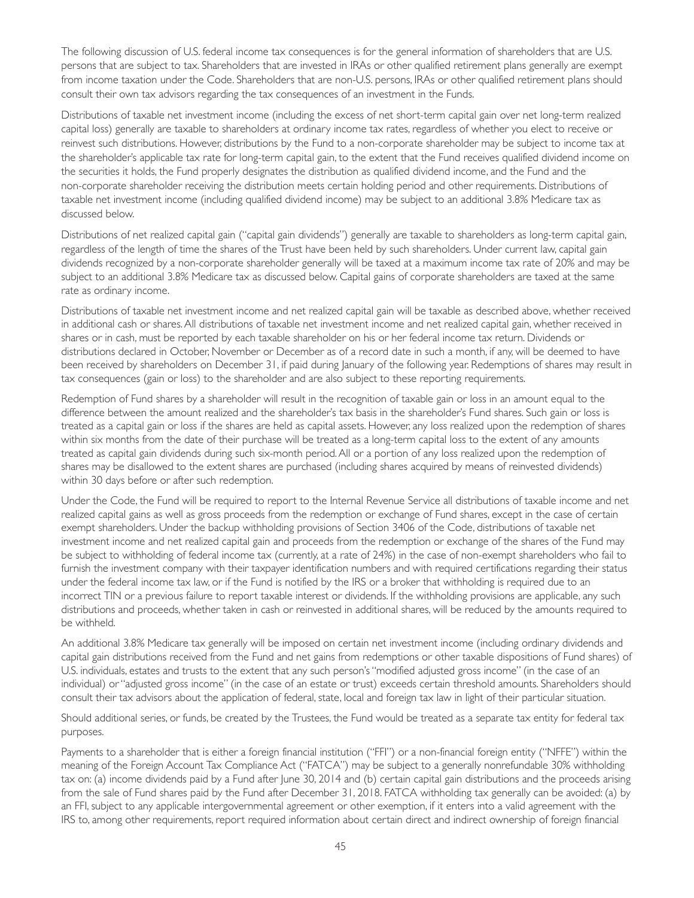The following discussion of U.S. federal income tax consequences is for the general information of shareholders that are U.S. persons that are subject to tax. Shareholders that are invested in IRAs or other qualified retirement plans generally are exempt from income taxation under the Code. Shareholders that are non-U.S. persons, IRAs or other qualified retirement plans should consult their own tax advisors regarding the tax consequences of an investment in the Funds.

Distributions of taxable net investment income (including the excess of net short-term capital gain over net long-term realized capital loss) generally are taxable to shareholders at ordinary income tax rates, regardless of whether you elect to receive or reinvest such distributions. However, distributions by the Fund to a non-corporate shareholder may be subject to income tax at the shareholder's applicable tax rate for long-term capital gain, to the extent that the Fund receives qualified dividend income on the securities it holds, the Fund properly designates the distribution as qualified dividend income, and the Fund and the non-corporate shareholder receiving the distribution meets certain holding period and other requirements. Distributions of taxable net investment income (including qualified dividend income) may be subject to an additional 3.8% Medicare tax as discussed below.

Distributions of net realized capital gain ("capital gain dividends") generally are taxable to shareholders as long-term capital gain, regardless of the length of time the shares of the Trust have been held by such shareholders. Under current law, capital gain dividends recognized by a non-corporate shareholder generally will be taxed at a maximum income tax rate of 20% and may be subject to an additional 3.8% Medicare tax as discussed below. Capital gains of corporate shareholders are taxed at the same rate as ordinary income.

Distributions of taxable net investment income and net realized capital gain will be taxable as described above, whether received in additional cash or shares. All distributions of taxable net investment income and net realized capital gain, whether received in shares or in cash, must be reported by each taxable shareholder on his or her federal income tax return. Dividends or distributions declared in October, November or December as of a record date in such a month, if any, will be deemed to have been received by shareholders on December 31, if paid during January of the following year. Redemptions of shares may result in tax consequences (gain or loss) to the shareholder and are also subject to these reporting requirements.

Redemption of Fund shares by a shareholder will result in the recognition of taxable gain or loss in an amount equal to the difference between the amount realized and the shareholder's tax basis in the shareholder's Fund shares. Such gain or loss is treated as a capital gain or loss if the shares are held as capital assets. However, any loss realized upon the redemption of shares within six months from the date of their purchase will be treated as a long-term capital loss to the extent of any amounts treated as capital gain dividends during such six-month period. All or a portion of any loss realized upon the redemption of shares may be disallowed to the extent shares are purchased (including shares acquired by means of reinvested dividends) within 30 days before or after such redemption.

Under the Code, the Fund will be required to report to the Internal Revenue Service all distributions of taxable income and net realized capital gains as well as gross proceeds from the redemption or exchange of Fund shares, except in the case of certain exempt shareholders. Under the backup withholding provisions of Section 3406 of the Code, distributions of taxable net investment income and net realized capital gain and proceeds from the redemption or exchange of the shares of the Fund may be subject to withholding of federal income tax (currently, at a rate of 24%) in the case of non-exempt shareholders who fail to furnish the investment company with their taxpayer identification numbers and with required certifications regarding their status under the federal income tax law, or if the Fund is notified by the IRS or a broker that withholding is required due to an incorrect TIN or a previous failure to report taxable interest or dividends. If the withholding provisions are applicable, any such distributions and proceeds, whether taken in cash or reinvested in additional shares, will be reduced by the amounts required to be withheld.

An additional 3.8% Medicare tax generally will be imposed on certain net investment income (including ordinary dividends and capital gain distributions received from the Fund and net gains from redemptions or other taxable dispositions of Fund shares) of U.S. individuals, estates and trusts to the extent that any such person's "modified adjusted gross income" (in the case of an individual) or "adjusted gross income" (in the case of an estate or trust) exceeds certain threshold amounts. Shareholders should consult their tax advisors about the application of federal, state, local and foreign tax law in light of their particular situation.

Should additional series, or funds, be created by the Trustees, the Fund would be treated as a separate tax entity for federal tax purposes.

Payments to a shareholder that is either a foreign financial institution ("FFI") or a non-financial foreign entity ("NFFE") within the meaning of the Foreign Account Tax Compliance Act ("FATCA") may be subject to a generally nonrefundable 30% withholding tax on: (a) income dividends paid by a Fund after June 30, 2014 and (b) certain capital gain distributions and the proceeds arising from the sale of Fund shares paid by the Fund after December 31, 2018. FATCA withholding tax generally can be avoided: (a) by an FFI, subject to any applicable intergovernmental agreement or other exemption, if it enters into a valid agreement with the IRS to, among other requirements, report required information about certain direct and indirect ownership of foreign financial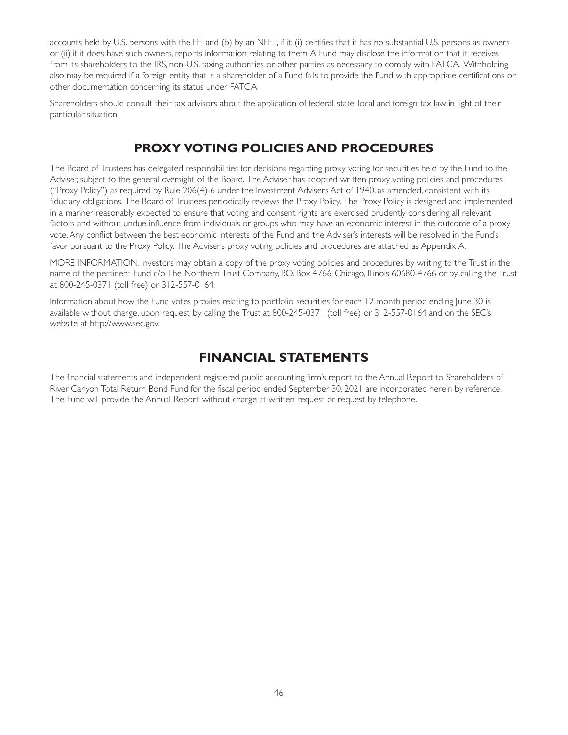accounts held by U.S. persons with the FFI and (b) by an NFFE, if it: (i) certifies that it has no substantial U.S. persons as owners or (ii) if it does have such owners, reports information relating to them. A Fund may disclose the information that it receives from its shareholders to the IRS, non-U.S. taxing authorities or other parties as necessary to comply with FATCA. Withholding also may be required if a foreign entity that is a shareholder of a Fund fails to provide the Fund with appropriate certifications or other documentation concerning its status under FATCA.

Shareholders should consult their tax advisors about the application of federal, state, local and foreign tax law in light of their particular situation.

## PROXY VOTING POLICIES AND PROCEDURES

The Board of Trustees has delegated responsibilities for decisions regarding proxy voting for securities held by the Fund to the Adviser, subject to the general oversight of the Board. The Adviser has adopted written proxy voting policies and procedures ("Proxy Policy") as required by Rule 206(4)-6 under the Investment Advisers Act of 1940, as amended, consistent with its fiduciary obligations. The Board of Trustees periodically reviews the Proxy Policy. The Proxy Policy is designed and implemented in a manner reasonably expected to ensure that voting and consent rights are exercised prudently considering all relevant factors and without undue influence from individuals or groups who may have an economic interest in the outcome of a proxy vote. Any conflict between the best economic interests of the Fund and the Adviser's interests will be resolved in the Fund's favor pursuant to the Proxy Policy. The Adviser's proxy voting policies and procedures are attached as Appendix A.

MORE INFORMATION. Investors may obtain a copy of the proxy voting policies and procedures by writing to the Trust in the name of the pertinent Fund c/o The Northern Trust Company, P.O. Box 4766, Chicago, Illinois 60680-4766 or by calling the Trust at 800-245-0371 (toll free) or 312-557-0164.

Information about how the Fund votes proxies relating to portfolio securities for each 12 month period ending June 30 is available without charge, upon request, by calling the Trust at 800-245-0371 (toll free) or 312-557-0164 and on the SEC's website at http://www.sec.gov.

## FINANCIAL STATEMENTS

The financial statements and independent registered public accounting firm's report to the Annual Report to Shareholders of River Canyon Total Return Bond Fund for the fiscal period ended September 30, 2021 are incorporated herein by reference. The Fund will provide the Annual Report without charge at written request or request by telephone.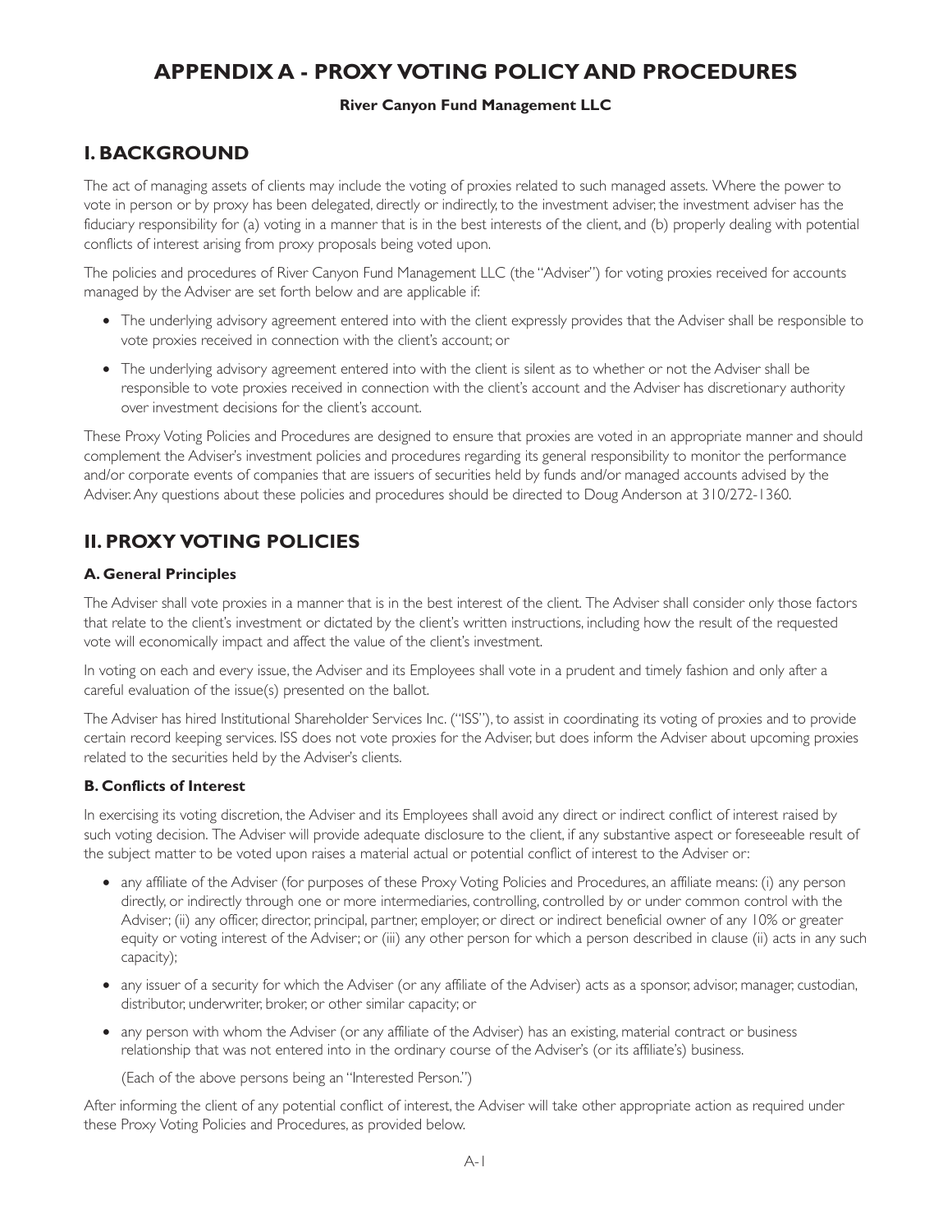# APPENDIX A - PROXY VOTING POLICY AND PROCEDURES

**River Canyon Fund Management LLC**

## I. BACKGROUND

The act of managing assets of clients may include the voting of proxies related to such managed assets. Where the power to vote in person or by proxy has been delegated, directly or indirectly, to the investment adviser, the investment adviser has the fiduciary responsibility for (a) voting in a manner that is in the best interests of the client, and (b) properly dealing with potential conflicts of interest arising from proxy proposals being voted upon.

The policies and procedures of River Canyon Fund Management LLC (the "Adviser") for voting proxies received for accounts managed by the Adviser are set forth below and are applicable if:

- The underlying advisory agreement entered into with the client expressly provides that the Adviser shall be responsible to vote proxies received in connection with the client's account; or
- The underlying advisory agreement entered into with the client is silent as to whether or not the Adviser shall be responsible to vote proxies received in connection with the client's account and the Adviser has discretionary authority over investment decisions for the client's account.

These Proxy Voting Policies and Procedures are designed to ensure that proxies are voted in an appropriate manner and should complement the Adviser's investment policies and procedures regarding its general responsibility to monitor the performance and/or corporate events of companies that are issuers of securities held by funds and/or managed accounts advised by the Adviser. Any questions about these policies and procedures should be directed to Doug Anderson at 310/272-1360.

## II. PROXY VOTING POLICIES

### A. General Principles

The Adviser shall vote proxies in a manner that is in the best interest of the client. The Adviser shall consider only those factors that relate to the client's investment or dictated by the client's written instructions, including how the result of the requested vote will economically impact and affect the value of the client's investment.

In voting on each and every issue, the Adviser and its Employees shall vote in a prudent and timely fashion and only after a careful evaluation of the issue(s) presented on the ballot.

The Adviser has hired Institutional Shareholder Services Inc. ("ISS"), to assist in coordinating its voting of proxies and to provide certain record keeping services. ISS does not vote proxies for the Adviser, but does inform the Adviser about upcoming proxies related to the securities held by the Adviser's clients.

### B. Conflicts of Interest

In exercising its voting discretion, the Adviser and its Employees shall avoid any direct or indirect conflict of interest raised by such voting decision. The Adviser will provide adequate disclosure to the client, if any substantive aspect or foreseeable result of the subject matter to be voted upon raises a material actual or potential conflict of interest to the Adviser or:

- any affiliate of the Adviser (for purposes of these Proxy Voting Policies and Procedures, an affiliate means: (i) any person directly, or indirectly through one or more intermediaries, controlling, controlled by or under common control with the Adviser; (ii) any officer, director, principal, partner, employer, or direct or indirect beneficial owner of any 10% or greater equity or voting interest of the Adviser; or (iii) any other person for which a person described in clause (ii) acts in any such capacity);
- any issuer of a security for which the Adviser (or any affiliate of the Adviser) acts as a sponsor, advisor, manager, custodian, distributor, underwriter, broker, or other similar capacity; or
- any person with whom the Adviser (or any affiliate of the Adviser) has an existing, material contract or business relationship that was not entered into in the ordinary course of the Adviser's (or its affiliate's) business.

  (Each of the above persons being an "Interested Person.")

After informing the client of any potential conflict of interest, the Adviser will take other appropriate action as required under these Proxy Voting Policies and Procedures, as provided below.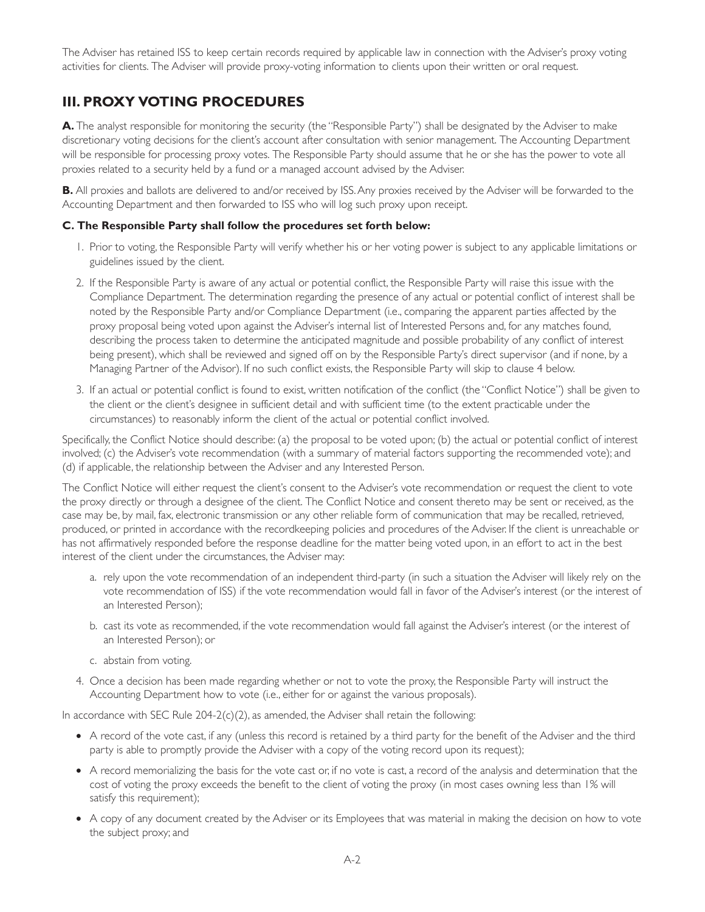The Adviser has retained ISS to keep certain records required by applicable law in connection with the Adviser's proxy voting activities for clients. The Adviser will provide proxy-voting information to clients upon their written or oral request.

## III. PROXY VOTING PROCEDURES

**A.** The analyst responsible for monitoring the security (the "Responsible Party") shall be designated by the Adviser to make discretionary voting decisions for the client's account after consultation with senior management. The Accounting Department will be responsible for processing proxy votes. The Responsible Party should assume that he or she has the power to vote all proxies related to a security held by a fund or a managed account advised by the Adviser.

**B.** All proxies and ballots are delivered to and/or received by ISS. Any proxies received by the Adviser will be forwarded to the Accounting Department and then forwarded to ISS who will log such proxy upon receipt.

**C. The Responsible Party shall follow the procedures set forth below:**

1. Prior to voting, the Responsible Party will verify whether his or her voting power is subject to any applicable limitations or guidelines issued by the client.
2. If the Responsible Party is aware of any actual or potential conflict, the Responsible Party will raise this issue with the Compliance Department. The determination regarding the presence of any actual or potential conflict of interest shall be noted by the Responsible Party and/or Compliance Department (i.e., comparing the apparent parties affected by the proxy proposal being voted upon against the Adviser's internal list of Interested Persons and, for any matches found, describing the process taken to determine the anticipated magnitude and possible probability of any conflict of interest being present), which shall be reviewed and signed off on by the Responsible Party's direct supervisor (and if none, by a Managing Partner of the Advisor). If no such conflict exists, the Responsible Party will skip to clause 4 below.
3. If an actual or potential conflict is found to exist, written notification of the conflict (the "Conflict Notice") shall be given to the client or the client's designee in sufficient detail and with sufficient time (to the extent practicable under the circumstances) to reasonably inform the client of the actual or potential conflict involved.

Specifically, the Conflict Notice should describe: (a) the proposal to be voted upon; (b) the actual or potential conflict of interest involved; (c) the Adviser's vote recommendation (with a summary of material factors supporting the recommended vote); and (d) if applicable, the relationship between the Adviser and any Interested Person.

The Conflict Notice will either request the client's consent to the Adviser's vote recommendation or request the client to vote the proxy directly or through a designee of the client. The Conflict Notice and consent thereto may be sent or received, as the case may be, by mail, fax, electronic transmission or any other reliable form of communication that may be recalled, retrieved, produced, or printed in accordance with the recordkeeping policies and procedures of the Adviser. If the client is unreachable or has not affirmatively responded before the response deadline for the matter being voted upon, in an effort to act in the best interest of the client under the circumstances, the Adviser may:

a. rely upon the vote recommendation of an independent third-party (in such a situation the Adviser will likely rely on the vote recommendation of ISS) if the vote recommendation would fall in favor of the Adviser's interest (or the interest of an Interested Person);

b. cast its vote as recommended, if the vote recommendation would fall against the Adviser's interest (or the interest of an Interested Person); or

c. abstain from voting.

4. Once a decision has been made regarding whether or not to vote the proxy, the Responsible Party will instruct the Accounting Department how to vote (i.e., either for or against the various proposals).

In accordance with SEC Rule 204-2(c)(2), as amended, the Adviser shall retain the following:

- A record of the vote cast, if any (unless this record is retained by a third party for the benefit of the Adviser and the third party is able to promptly provide the Adviser with a copy of the voting record upon its request);
- A record memorializing the basis for the vote cast or, if no vote is cast, a record of the analysis and determination that the cost of voting the proxy exceeds the benefit to the client of voting the proxy (in most cases owning less than 1% will satisfy this requirement);
- A copy of any document created by the Adviser or its Employees that was material in making the decision on how to vote the subject proxy; and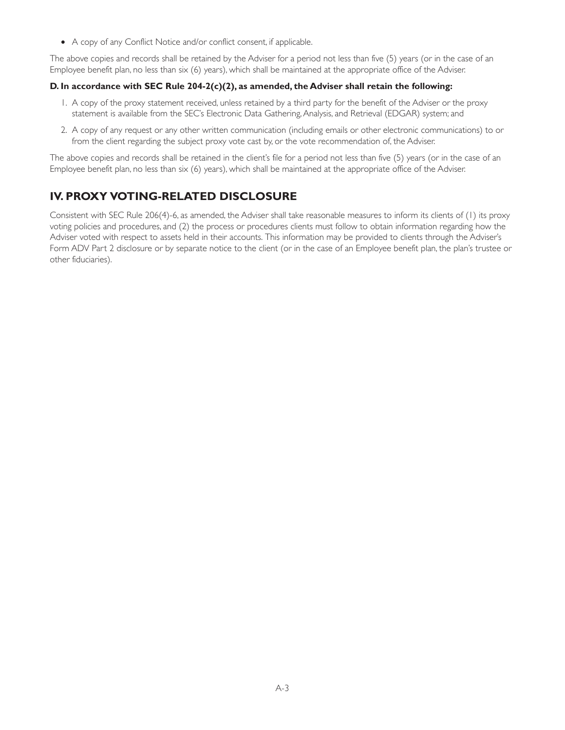- A copy of any Conflict Notice and/or conflict consent, if applicable.

The above copies and records shall be retained by the Adviser for a period not less than five (5) years (or in the case of an Employee benefit plan, no less than six (6) years), which shall be maintained at the appropriate office of the Adviser.

**D. In accordance with SEC Rule 204-2(c)(2), as amended, the Adviser shall retain the following:**

1. A copy of the proxy statement received, unless retained by a third party for the benefit of the Adviser or the proxy statement is available from the SEC's Electronic Data Gathering, Analysis, and Retrieval (EDGAR) system; and
2. A copy of any request or any other written communication (including emails or other electronic communications) to or from the client regarding the subject proxy vote cast by, or the vote recommendation of, the Adviser.

The above copies and records shall be retained in the client's file for a period not less than five (5) years (or in the case of an Employee benefit plan, no less than six (6) years), which shall be maintained at the appropriate office of the Adviser.

## IV. PROXY VOTING-RELATED DISCLOSURE

Consistent with SEC Rule 206(4)-6, as amended, the Adviser shall take reasonable measures to inform its clients of (1) its proxy voting policies and procedures, and (2) the process or procedures clients must follow to obtain information regarding how the Adviser voted with respect to assets held in their accounts. This information may be provided to clients through the Adviser's Form ADV Part 2 disclosure or by separate notice to the client (or in the case of an Employee benefit plan, the plan's trustee or other fiduciaries).